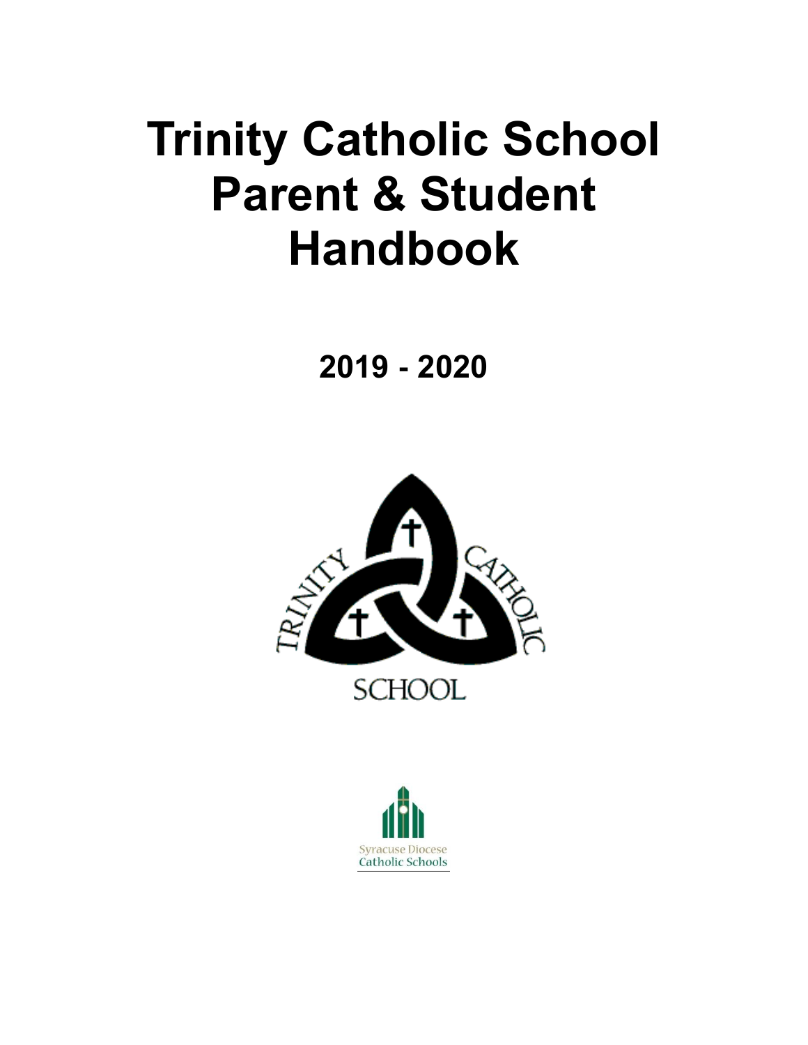# Trinity Catholic School Parent & Student Handbook

## 2019 - 2020

TRINITY CATHOLIC SCHOOL

Syracuse Diocese Catholic Schools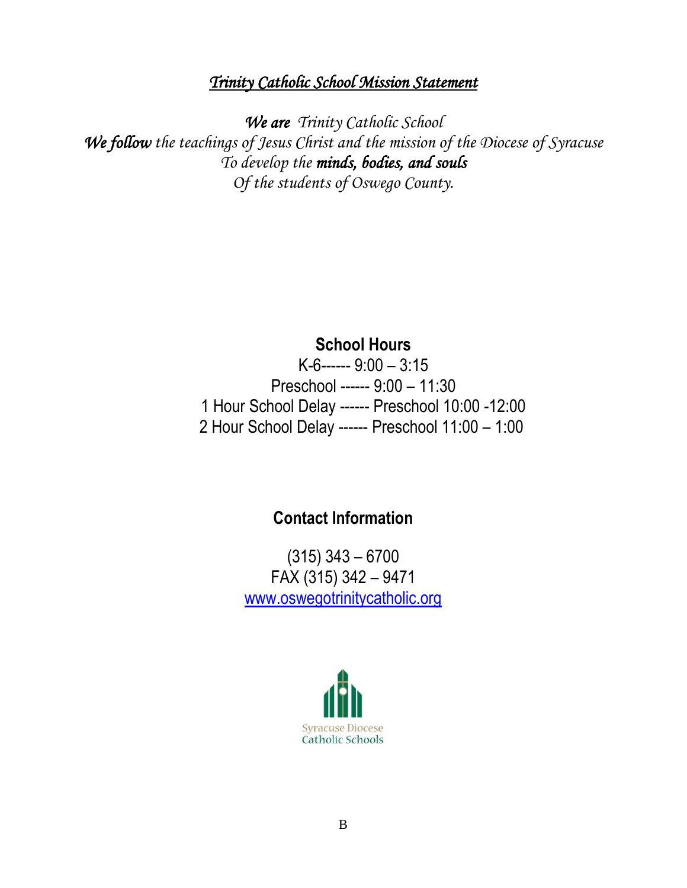## *Trinity Catholic School Mission Statement*

*We are* *Trinity Catholic School*
*We follow* *the teachings of Jesus Christ and the mission of the Diocese of Syracuse*
*To develop the* ***minds, bodies, and souls***
*Of the students of Oswego County.*

**School Hours**

K-6------ 9:00 – 3:15
Preschool ------ 9:00 – 11:30
1 Hour School Delay ------ Preschool 10:00 -12:00
2 Hour School Delay ------ Preschool 11:00 – 1:00

**Contact Information**

(315) 343 – 6700
FAX (315) 342 – 9471
www.oswegotrinitycatholic.org

Syracuse Diocese
Catholic Schools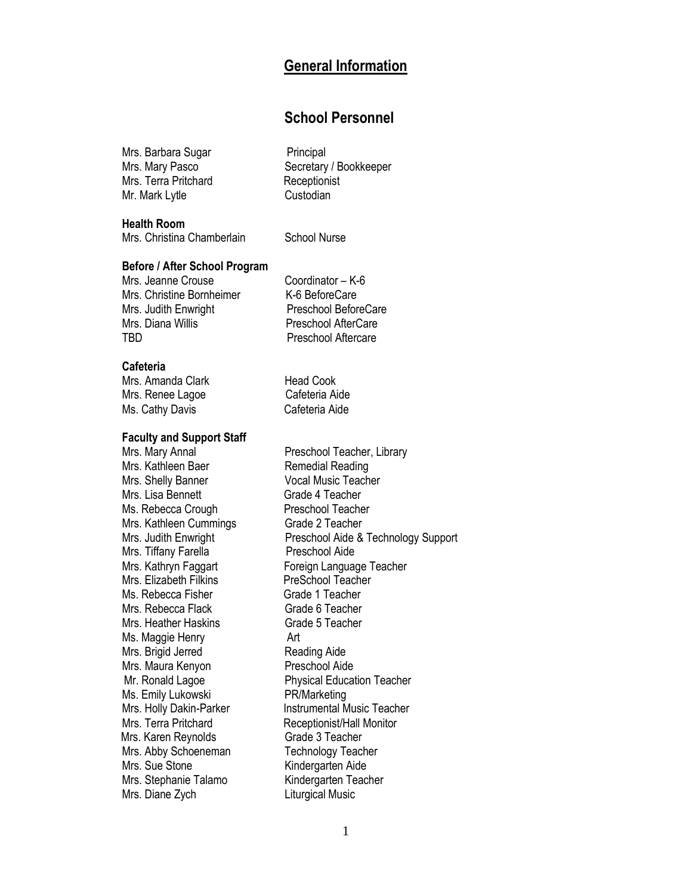# General Information

## School Personnel

| | |
|---|---|
| Mrs. Barbara Sugar | Principal |
| Mrs. Mary Pasco | Secretary / Bookkeeper |
| Mrs. Terra Pritchard | Receptionist |
| Mr. Mark Lytle | Custodian |

**Health Room**

| | |
|---|---|
| Mrs. Christina Chamberlain | School Nurse |

**Before / After School Program**

| | |
|---|---|
| Mrs. Jeanne Crouse | Coordinator – K-6 |
| Mrs. Christine Bornheimer | K-6 BeforeCare |
| Mrs. Judith Enwright | Preschool BeforeCare |
| Mrs. Diana Willis | Preschool AfterCare |
| TBD | Preschool Aftercare |

**Cafeteria**

| | |
|---|---|
| Mrs. Amanda Clark | Head Cook |
| Mrs. Renee Lagoe | Cafeteria Aide |
| Ms. Cathy Davis | Cafeteria Aide |

**Faculty and Support Staff**

| | |
|---|---|
| Mrs. Mary Annal | Preschool Teacher, Library |
| Mrs. Kathleen Baer | Remedial Reading |
| Mrs. Shelly Banner | Vocal Music Teacher |
| Mrs. Lisa Bennett | Grade 4 Teacher |
| Ms. Rebecca Crough | Preschool Teacher |
| Mrs. Kathleen Cummings | Grade 2 Teacher |
| Mrs. Judith Enwright | Preschool Aide & Technology Support |
| Mrs. Tiffany Farella | Preschool Aide |
| Mrs. Kathryn Faggart | Foreign Language Teacher |
| Mrs. Elizabeth Filkins | PreSchool Teacher |
| Ms. Rebecca Fisher | Grade 1 Teacher |
| Mrs. Rebecca Flack | Grade 6 Teacher |
| Mrs. Heather Haskins | Grade 5 Teacher |
| Ms. Maggie Henry | Art |
| Mrs. Brigid Jerred | Reading Aide |
| Mrs. Maura Kenyon | Preschool Aide |
| Mr. Ronald Lagoe | Physical Education Teacher |
| Ms. Emily Lukowski | PR/Marketing |
| Mrs. Holly Dakin-Parker | Instrumental Music Teacher |
| Mrs. Terra Pritchard | Receptionist/Hall Monitor |
| Mrs. Karen Reynolds | Grade 3 Teacher |
| Mrs. Abby Schoeneman | Technology Teacher |
| Mrs. Sue Stone | Kindergarten Aide |
| Mrs. Stephanie Talamo | Kindergarten Teacher |
| Mrs. Diane Zych | Liturgical Music |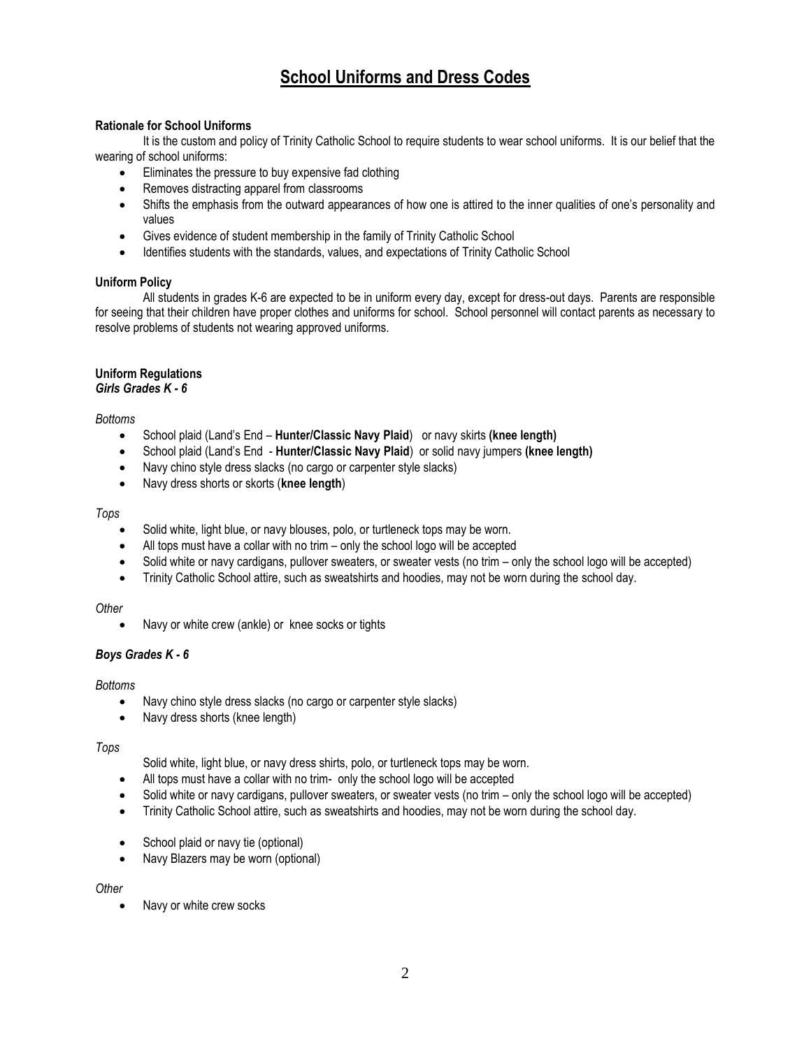# School Uniforms and Dress Codes

**Rationale for School Uniforms**

It is the custom and policy of Trinity Catholic School to require students to wear school uniforms. It is our belief that the wearing of school uniforms:

- Eliminates the pressure to buy expensive fad clothing
- Removes distracting apparel from classrooms
- Shifts the emphasis from the outward appearances of how one is attired to the inner qualities of one's personality and values
- Gives evidence of student membership in the family of Trinity Catholic School
- Identifies students with the standards, values, and expectations of Trinity Catholic School

**Uniform Policy**

All students in grades K-6 are expected to be in uniform every day, except for dress-out days. Parents are responsible for seeing that their children have proper clothes and uniforms for school. School personnel will contact parents as necessary to resolve problems of students not wearing approved uniforms.

**Uniform Regulations**
***Girls Grades K - 6***

*Bottoms*

- School plaid (Land's End – **Hunter/Classic Navy Plaid**) or navy skirts **(knee length)**
- School plaid (Land's End - **Hunter/Classic Navy Plaid**) or solid navy jumpers **(knee length)**
- Navy chino style dress slacks (no cargo or carpenter style slacks)
- Navy dress shorts or skorts (**knee length**)

*Tops*

- Solid white, light blue, or navy blouses, polo, or turtleneck tops may be worn.
- All tops must have a collar with no trim – only the school logo will be accepted
- Solid white or navy cardigans, pullover sweaters, or sweater vests (no trim – only the school logo will be accepted)
- Trinity Catholic School attire, such as sweatshirts and hoodies, may not be worn during the school day.

*Other*

- Navy or white crew (ankle) or knee socks or tights

***Boys Grades K - 6***

*Bottoms*

- Navy chino style dress slacks (no cargo or carpenter style slacks)
- Navy dress shorts (knee length)

*Tops*

Solid white, light blue, or navy dress shirts, polo, or turtleneck tops may be worn.

- All tops must have a collar with no trim- only the school logo will be accepted
- Solid white or navy cardigans, pullover sweaters, or sweater vests (no trim – only the school logo will be accepted)
- Trinity Catholic School attire, such as sweatshirts and hoodies, may not be worn during the school day.
- School plaid or navy tie (optional)
- Navy Blazers may be worn (optional)

*Other*

- Navy or white crew socks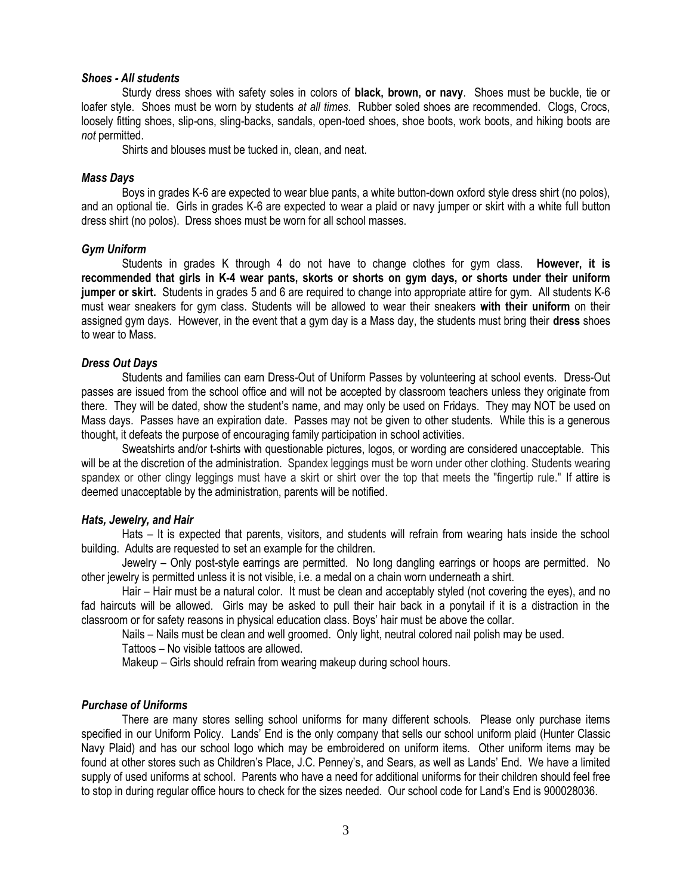### *Shoes - All students*

Sturdy dress shoes with safety soles in colors of **black, brown, or navy**. Shoes must be buckle, tie or loafer style. Shoes must be worn by students *at all times*. Rubber soled shoes are recommended. Clogs, Crocs, loosely fitting shoes, slip-ons, sling-backs, sandals, open-toed shoes, shoe boots, work boots, and hiking boots are *not* permitted.

Shirts and blouses must be tucked in, clean, and neat.

### *Mass Days*

Boys in grades K-6 are expected to wear blue pants, a white button-down oxford style dress shirt (no polos), and an optional tie. Girls in grades K-6 are expected to wear a plaid or navy jumper or skirt with a white full button dress shirt (no polos). Dress shoes must be worn for all school masses.

### *Gym Uniform*

Students in grades K through 4 do not have to change clothes for gym class. **However, it is recommended that girls in K-4 wear pants, skorts or shorts on gym days, or shorts under their uniform jumper or skirt.** Students in grades 5 and 6 are required to change into appropriate attire for gym. All students K-6 must wear sneakers for gym class. Students will be allowed to wear their sneakers **with their uniform** on their assigned gym days. However, in the event that a gym day is a Mass day, the students must bring their **dress** shoes to wear to Mass.

### *Dress Out Days*

Students and families can earn Dress-Out of Uniform Passes by volunteering at school events. Dress-Out passes are issued from the school office and will not be accepted by classroom teachers unless they originate from there. They will be dated, show the student's name, and may only be used on Fridays. They may NOT be used on Mass days. Passes have an expiration date. Passes may not be given to other students. While this is a generous thought, it defeats the purpose of encouraging family participation in school activities.

Sweatshirts and/or t-shirts with questionable pictures, logos, or wording are considered unacceptable. This will be at the discretion of the administration. Spandex leggings must be worn under other clothing. Students wearing spandex or other clingy leggings must have a skirt or shirt over the top that meets the "fingertip rule." If attire is deemed unacceptable by the administration, parents will be notified.

### *Hats, Jewelry, and Hair*

Hats – It is expected that parents, visitors, and students will refrain from wearing hats inside the school building. Adults are requested to set an example for the children.

Jewelry – Only post-style earrings are permitted. No long dangling earrings or hoops are permitted. No other jewelry is permitted unless it is not visible, i.e. a medal on a chain worn underneath a shirt.

Hair – Hair must be a natural color. It must be clean and acceptably styled (not covering the eyes), and no fad haircuts will be allowed. Girls may be asked to pull their hair back in a ponytail if it is a distraction in the classroom or for safety reasons in physical education class. Boys' hair must be above the collar.

Nails – Nails must be clean and well groomed. Only light, neutral colored nail polish may be used.

Tattoos – No visible tattoos are allowed.

Makeup – Girls should refrain from wearing makeup during school hours.

### *Purchase of Uniforms*

There are many stores selling school uniforms for many different schools. Please only purchase items specified in our Uniform Policy. Lands' End is the only company that sells our school uniform plaid (Hunter Classic Navy Plaid) and has our school logo which may be embroidered on uniform items. Other uniform items may be found at other stores such as Children's Place, J.C. Penney's, and Sears, as well as Lands' End. We have a limited supply of used uniforms at school. Parents who have a need for additional uniforms for their children should feel free to stop in during regular office hours to check for the sizes needed. Our school code for Land's End is 900028036.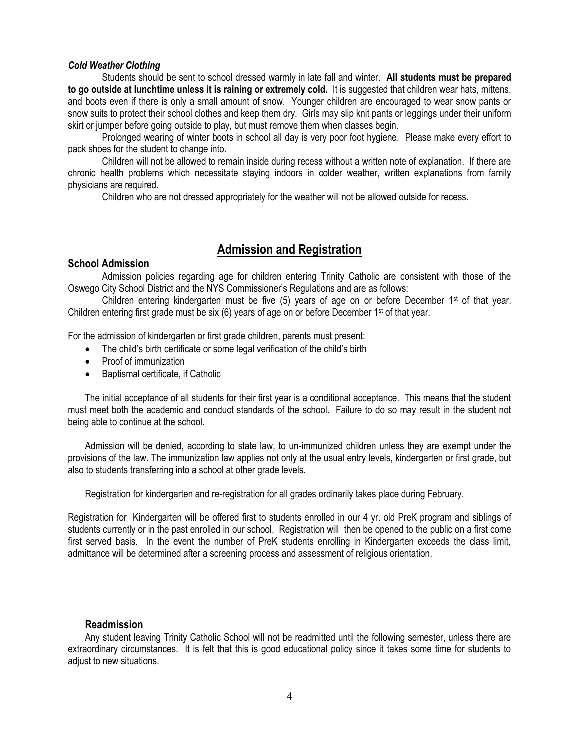### *Cold Weather Clothing*

Students should be sent to school dressed warmly in late fall and winter. **All students must be prepared to go outside at lunchtime unless it is raining or extremely cold.** It is suggested that children wear hats, mittens, and boots even if there is only a small amount of snow. Younger children are encouraged to wear snow pants or snow suits to protect their school clothes and keep them dry. Girls may slip knit pants or leggings under their uniform skirt or jumper before going outside to play, but must remove them when classes begin.

Prolonged wearing of winter boots in school all day is very poor foot hygiene. Please make every effort to pack shoes for the student to change into.

Children will not be allowed to remain inside during recess without a written note of explanation. If there are chronic health problems which necessitate staying indoors in colder weather, written explanations from family physicians are required.

Children who are not dressed appropriately for the weather will not be allowed outside for recess.

## Admission and Registration

### School Admission

Admission policies regarding age for children entering Trinity Catholic are consistent with those of the Oswego City School District and the NYS Commissioner's Regulations and are as follows:

Children entering kindergarten must be five (5) years of age on or before December 1st of that year. Children entering first grade must be six (6) years of age on or before December 1st of that year.

For the admission of kindergarten or first grade children, parents must present:

- The child's birth certificate or some legal verification of the child's birth
- Proof of immunization
- Baptismal certificate, if Catholic

The initial acceptance of all students for their first year is a conditional acceptance. This means that the student must meet both the academic and conduct standards of the school. Failure to do so may result in the student not being able to continue at the school.

Admission will be denied, according to state law, to un-immunized children unless they are exempt under the provisions of the law. The immunization law applies not only at the usual entry levels, kindergarten or first grade, but also to students transferring into a school at other grade levels.

Registration for kindergarten and re-registration for all grades ordinarily takes place during February.

Registration for Kindergarten will be offered first to students enrolled in our 4 yr. old PreK program and siblings of students currently or in the past enrolled in our school. Registration will then be opened to the public on a first come first served basis. In the event the number of PreK students enrolling in Kindergarten exceeds the class limit, admittance will be determined after a screening process and assessment of religious orientation.

### Readmission

Any student leaving Trinity Catholic School will not be readmitted until the following semester, unless there are extraordinary circumstances. It is felt that this is good educational policy since it takes some time for students to adjust to new situations.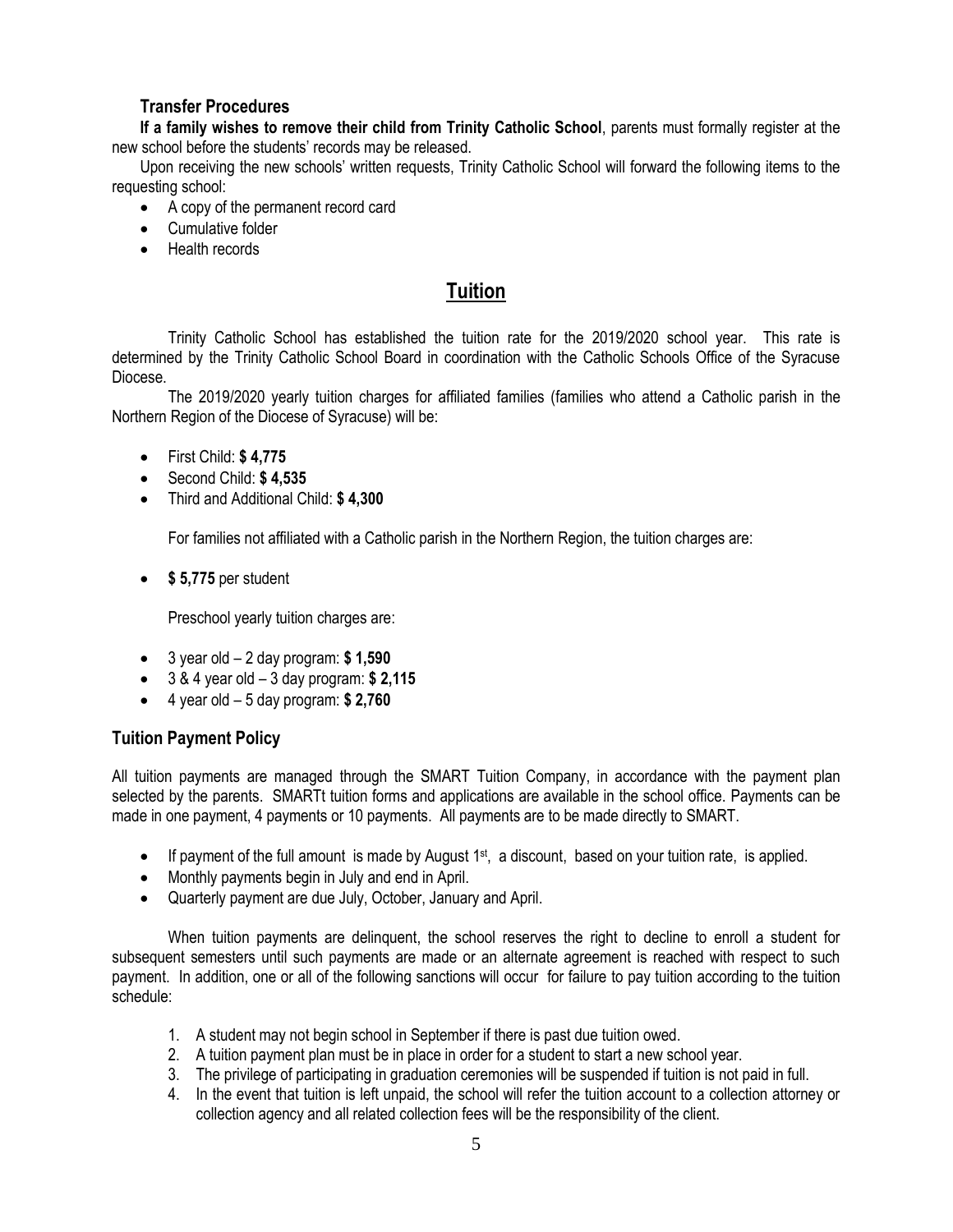### Transfer Procedures

**If a family wishes to remove their child from Trinity Catholic School**, parents must formally register at the new school before the students' records may be released.

Upon receiving the new schools' written requests, Trinity Catholic School will forward the following items to the requesting school:

- A copy of the permanent record card
- Cumulative folder
- Health records

## Tuition

Trinity Catholic School has established the tuition rate for the 2019/2020 school year. This rate is determined by the Trinity Catholic School Board in coordination with the Catholic Schools Office of the Syracuse Diocese.

The 2019/2020 yearly tuition charges for affiliated families (families who attend a Catholic parish in the Northern Region of the Diocese of Syracuse) will be:

- First Child: **$ 4,775**
- Second Child: **$ 4,535**
- Third and Additional Child: **$ 4,300**

For families not affiliated with a Catholic parish in the Northern Region, the tuition charges are:

- **$ 5,775** per student

Preschool yearly tuition charges are:

- 3 year old – 2 day program: **$ 1,590**
- 3 & 4 year old – 3 day program: **$ 2,115**
- 4 year old – 5 day program: **$ 2,760**

### Tuition Payment Policy

All tuition payments are managed through the SMART Tuition Company, in accordance with the payment plan selected by the parents. SMARTt tuition forms and applications are available in the school office. Payments can be made in one payment, 4 payments or 10 payments. All payments are to be made directly to SMART.

- If payment of the full amount is made by August 1st, a discount, based on your tuition rate, is applied.
- Monthly payments begin in July and end in April.
- Quarterly payment are due July, October, January and April.

When tuition payments are delinquent, the school reserves the right to decline to enroll a student for subsequent semesters until such payments are made or an alternate agreement is reached with respect to such payment. In addition, one or all of the following sanctions will occur for failure to pay tuition according to the tuition schedule:

1. A student may not begin school in September if there is past due tuition owed.
2. A tuition payment plan must be in place in order for a student to start a new school year.
3. The privilege of participating in graduation ceremonies will be suspended if tuition is not paid in full.
4. In the event that tuition is left unpaid, the school will refer the tuition account to a collection attorney or collection agency and all related collection fees will be the responsibility of the client.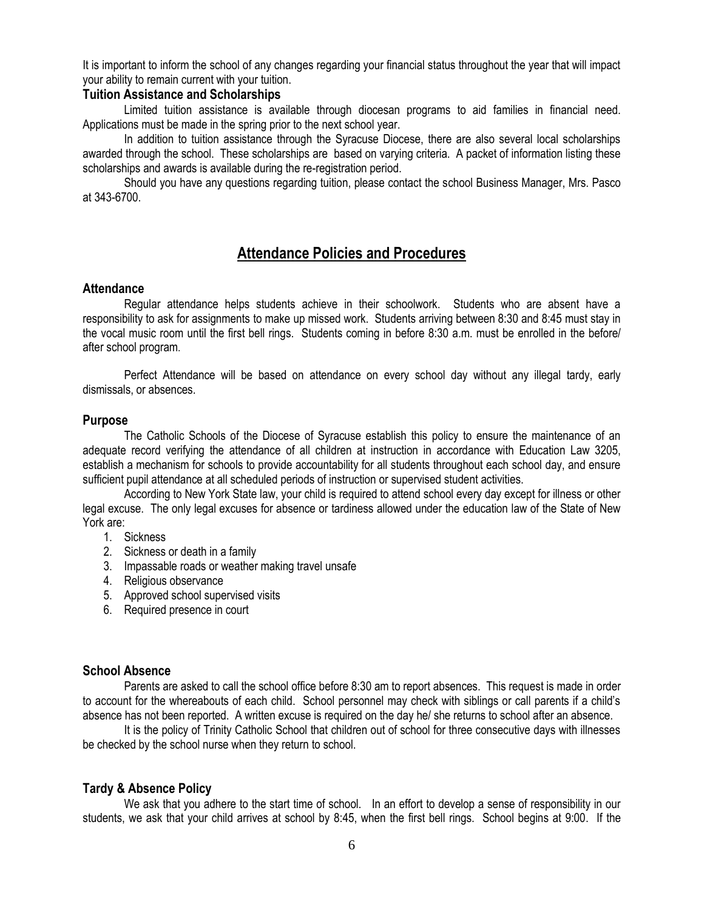It is important to inform the school of any changes regarding your financial status throughout the year that will impact your ability to remain current with your tuition.

### Tuition Assistance and Scholarships

Limited tuition assistance is available through diocesan programs to aid families in financial need. Applications must be made in the spring prior to the next school year.

In addition to tuition assistance through the Syracuse Diocese, there are also several local scholarships awarded through the school. These scholarships are based on varying criteria. A packet of information listing these scholarships and awards is available during the re-registration period.

Should you have any questions regarding tuition, please contact the school Business Manager, Mrs. Pasco at 343-6700.

## Attendance Policies and Procedures

### Attendance

Regular attendance helps students achieve in their schoolwork. Students who are absent have a responsibility to ask for assignments to make up missed work. Students arriving between 8:30 and 8:45 must stay in the vocal music room until the first bell rings. Students coming in before 8:30 a.m. must be enrolled in the before/ after school program.

Perfect Attendance will be based on attendance on every school day without any illegal tardy, early dismissals, or absences.

### Purpose

The Catholic Schools of the Diocese of Syracuse establish this policy to ensure the maintenance of an adequate record verifying the attendance of all children at instruction in accordance with Education Law 3205, establish a mechanism for schools to provide accountability for all students throughout each school day, and ensure sufficient pupil attendance at all scheduled periods of instruction or supervised student activities.

According to New York State law, your child is required to attend school every day except for illness or other legal excuse. The only legal excuses for absence or tardiness allowed under the education law of the State of New York are:

1. Sickness
2. Sickness or death in a family
3. Impassable roads or weather making travel unsafe
4. Religious observance
5. Approved school supervised visits
6. Required presence in court

### School Absence

Parents are asked to call the school office before 8:30 am to report absences. This request is made in order to account for the whereabouts of each child. School personnel may check with siblings or call parents if a child's absence has not been reported. A written excuse is required on the day he/ she returns to school after an absence.

It is the policy of Trinity Catholic School that children out of school for three consecutive days with illnesses be checked by the school nurse when they return to school.

### Tardy & Absence Policy

We ask that you adhere to the start time of school. In an effort to develop a sense of responsibility in our students, we ask that your child arrives at school by 8:45, when the first bell rings. School begins at 9:00. If the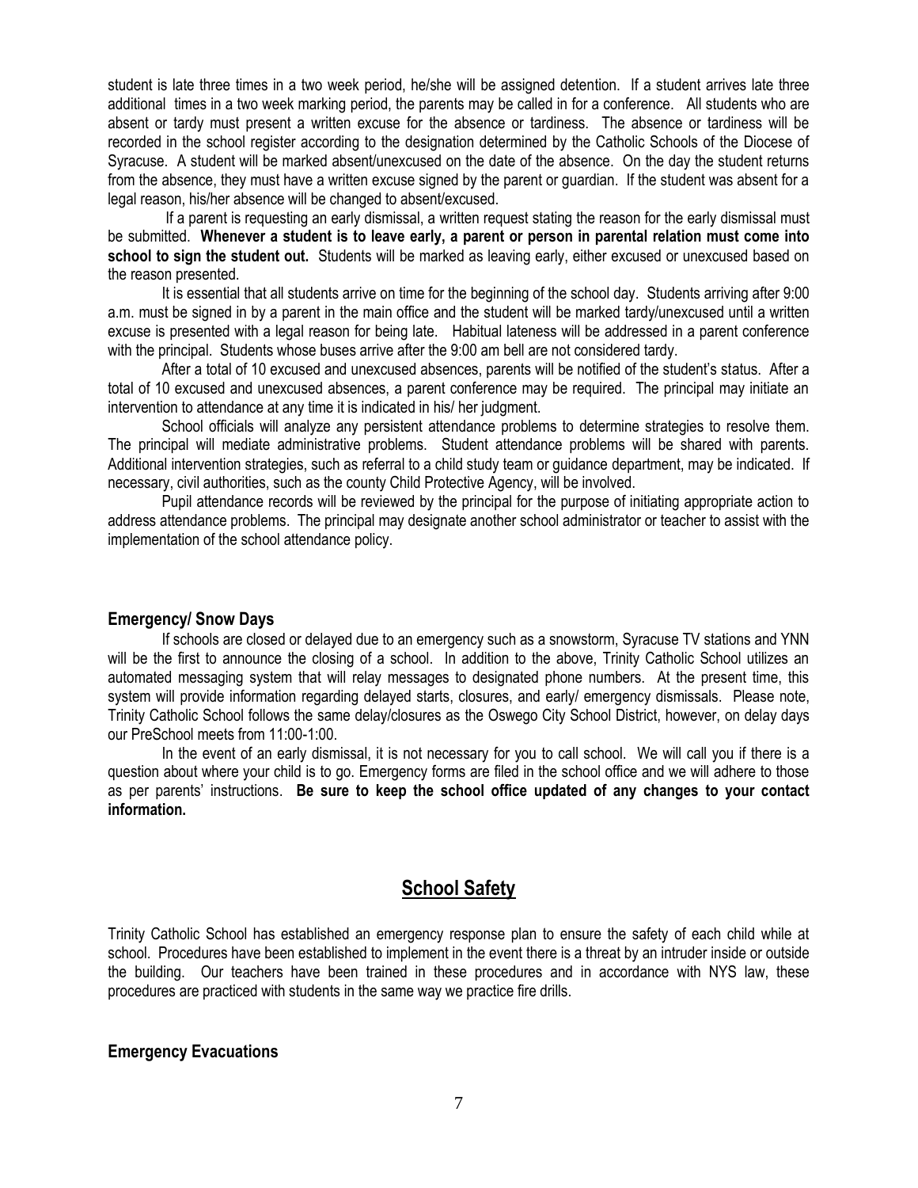student is late three times in a two week period, he/she will be assigned detention. If a student arrives late three additional times in a two week marking period, the parents may be called in for a conference. All students who are absent or tardy must present a written excuse for the absence or tardiness. The absence or tardiness will be recorded in the school register according to the designation determined by the Catholic Schools of the Diocese of Syracuse. A student will be marked absent/unexcused on the date of the absence. On the day the student returns from the absence, they must have a written excuse signed by the parent or guardian. If the student was absent for a legal reason, his/her absence will be changed to absent/excused.

If a parent is requesting an early dismissal, a written request stating the reason for the early dismissal must be submitted. **Whenever a student is to leave early, a parent or person in parental relation must come into school to sign the student out.** Students will be marked as leaving early, either excused or unexcused based on the reason presented.

It is essential that all students arrive on time for the beginning of the school day. Students arriving after 9:00 a.m. must be signed in by a parent in the main office and the student will be marked tardy/unexcused until a written excuse is presented with a legal reason for being late. Habitual lateness will be addressed in a parent conference with the principal. Students whose buses arrive after the 9:00 am bell are not considered tardy.

After a total of 10 excused and unexcused absences, parents will be notified of the student's status. After a total of 10 excused and unexcused absences, a parent conference may be required. The principal may initiate an intervention to attendance at any time it is indicated in his/ her judgment.

School officials will analyze any persistent attendance problems to determine strategies to resolve them. The principal will mediate administrative problems. Student attendance problems will be shared with parents. Additional intervention strategies, such as referral to a child study team or guidance department, may be indicated. If necessary, civil authorities, such as the county Child Protective Agency, will be involved.

Pupil attendance records will be reviewed by the principal for the purpose of initiating appropriate action to address attendance problems. The principal may designate another school administrator or teacher to assist with the implementation of the school attendance policy.

### Emergency/ Snow Days

If schools are closed or delayed due to an emergency such as a snowstorm, Syracuse TV stations and YNN will be the first to announce the closing of a school. In addition to the above, Trinity Catholic School utilizes an automated messaging system that will relay messages to designated phone numbers. At the present time, this system will provide information regarding delayed starts, closures, and early/ emergency dismissals. Please note, Trinity Catholic School follows the same delay/closures as the Oswego City School District, however, on delay days our PreSchool meets from 11:00-1:00.

In the event of an early dismissal, it is not necessary for you to call school. We will call you if there is a question about where your child is to go. Emergency forms are filed in the school office and we will adhere to those as per parents' instructions. **Be sure to keep the school office updated of any changes to your contact information.**

## School Safety

Trinity Catholic School has established an emergency response plan to ensure the safety of each child while at school. Procedures have been established to implement in the event there is a threat by an intruder inside or outside the building. Our teachers have been trained in these procedures and in accordance with NYS law, these procedures are practiced with students in the same way we practice fire drills.

### Emergency Evacuations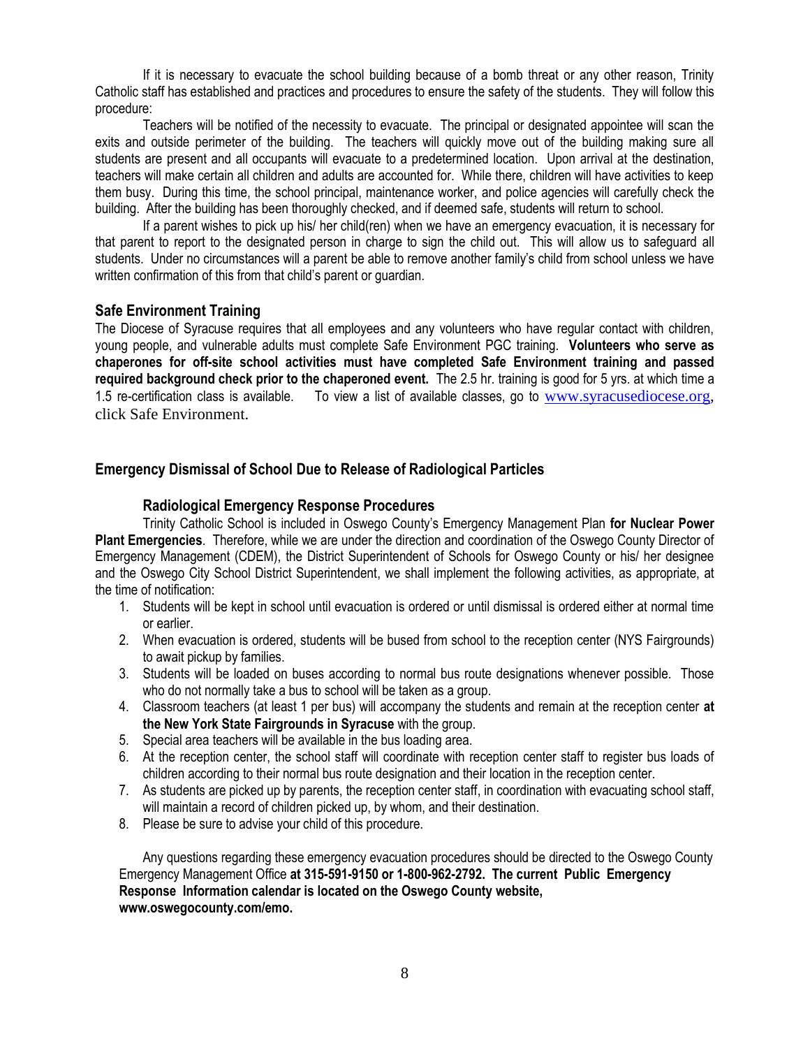If it is necessary to evacuate the school building because of a bomb threat or any other reason, Trinity Catholic staff has established and practices and procedures to ensure the safety of the students. They will follow this procedure:

Teachers will be notified of the necessity to evacuate. The principal or designated appointee will scan the exits and outside perimeter of the building. The teachers will quickly move out of the building making sure all students are present and all occupants will evacuate to a predetermined location. Upon arrival at the destination, teachers will make certain all children and adults are accounted for. While there, children will have activities to keep them busy. During this time, the school principal, maintenance worker, and police agencies will carefully check the building. After the building has been thoroughly checked, and if deemed safe, students will return to school.

If a parent wishes to pick up his/ her child(ren) when we have an emergency evacuation, it is necessary for that parent to report to the designated person in charge to sign the child out. This will allow us to safeguard all students. Under no circumstances will a parent be able to remove another family's child from school unless we have written confirmation of this from that child's parent or guardian.

## Safe Environment Training

The Diocese of Syracuse requires that all employees and any volunteers who have regular contact with children, young people, and vulnerable adults must complete Safe Environment PGC training. **Volunteers who serve as chaperones for off-site school activities must have completed Safe Environment training and passed required background check prior to the chaperoned event.** The 2.5 hr. training is good for 5 yrs. at which time a 1.5 re-certification class is available. To view a list of available classes, go to www.syracusediocese.org, click Safe Environment.

## Emergency Dismissal of School Due to Release of Radiological Particles

### Radiological Emergency Response Procedures

Trinity Catholic School is included in Oswego County's Emergency Management Plan **for Nuclear Power Plant Emergencies**. Therefore, while we are under the direction and coordination of the Oswego County Director of Emergency Management (CDEM), the District Superintendent of Schools for Oswego County or his/ her designee and the Oswego City School District Superintendent, we shall implement the following activities, as appropriate, at the time of notification:

1. Students will be kept in school until evacuation is ordered or until dismissal is ordered either at normal time or earlier.
2. When evacuation is ordered, students will be bused from school to the reception center (NYS Fairgrounds) to await pickup by families.
3. Students will be loaded on buses according to normal bus route designations whenever possible. Those who do not normally take a bus to school will be taken as a group.
4. Classroom teachers (at least 1 per bus) will accompany the students and remain at the reception center **at the New York State Fairgrounds in Syracuse** with the group.
5. Special area teachers will be available in the bus loading area.
6. At the reception center, the school staff will coordinate with reception center staff to register bus loads of children according to their normal bus route designation and their location in the reception center.
7. As students are picked up by parents, the reception center staff, in coordination with evacuating school staff, will maintain a record of children picked up, by whom, and their destination.
8. Please be sure to advise your child of this procedure.

Any questions regarding these emergency evacuation procedures should be directed to the Oswego County Emergency Management Office **at 315-591-9150 or 1-800-962-2792. The current Public Emergency Response Information calendar is located on the Oswego County website, www.oswegocounty.com/emo.**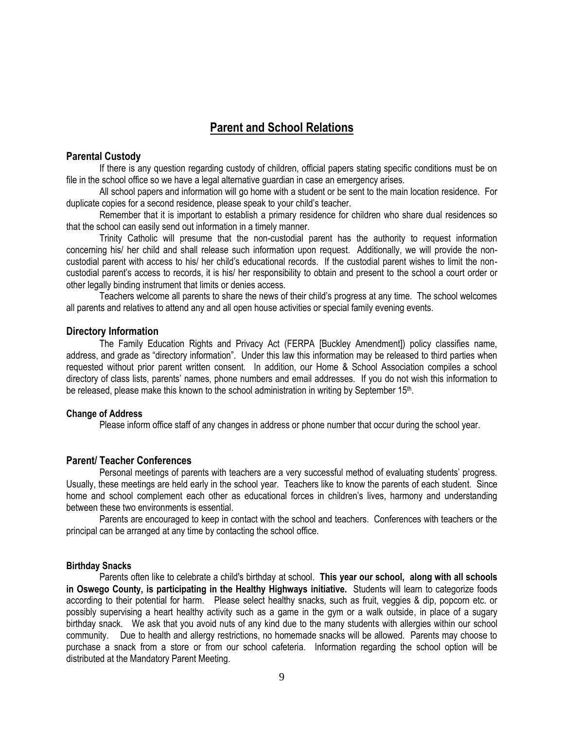## Parent and School Relations

### Parental Custody

If there is any question regarding custody of children, official papers stating specific conditions must be on file in the school office so we have a legal alternative guardian in case an emergency arises.

All school papers and information will go home with a student or be sent to the main location residence. For duplicate copies for a second residence, please speak to your child's teacher.

Remember that it is important to establish a primary residence for children who share dual residences so that the school can easily send out information in a timely manner.

Trinity Catholic will presume that the non-custodial parent has the authority to request information concerning his/ her child and shall release such information upon request. Additionally, we will provide the non-custodial parent with access to his/ her child's educational records. If the custodial parent wishes to limit the non-custodial parent's access to records, it is his/ her responsibility to obtain and present to the school a court order or other legally binding instrument that limits or denies access.

Teachers welcome all parents to share the news of their child's progress at any time. The school welcomes all parents and relatives to attend any and all open house activities or special family evening events.

### Directory Information

The Family Education Rights and Privacy Act (FERPA [Buckley Amendment]) policy classifies name, address, and grade as "directory information". Under this law this information may be released to third parties when requested without prior parent written consent. In addition, our Home & School Association compiles a school directory of class lists, parents' names, phone numbers and email addresses. If you do not wish this information to be released, please make this known to the school administration in writing by September 15th.

#### Change of Address

Please inform office staff of any changes in address or phone number that occur during the school year.

### Parent/ Teacher Conferences

Personal meetings of parents with teachers are a very successful method of evaluating students' progress. Usually, these meetings are held early in the school year. Teachers like to know the parents of each student. Since home and school complement each other as educational forces in children's lives, harmony and understanding between these two environments is essential.

Parents are encouraged to keep in contact with the school and teachers. Conferences with teachers or the principal can be arranged at any time by contacting the school office.

#### Birthday Snacks

Parents often like to celebrate a child's birthday at school. **This year our school, along with all schools in Oswego County, is participating in the Healthy Highways initiative.** Students will learn to categorize foods according to their potential for harm. Please select healthy snacks, such as fruit, veggies & dip, popcorn etc. or possibly supervising a heart healthy activity such as a game in the gym or a walk outside, in place of a sugary birthday snack. We ask that you avoid nuts of any kind due to the many students with allergies within our school community. Due to health and allergy restrictions, no homemade snacks will be allowed. Parents may choose to purchase a snack from a store or from our school cafeteria. Information regarding the school option will be distributed at the Mandatory Parent Meeting.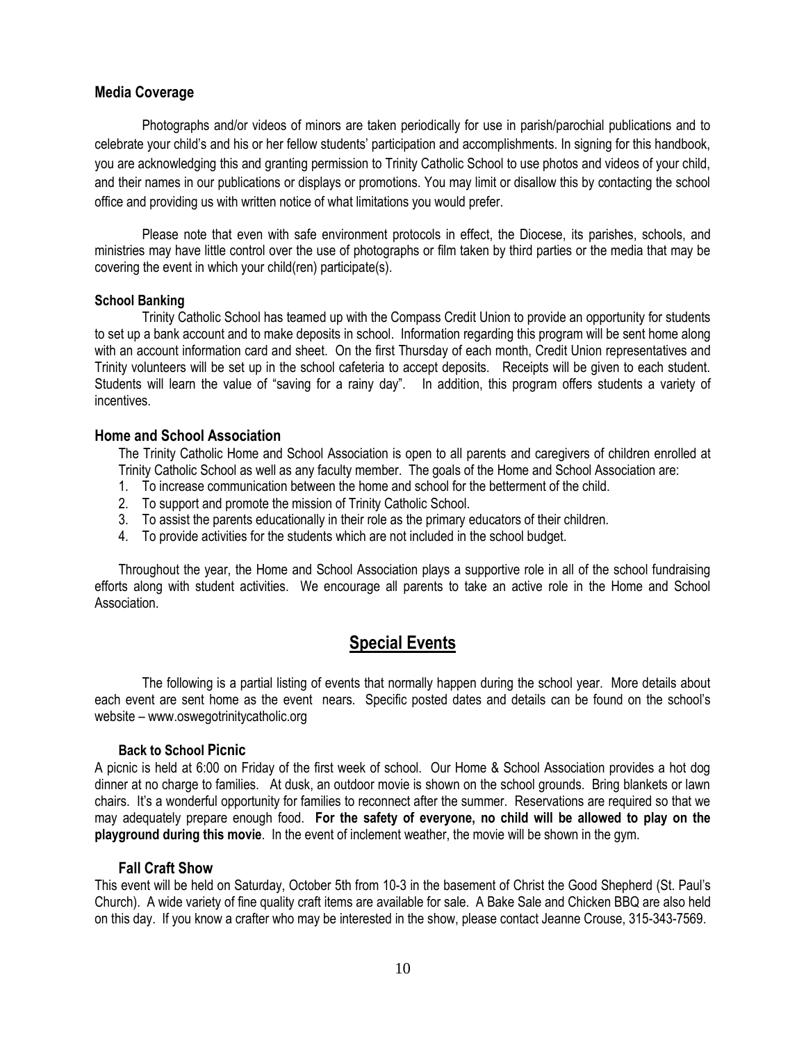### Media Coverage

Photographs and/or videos of minors are taken periodically for use in parish/parochial publications and to celebrate your child's and his or her fellow students' participation and accomplishments. In signing for this handbook, you are acknowledging this and granting permission to Trinity Catholic School to use photos and videos of your child, and their names in our publications or displays or promotions. You may limit or disallow this by contacting the school office and providing us with written notice of what limitations you would prefer.

Please note that even with safe environment protocols in effect, the Diocese, its parishes, schools, and ministries may have little control over the use of photographs or film taken by third parties or the media that may be covering the event in which your child(ren) participate(s).

#### School Banking

Trinity Catholic School has teamed up with the Compass Credit Union to provide an opportunity for students to set up a bank account and to make deposits in school. Information regarding this program will be sent home along with an account information card and sheet. On the first Thursday of each month, Credit Union representatives and Trinity volunteers will be set up in the school cafeteria to accept deposits. Receipts will be given to each student. Students will learn the value of "saving for a rainy day". In addition, this program offers students a variety of incentives.

### Home and School Association

The Trinity Catholic Home and School Association is open to all parents and caregivers of children enrolled at Trinity Catholic School as well as any faculty member. The goals of the Home and School Association are:

1. To increase communication between the home and school for the betterment of the child.
2. To support and promote the mission of Trinity Catholic School.
3. To assist the parents educationally in their role as the primary educators of their children.
4. To provide activities for the students which are not included in the school budget.

Throughout the year, the Home and School Association plays a supportive role in all of the school fundraising efforts along with student activities. We encourage all parents to take an active role in the Home and School Association.

## Special Events

The following is a partial listing of events that normally happen during the school year. More details about each event are sent home as the event nears. Specific posted dates and details can be found on the school's website – www.oswegotrinitycatholic.org

#### Back to School Picnic

A picnic is held at 6:00 on Friday of the first week of school. Our Home & School Association provides a hot dog dinner at no charge to families. At dusk, an outdoor movie is shown on the school grounds. Bring blankets or lawn chairs. It's a wonderful opportunity for families to reconnect after the summer. Reservations are required so that we may adequately prepare enough food. **For the safety of everyone, no child will be allowed to play on the playground during this movie**. In the event of inclement weather, the movie will be shown in the gym.

#### Fall Craft Show

This event will be held on Saturday, October 5th from 10-3 in the basement of Christ the Good Shepherd (St. Paul's Church). A wide variety of fine quality craft items are available for sale. A Bake Sale and Chicken BBQ are also held on this day. If you know a crafter who may be interested in the show, please contact Jeanne Crouse, 315-343-7569.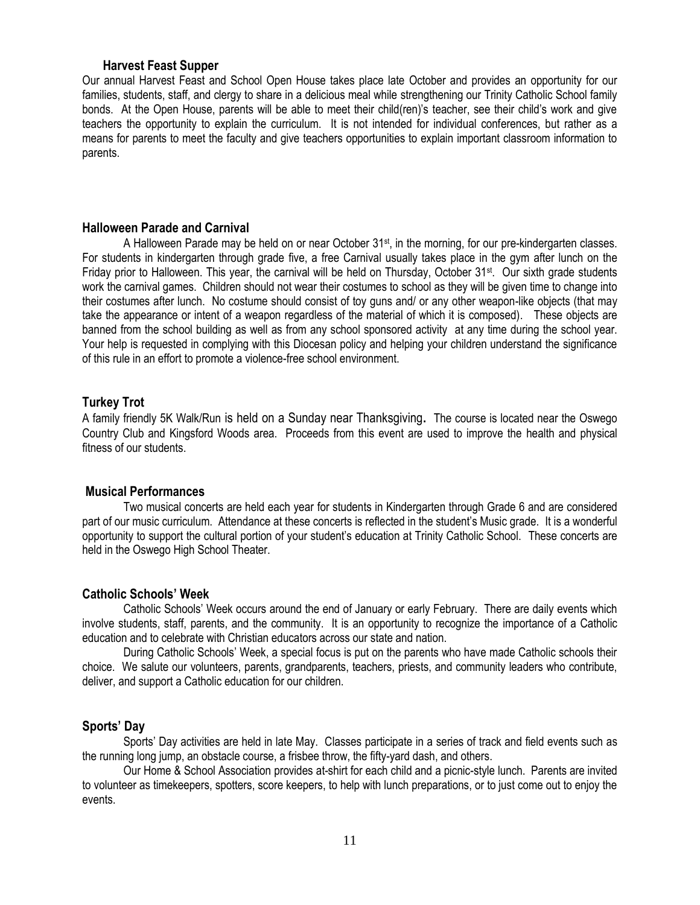### Harvest Feast Supper

Our annual Harvest Feast and School Open House takes place late October and provides an opportunity for our families, students, staff, and clergy to share in a delicious meal while strengthening our Trinity Catholic School family bonds. At the Open House, parents will be able to meet their child(ren)'s teacher, see their child's work and give teachers the opportunity to explain the curriculum. It is not intended for individual conferences, but rather as a means for parents to meet the faculty and give teachers opportunities to explain important classroom information to parents.

### Halloween Parade and Carnival

A Halloween Parade may be held on or near October 31st, in the morning, for our pre-kindergarten classes. For students in kindergarten through grade five, a free Carnival usually takes place in the gym after lunch on the Friday prior to Halloween. This year, the carnival will be held on Thursday, October 31st. Our sixth grade students work the carnival games. Children should not wear their costumes to school as they will be given time to change into their costumes after lunch. No costume should consist of toy guns and/ or any other weapon-like objects (that may take the appearance or intent of a weapon regardless of the material of which it is composed). These objects are banned from the school building as well as from any school sponsored activity at any time during the school year. Your help is requested in complying with this Diocesan policy and helping your children understand the significance of this rule in an effort to promote a violence-free school environment.

### Turkey Trot

A family friendly 5K Walk/Run is held on a Sunday near Thanksgiving**.** The course is located near the Oswego Country Club and Kingsford Woods area. Proceeds from this event are used to improve the health and physical fitness of our students.

### Musical Performances

Two musical concerts are held each year for students in Kindergarten through Grade 6 and are considered part of our music curriculum. Attendance at these concerts is reflected in the student's Music grade. It is a wonderful opportunity to support the cultural portion of your student's education at Trinity Catholic School. These concerts are held in the Oswego High School Theater.

### Catholic Schools' Week

Catholic Schools' Week occurs around the end of January or early February. There are daily events which involve students, staff, parents, and the community. It is an opportunity to recognize the importance of a Catholic education and to celebrate with Christian educators across our state and nation.

During Catholic Schools' Week, a special focus is put on the parents who have made Catholic schools their choice. We salute our volunteers, parents, grandparents, teachers, priests, and community leaders who contribute, deliver, and support a Catholic education for our children.

### Sports' Day

Sports' Day activities are held in late May. Classes participate in a series of track and field events such as the running long jump, an obstacle course, a frisbee throw, the fifty-yard dash, and others.

Our Home & School Association provides at-shirt for each child and a picnic-style lunch. Parents are invited to volunteer as timekeepers, spotters, score keepers, to help with lunch preparations, or to just come out to enjoy the events.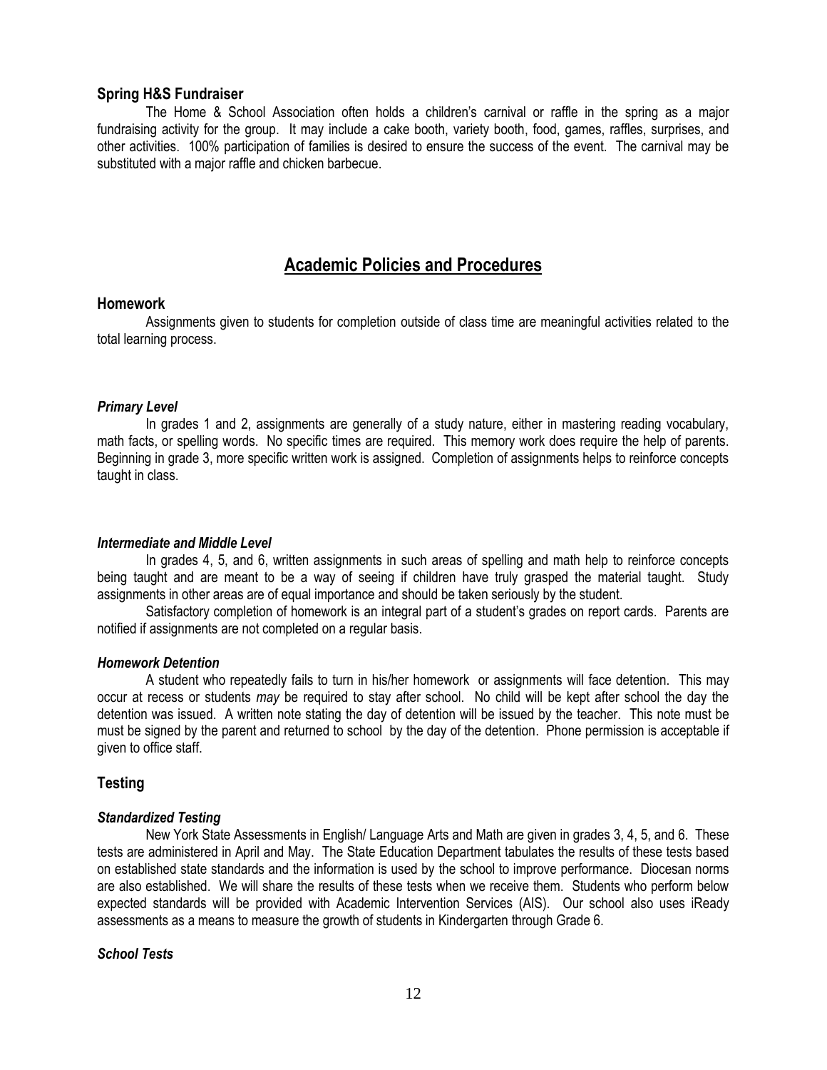### Spring H&S Fundraiser

The Home & School Association often holds a children's carnival or raffle in the spring as a major fundraising activity for the group. It may include a cake booth, variety booth, food, games, raffles, surprises, and other activities. 100% participation of families is desired to ensure the success of the event. The carnival may be substituted with a major raffle and chicken barbecue.

## Academic Policies and Procedures

### Homework

Assignments given to students for completion outside of class time are meaningful activities related to the total learning process.

#### *Primary Level*

In grades 1 and 2, assignments are generally of a study nature, either in mastering reading vocabulary, math facts, or spelling words. No specific times are required. This memory work does require the help of parents. Beginning in grade 3, more specific written work is assigned. Completion of assignments helps to reinforce concepts taught in class.

#### *Intermediate and Middle Level*

In grades 4, 5, and 6, written assignments in such areas of spelling and math help to reinforce concepts being taught and are meant to be a way of seeing if children have truly grasped the material taught. Study assignments in other areas are of equal importance and should be taken seriously by the student.

Satisfactory completion of homework is an integral part of a student's grades on report cards. Parents are notified if assignments are not completed on a regular basis.

#### *Homework Detention*

A student who repeatedly fails to turn in his/her homework or assignments will face detention. This may occur at recess or students *may* be required to stay after school. No child will be kept after school the day the detention was issued. A written note stating the day of detention will be issued by the teacher. This note must be must be signed by the parent and returned to school by the day of the detention. Phone permission is acceptable if given to office staff.

### Testing

#### *Standardized Testing*

New York State Assessments in English/ Language Arts and Math are given in grades 3, 4, 5, and 6. These tests are administered in April and May. The State Education Department tabulates the results of these tests based on established state standards and the information is used by the school to improve performance. Diocesan norms are also established. We will share the results of these tests when we receive them. Students who perform below expected standards will be provided with Academic Intervention Services (AIS). Our school also uses iReady assessments as a means to measure the growth of students in Kindergarten through Grade 6.

#### *School Tests*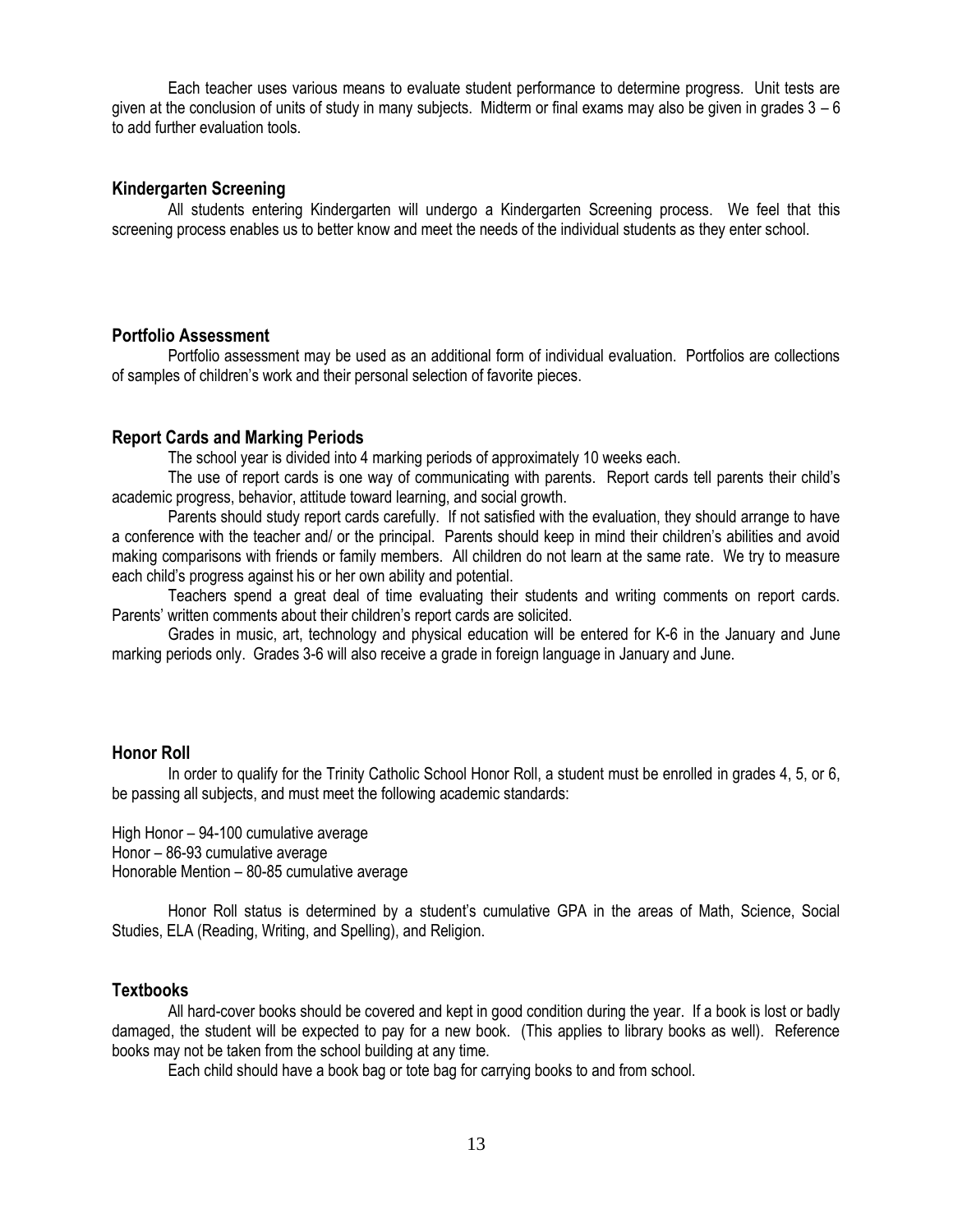Each teacher uses various means to evaluate student performance to determine progress. Unit tests are given at the conclusion of units of study in many subjects. Midterm or final exams may also be given in grades 3 – 6 to add further evaluation tools.

### Kindergarten Screening

All students entering Kindergarten will undergo a Kindergarten Screening process. We feel that this screening process enables us to better know and meet the needs of the individual students as they enter school.

### Portfolio Assessment

Portfolio assessment may be used as an additional form of individual evaluation. Portfolios are collections of samples of children's work and their personal selection of favorite pieces.

### Report Cards and Marking Periods

The school year is divided into 4 marking periods of approximately 10 weeks each.

The use of report cards is one way of communicating with parents. Report cards tell parents their child's academic progress, behavior, attitude toward learning, and social growth.

Parents should study report cards carefully. If not satisfied with the evaluation, they should arrange to have a conference with the teacher and/ or the principal. Parents should keep in mind their children's abilities and avoid making comparisons with friends or family members. All children do not learn at the same rate. We try to measure each child's progress against his or her own ability and potential.

Teachers spend a great deal of time evaluating their students and writing comments on report cards. Parents' written comments about their children's report cards are solicited.

Grades in music, art, technology and physical education will be entered for K-6 in the January and June marking periods only. Grades 3-6 will also receive a grade in foreign language in January and June.

### Honor Roll

In order to qualify for the Trinity Catholic School Honor Roll, a student must be enrolled in grades 4, 5, or 6, be passing all subjects, and must meet the following academic standards:

High Honor – 94-100 cumulative average
Honor – 86-93 cumulative average
Honorable Mention – 80-85 cumulative average

Honor Roll status is determined by a student's cumulative GPA in the areas of Math, Science, Social Studies, ELA (Reading, Writing, and Spelling), and Religion.

### Textbooks

All hard-cover books should be covered and kept in good condition during the year. If a book is lost or badly damaged, the student will be expected to pay for a new book. (This applies to library books as well). Reference books may not be taken from the school building at any time.

Each child should have a book bag or tote bag for carrying books to and from school.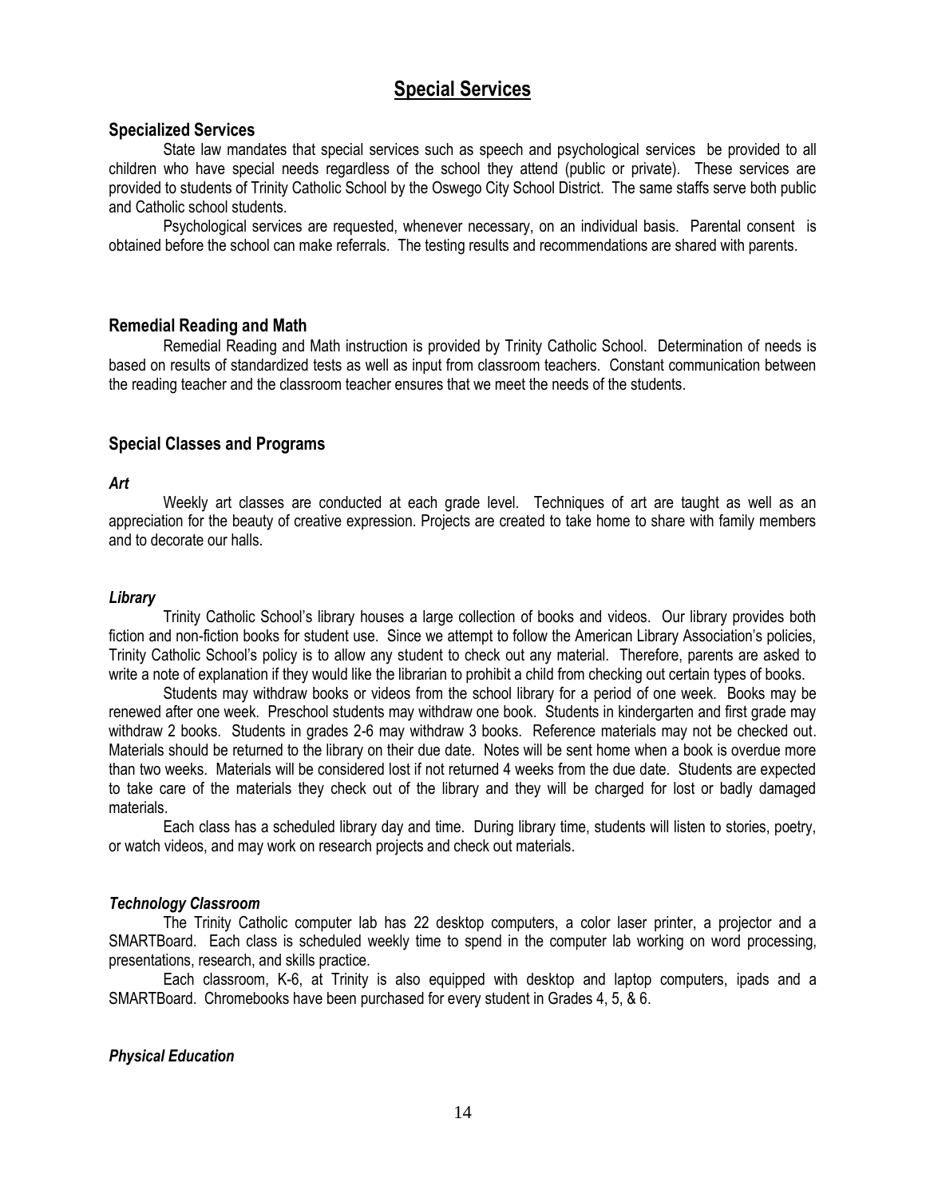# Special Services

## Specialized Services

State law mandates that special services such as speech and psychological services be provided to all children who have special needs regardless of the school they attend (public or private). These services are provided to students of Trinity Catholic School by the Oswego City School District. The same staffs serve both public and Catholic school students.

Psychological services are requested, whenever necessary, on an individual basis. Parental consent is obtained before the school can make referrals. The testing results and recommendations are shared with parents.

## Remedial Reading and Math

Remedial Reading and Math instruction is provided by Trinity Catholic School. Determination of needs is based on results of standardized tests as well as input from classroom teachers. Constant communication between the reading teacher and the classroom teacher ensures that we meet the needs of the students.

## Special Classes and Programs

### *Art*

Weekly art classes are conducted at each grade level. Techniques of art are taught as well as an appreciation for the beauty of creative expression. Projects are created to take home to share with family members and to decorate our halls.

### *Library*

Trinity Catholic School's library houses a large collection of books and videos. Our library provides both fiction and non-fiction books for student use. Since we attempt to follow the American Library Association's policies, Trinity Catholic School's policy is to allow any student to check out any material. Therefore, parents are asked to write a note of explanation if they would like the librarian to prohibit a child from checking out certain types of books.

Students may withdraw books or videos from the school library for a period of one week. Books may be renewed after one week. Preschool students may withdraw one book. Students in kindergarten and first grade may withdraw 2 books. Students in grades 2-6 may withdraw 3 books. Reference materials may not be checked out. Materials should be returned to the library on their due date. Notes will be sent home when a book is overdue more than two weeks. Materials will be considered lost if not returned 4 weeks from the due date. Students are expected to take care of the materials they check out of the library and they will be charged for lost or badly damaged materials.

Each class has a scheduled library day and time. During library time, students will listen to stories, poetry, or watch videos, and may work on research projects and check out materials.

### *Technology Classroom*

The Trinity Catholic computer lab has 22 desktop computers, a color laser printer, a projector and a SMARTBoard. Each class is scheduled weekly time to spend in the computer lab working on word processing, presentations, research, and skills practice.

Each classroom, K-6, at Trinity is also equipped with desktop and laptop computers, ipads and a SMARTBoard. Chromebooks have been purchased for every student in Grades 4, 5, & 6.

### *Physical Education*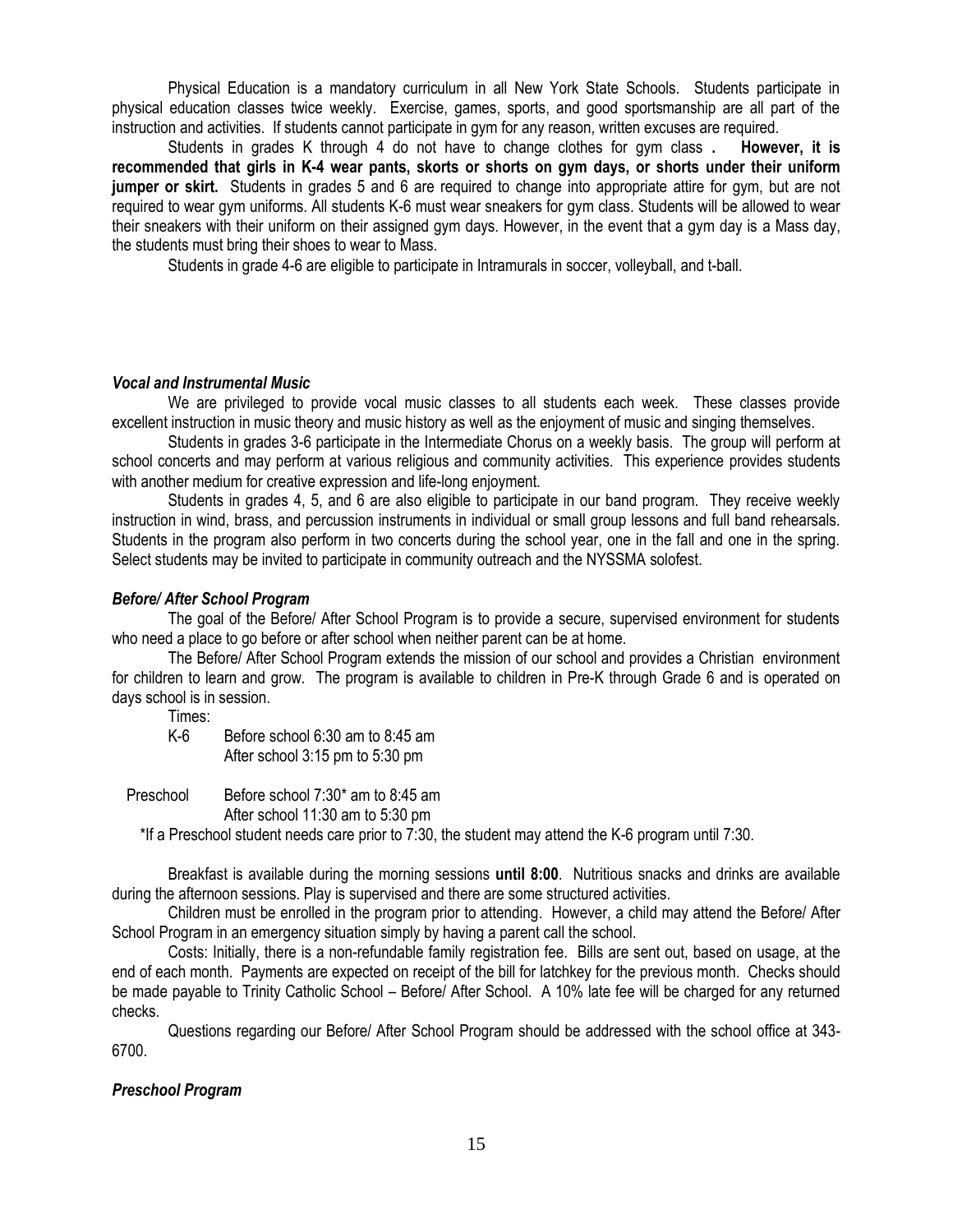Physical Education is a mandatory curriculum in all New York State Schools. Students participate in physical education classes twice weekly. Exercise, games, sports, and good sportsmanship are all part of the instruction and activities. If students cannot participate in gym for any reason, written excuses are required.

Students in grades K through 4 do not have to change clothes for gym class . **However, it is recommended that girls in K-4 wear pants, skorts or shorts on gym days, or shorts under their uniform jumper or skirt.** Students in grades 5 and 6 are required to change into appropriate attire for gym, but are not required to wear gym uniforms. All students K-6 must wear sneakers for gym class. Students will be allowed to wear their sneakers with their uniform on their assigned gym days. However, in the event that a gym day is a Mass day, the students must bring their shoes to wear to Mass.

Students in grade 4-6 are eligible to participate in Intramurals in soccer, volleyball, and t-ball.

### *Vocal and Instrumental Music*

We are privileged to provide vocal music classes to all students each week. These classes provide excellent instruction in music theory and music history as well as the enjoyment of music and singing themselves.

Students in grades 3-6 participate in the Intermediate Chorus on a weekly basis. The group will perform at school concerts and may perform at various religious and community activities. This experience provides students with another medium for creative expression and life-long enjoyment.

Students in grades 4, 5, and 6 are also eligible to participate in our band program. They receive weekly instruction in wind, brass, and percussion instruments in individual or small group lessons and full band rehearsals. Students in the program also perform in two concerts during the school year, one in the fall and one in the spring. Select students may be invited to participate in community outreach and the NYSSMA solofest.

### *Before/ After School Program*

The goal of the Before/ After School Program is to provide a secure, supervised environment for students who need a place to go before or after school when neither parent can be at home.

The Before/ After School Program extends the mission of our school and provides a Christian environment for children to learn and grow. The program is available to children in Pre-K through Grade 6 and is operated on days school is in session.

Times:

K-6 Before school 6:30 am to 8:45 am
After school 3:15 pm to 5:30 pm

Preschool Before school 7:30* am to 8:45 am
After school 11:30 am to 5:30 pm

*If a Preschool student needs care prior to 7:30, the student may attend the K-6 program until 7:30.

Breakfast is available during the morning sessions **until 8:00**. Nutritious snacks and drinks are available during the afternoon sessions. Play is supervised and there are some structured activities.

Children must be enrolled in the program prior to attending. However, a child may attend the Before/ After School Program in an emergency situation simply by having a parent call the school.

Costs: Initially, there is a non-refundable family registration fee. Bills are sent out, based on usage, at the end of each month. Payments are expected on receipt of the bill for latchkey for the previous month. Checks should be made payable to Trinity Catholic School – Before/ After School. A 10% late fee will be charged for any returned checks.

Questions regarding our Before/ After School Program should be addressed with the school office at 343-6700.

### *Preschool Program*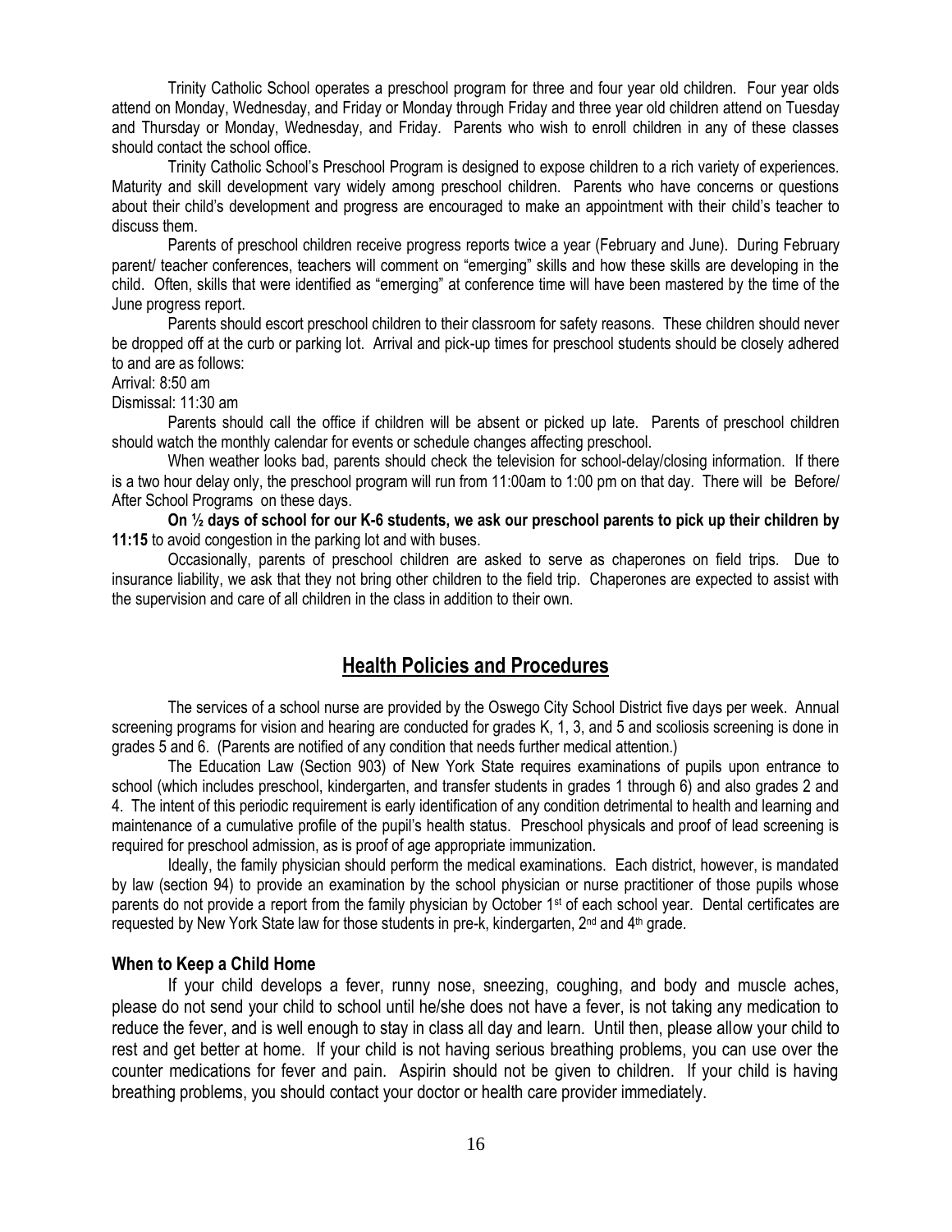Trinity Catholic School operates a preschool program for three and four year old children. Four year olds attend on Monday, Wednesday, and Friday or Monday through Friday and three year old children attend on Tuesday and Thursday or Monday, Wednesday, and Friday. Parents who wish to enroll children in any of these classes should contact the school office.

Trinity Catholic School's Preschool Program is designed to expose children to a rich variety of experiences. Maturity and skill development vary widely among preschool children. Parents who have concerns or questions about their child's development and progress are encouraged to make an appointment with their child's teacher to discuss them.

Parents of preschool children receive progress reports twice a year (February and June). During February parent/ teacher conferences, teachers will comment on "emerging" skills and how these skills are developing in the child. Often, skills that were identified as "emerging" at conference time will have been mastered by the time of the June progress report.

Parents should escort preschool children to their classroom for safety reasons. These children should never be dropped off at the curb or parking lot. Arrival and pick-up times for preschool students should be closely adhered to and are as follows:

Arrival: 8:50 am

Dismissal: 11:30 am

Parents should call the office if children will be absent or picked up late. Parents of preschool children should watch the monthly calendar for events or schedule changes affecting preschool.

When weather looks bad, parents should check the television for school-delay/closing information. If there is a two hour delay only, the preschool program will run from 11:00am to 1:00 pm on that day. There will be Before/ After School Programs on these days.

**On ½ days of school for our K-6 students, we ask our preschool parents to pick up their children by 11:15** to avoid congestion in the parking lot and with buses.

Occasionally, parents of preschool children are asked to serve as chaperones on field trips. Due to insurance liability, we ask that they not bring other children to the field trip. Chaperones are expected to assist with the supervision and care of all children in the class in addition to their own.

## Health Policies and Procedures

The services of a school nurse are provided by the Oswego City School District five days per week. Annual screening programs for vision and hearing are conducted for grades K, 1, 3, and 5 and scoliosis screening is done in grades 5 and 6. (Parents are notified of any condition that needs further medical attention.)

The Education Law (Section 903) of New York State requires examinations of pupils upon entrance to school (which includes preschool, kindergarten, and transfer students in grades 1 through 6) and also grades 2 and 4. The intent of this periodic requirement is early identification of any condition detrimental to health and learning and maintenance of a cumulative profile of the pupil's health status. Preschool physicals and proof of lead screening is required for preschool admission, as is proof of age appropriate immunization.

Ideally, the family physician should perform the medical examinations. Each district, however, is mandated by law (section 94) to provide an examination by the school physician or nurse practitioner of those pupils whose parents do not provide a report from the family physician by October 1st of each school year. Dental certificates are requested by New York State law for those students in pre-k, kindergarten, 2nd and 4th grade.

### When to Keep a Child Home

If your child develops a fever, runny nose, sneezing, coughing, and body and muscle aches, please do not send your child to school until he/she does not have a fever, is not taking any medication to reduce the fever, and is well enough to stay in class all day and learn. Until then, please allow your child to rest and get better at home. If your child is not having serious breathing problems, you can use over the counter medications for fever and pain. Aspirin should not be given to children. If your child is having breathing problems, you should contact your doctor or health care provider immediately.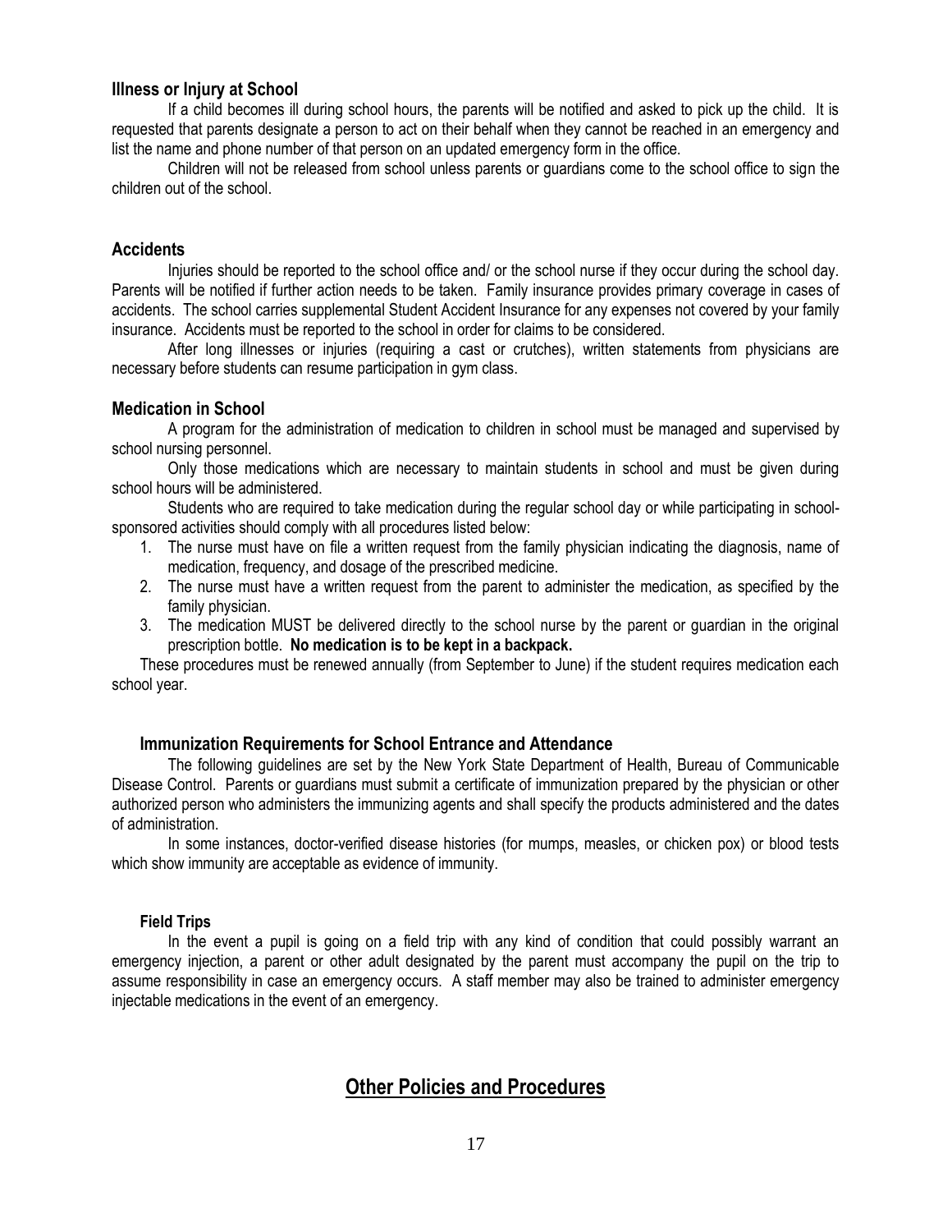### Illness or Injury at School

If a child becomes ill during school hours, the parents will be notified and asked to pick up the child. It is requested that parents designate a person to act on their behalf when they cannot be reached in an emergency and list the name and phone number of that person on an updated emergency form in the office.

Children will not be released from school unless parents or guardians come to the school office to sign the children out of the school.

### Accidents

Injuries should be reported to the school office and/ or the school nurse if they occur during the school day. Parents will be notified if further action needs to be taken. Family insurance provides primary coverage in cases of accidents. The school carries supplemental Student Accident Insurance for any expenses not covered by your family insurance. Accidents must be reported to the school in order for claims to be considered.

After long illnesses or injuries (requiring a cast or crutches), written statements from physicians are necessary before students can resume participation in gym class.

### Medication in School

A program for the administration of medication to children in school must be managed and supervised by school nursing personnel.

Only those medications which are necessary to maintain students in school and must be given during school hours will be administered.

Students who are required to take medication during the regular school day or while participating in school-sponsored activities should comply with all procedures listed below:

1. The nurse must have on file a written request from the family physician indicating the diagnosis, name of medication, frequency, and dosage of the prescribed medicine.
2. The nurse must have a written request from the parent to administer the medication, as specified by the family physician.
3. The medication MUST be delivered directly to the school nurse by the parent or guardian in the original prescription bottle. **No medication is to be kept in a backpack.**

These procedures must be renewed annually (from September to June) if the student requires medication each school year.

### Immunization Requirements for School Entrance and Attendance

The following guidelines are set by the New York State Department of Health, Bureau of Communicable Disease Control. Parents or guardians must submit a certificate of immunization prepared by the physician or other authorized person who administers the immunizing agents and shall specify the products administered and the dates of administration.

In some instances, doctor-verified disease histories (for mumps, measles, or chicken pox) or blood tests which show immunity are acceptable as evidence of immunity.

#### Field Trips

In the event a pupil is going on a field trip with any kind of condition that could possibly warrant an emergency injection, a parent or other adult designated by the parent must accompany the pupil on the trip to assume responsibility in case an emergency occurs. A staff member may also be trained to administer emergency injectable medications in the event of an emergency.

## Other Policies and Procedures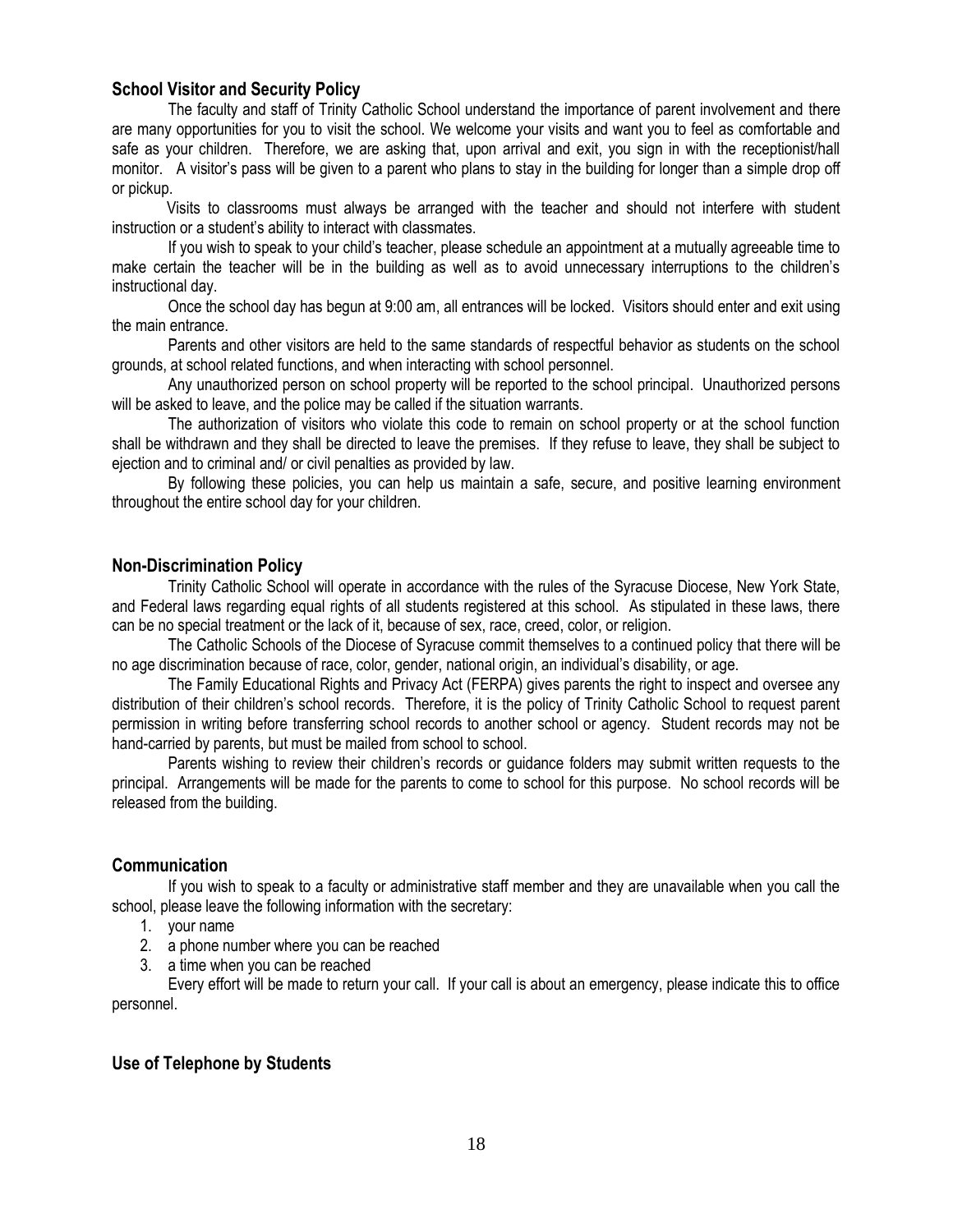### School Visitor and Security Policy

The faculty and staff of Trinity Catholic School understand the importance of parent involvement and there are many opportunities for you to visit the school. We welcome your visits and want you to feel as comfortable and safe as your children. Therefore, we are asking that, upon arrival and exit, you sign in with the receptionist/hall monitor. A visitor's pass will be given to a parent who plans to stay in the building for longer than a simple drop off or pickup.

Visits to classrooms must always be arranged with the teacher and should not interfere with student instruction or a student's ability to interact with classmates.

If you wish to speak to your child's teacher, please schedule an appointment at a mutually agreeable time to make certain the teacher will be in the building as well as to avoid unnecessary interruptions to the children's instructional day.

Once the school day has begun at 9:00 am, all entrances will be locked. Visitors should enter and exit using the main entrance.

Parents and other visitors are held to the same standards of respectful behavior as students on the school grounds, at school related functions, and when interacting with school personnel.

Any unauthorized person on school property will be reported to the school principal. Unauthorized persons will be asked to leave, and the police may be called if the situation warrants.

The authorization of visitors who violate this code to remain on school property or at the school function shall be withdrawn and they shall be directed to leave the premises. If they refuse to leave, they shall be subject to ejection and to criminal and/ or civil penalties as provided by law.

By following these policies, you can help us maintain a safe, secure, and positive learning environment throughout the entire school day for your children.

### Non-Discrimination Policy

Trinity Catholic School will operate in accordance with the rules of the Syracuse Diocese, New York State, and Federal laws regarding equal rights of all students registered at this school. As stipulated in these laws, there can be no special treatment or the lack of it, because of sex, race, creed, color, or religion.

The Catholic Schools of the Diocese of Syracuse commit themselves to a continued policy that there will be no age discrimination because of race, color, gender, national origin, an individual's disability, or age.

The Family Educational Rights and Privacy Act (FERPA) gives parents the right to inspect and oversee any distribution of their children's school records. Therefore, it is the policy of Trinity Catholic School to request parent permission in writing before transferring school records to another school or agency. Student records may not be hand-carried by parents, but must be mailed from school to school.

Parents wishing to review their children's records or guidance folders may submit written requests to the principal. Arrangements will be made for the parents to come to school for this purpose. No school records will be released from the building.

### Communication

If you wish to speak to a faculty or administrative staff member and they are unavailable when you call the school, please leave the following information with the secretary:

1. your name
2. a phone number where you can be reached
3. a time when you can be reached

Every effort will be made to return your call. If your call is about an emergency, please indicate this to office personnel.

### Use of Telephone by Students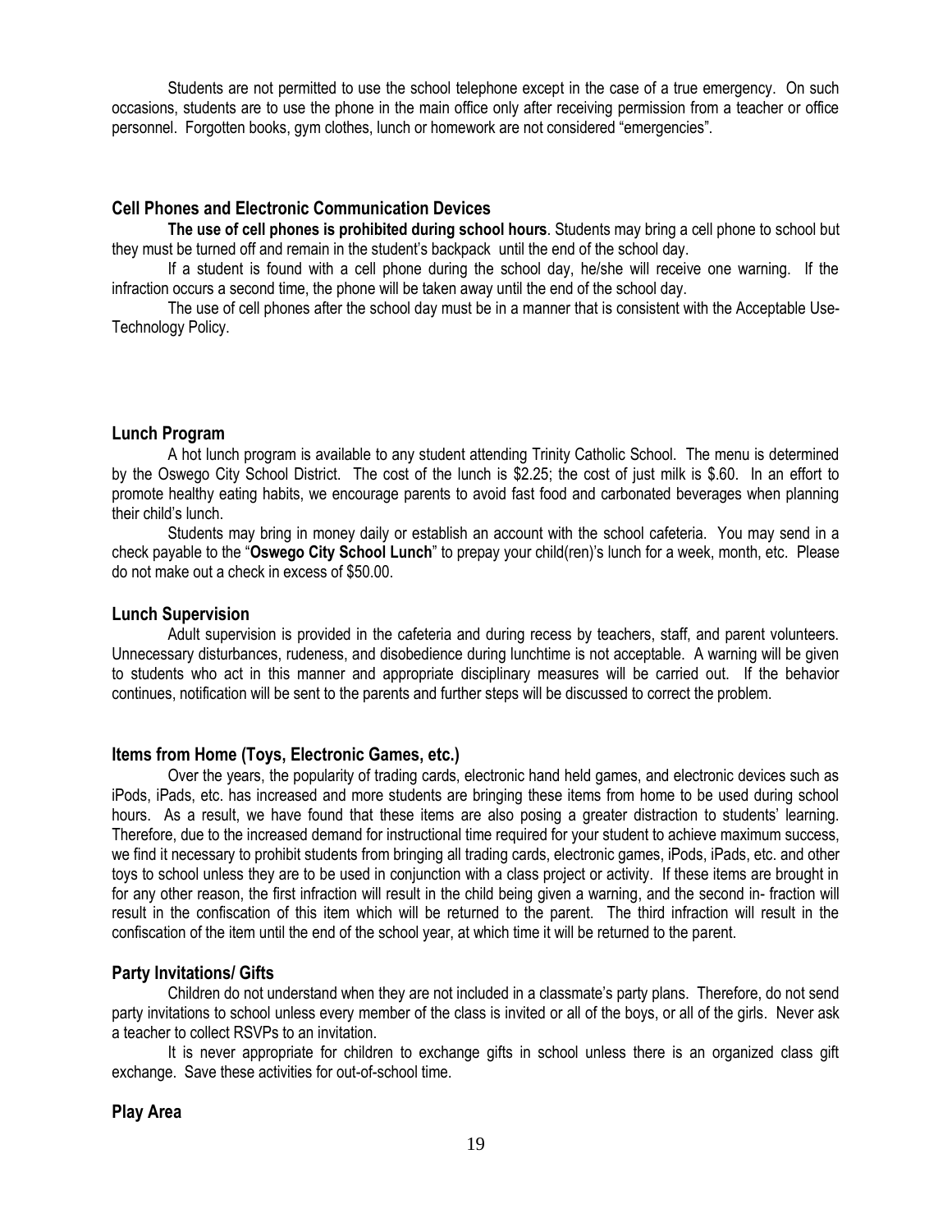Students are not permitted to use the school telephone except in the case of a true emergency. On such occasions, students are to use the phone in the main office only after receiving permission from a teacher or office personnel. Forgotten books, gym clothes, lunch or homework are not considered "emergencies".

### Cell Phones and Electronic Communication Devices

**The use of cell phones is prohibited during school hours**. Students may bring a cell phone to school but they must be turned off and remain in the student's backpack until the end of the school day.

If a student is found with a cell phone during the school day, he/she will receive one warning. If the infraction occurs a second time, the phone will be taken away until the end of the school day.

The use of cell phones after the school day must be in a manner that is consistent with the Acceptable Use-Technology Policy.

### Lunch Program

A hot lunch program is available to any student attending Trinity Catholic School. The menu is determined by the Oswego City School District. The cost of the lunch is $2.25; the cost of just milk is $.60. In an effort to promote healthy eating habits, we encourage parents to avoid fast food and carbonated beverages when planning their child's lunch.

Students may bring in money daily or establish an account with the school cafeteria. You may send in a check payable to the "**Oswego City School Lunch**" to prepay your child(ren)'s lunch for a week, month, etc. Please do not make out a check in excess of $50.00.

### Lunch Supervision

Adult supervision is provided in the cafeteria and during recess by teachers, staff, and parent volunteers. Unnecessary disturbances, rudeness, and disobedience during lunchtime is not acceptable. A warning will be given to students who act in this manner and appropriate disciplinary measures will be carried out. If the behavior continues, notification will be sent to the parents and further steps will be discussed to correct the problem.

### Items from Home (Toys, Electronic Games, etc.)

Over the years, the popularity of trading cards, electronic hand held games, and electronic devices such as iPods, iPads, etc. has increased and more students are bringing these items from home to be used during school hours. As a result, we have found that these items are also posing a greater distraction to students' learning. Therefore, due to the increased demand for instructional time required for your student to achieve maximum success, we find it necessary to prohibit students from bringing all trading cards, electronic games, iPods, iPads, etc. and other toys to school unless they are to be used in conjunction with a class project or activity. If these items are brought in for any other reason, the first infraction will result in the child being given a warning, and the second in- fraction will result in the confiscation of this item which will be returned to the parent. The third infraction will result in the confiscation of the item until the end of the school year, at which time it will be returned to the parent.

### Party Invitations/ Gifts

Children do not understand when they are not included in a classmate's party plans. Therefore, do not send party invitations to school unless every member of the class is invited or all of the boys, or all of the girls. Never ask a teacher to collect RSVPs to an invitation.

It is never appropriate for children to exchange gifts in school unless there is an organized class gift exchange. Save these activities for out-of-school time.

### Play Area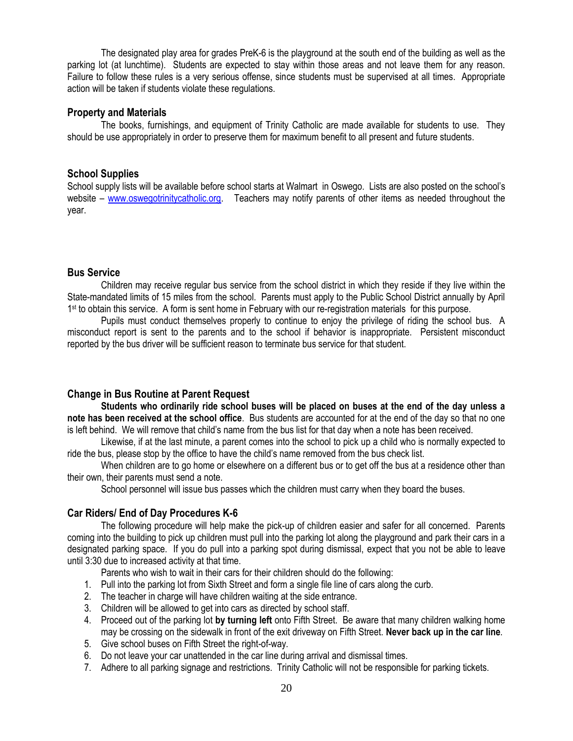The designated play area for grades PreK-6 is the playground at the south end of the building as well as the parking lot (at lunchtime). Students are expected to stay within those areas and not leave them for any reason. Failure to follow these rules is a very serious offense, since students must be supervised at all times. Appropriate action will be taken if students violate these regulations.

### Property and Materials

The books, furnishings, and equipment of Trinity Catholic are made available for students to use. They should be use appropriately in order to preserve them for maximum benefit to all present and future students.

### School Supplies

School supply lists will be available before school starts at Walmart in Oswego. Lists are also posted on the school's website – [www.oswegotrinitycatholic.org](http://www.oswegotrinitycatholic.org). Teachers may notify parents of other items as needed throughout the year.

### Bus Service

Children may receive regular bus service from the school district in which they reside if they live within the State-mandated limits of 15 miles from the school. Parents must apply to the Public School District annually by April 1st to obtain this service. A form is sent home in February with our re-registration materials for this purpose.

Pupils must conduct themselves properly to continue to enjoy the privilege of riding the school bus. A misconduct report is sent to the parents and to the school if behavior is inappropriate. Persistent misconduct reported by the bus driver will be sufficient reason to terminate bus service for that student.

### Change in Bus Routine at Parent Request

**Students who ordinarily ride school buses will be placed on buses at the end of the day unless a note has been received at the school office**. Bus students are accounted for at the end of the day so that no one is left behind. We will remove that child's name from the bus list for that day when a note has been received.

Likewise, if at the last minute, a parent comes into the school to pick up a child who is normally expected to ride the bus, please stop by the office to have the child's name removed from the bus check list.

When children are to go home or elsewhere on a different bus or to get off the bus at a residence other than their own, their parents must send a note.

School personnel will issue bus passes which the children must carry when they board the buses.

### Car Riders/ End of Day Procedures K-6

The following procedure will help make the pick-up of children easier and safer for all concerned. Parents coming into the building to pick up children must pull into the parking lot along the playground and park their cars in a designated parking space. If you do pull into a parking spot during dismissal, expect that you not be able to leave until 3:30 due to increased activity at that time.

Parents who wish to wait in their cars for their children should do the following:

1. Pull into the parking lot from Sixth Street and form a single file line of cars along the curb.
2. The teacher in charge will have children waiting at the side entrance.
3. Children will be allowed to get into cars as directed by school staff.
4. Proceed out of the parking lot **by turning left** onto Fifth Street. Be aware that many children walking home may be crossing on the sidewalk in front of the exit driveway on Fifth Street. **Never back up in the car line**.
5. Give school buses on Fifth Street the right-of-way.
6. Do not leave your car unattended in the car line during arrival and dismissal times.
7. Adhere to all parking signage and restrictions. Trinity Catholic will not be responsible for parking tickets.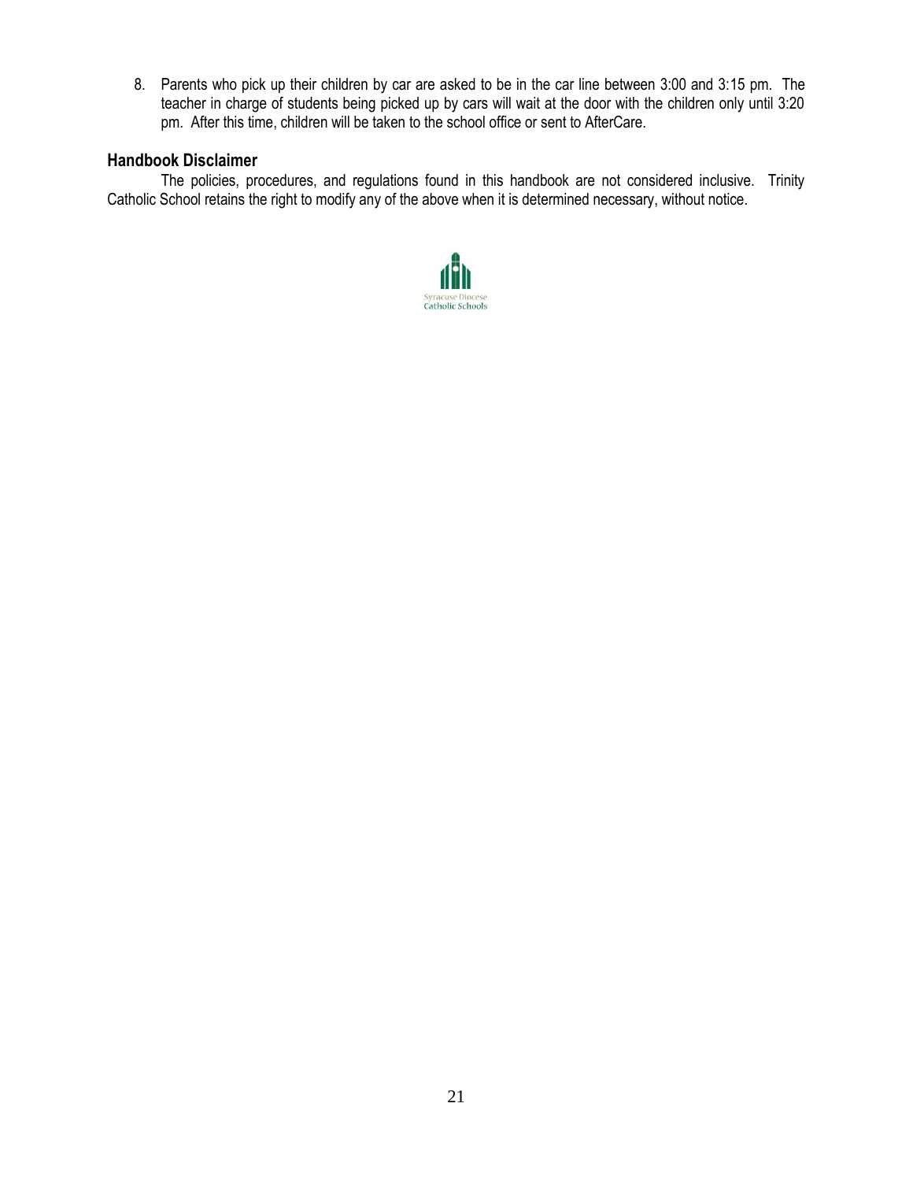8. Parents who pick up their children by car are asked to be in the car line between 3:00 and 3:15 pm. The teacher in charge of students being picked up by cars will wait at the door with the children only until 3:20 pm. After this time, children will be taken to the school office or sent to AfterCare.

## Handbook Disclaimer

The policies, procedures, and regulations found in this handbook are not considered inclusive. Trinity Catholic School retains the right to modify any of the above when it is determined necessary, without notice.

Syracuse Diocese
Catholic Schools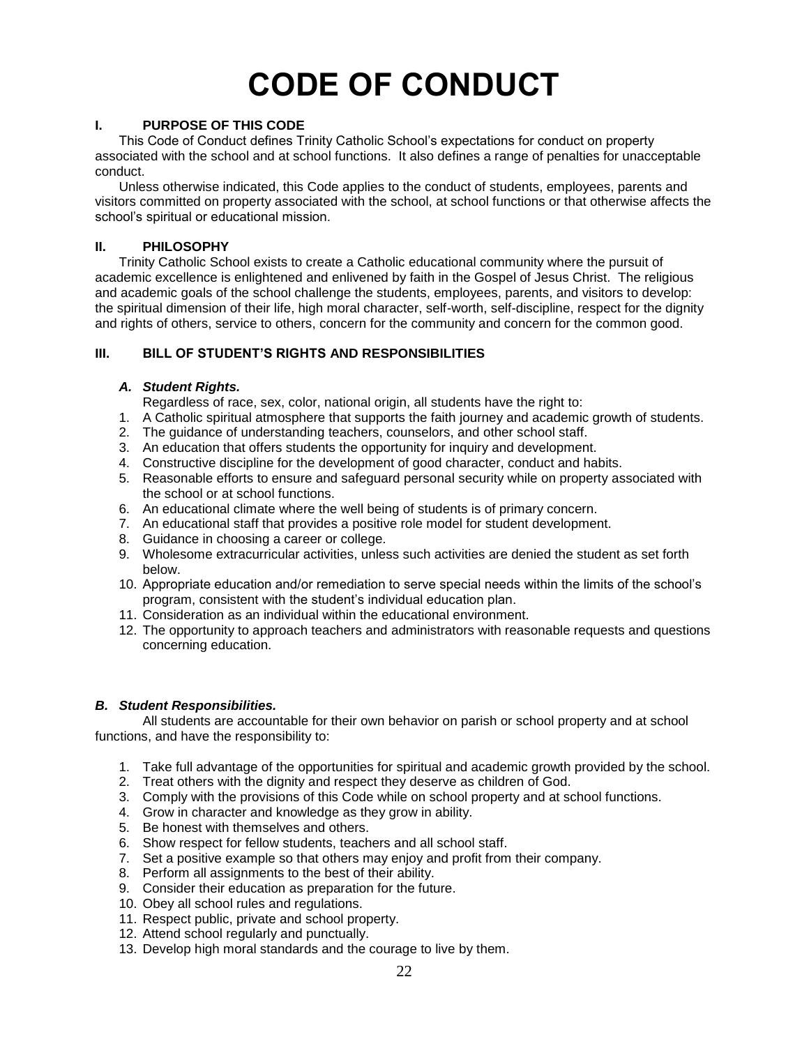# CODE OF CONDUCT

## I. PURPOSE OF THIS CODE

This Code of Conduct defines Trinity Catholic School's expectations for conduct on property associated with the school and at school functions. It also defines a range of penalties for unacceptable conduct.

Unless otherwise indicated, this Code applies to the conduct of students, employees, parents and visitors committed on property associated with the school, at school functions or that otherwise affects the school's spiritual or educational mission.

## II. PHILOSOPHY

Trinity Catholic School exists to create a Catholic educational community where the pursuit of academic excellence is enlightened and enlivened by faith in the Gospel of Jesus Christ. The religious and academic goals of the school challenge the students, employees, parents, and visitors to develop: the spiritual dimension of their life, high moral character, self-worth, self-discipline, respect for the dignity and rights of others, service to others, concern for the community and concern for the common good.

## III. BILL OF STUDENT'S RIGHTS AND RESPONSIBILITIES

### *A. Student Rights.*

Regardless of race, sex, color, national origin, all students have the right to:

1. A Catholic spiritual atmosphere that supports the faith journey and academic growth of students.
2. The guidance of understanding teachers, counselors, and other school staff.
3. An education that offers students the opportunity for inquiry and development.
4. Constructive discipline for the development of good character, conduct and habits.
5. Reasonable efforts to ensure and safeguard personal security while on property associated with the school or at school functions.
6. An educational climate where the well being of students is of primary concern.
7. An educational staff that provides a positive role model for student development.
8. Guidance in choosing a career or college.
9. Wholesome extracurricular activities, unless such activities are denied the student as set forth below.
10. Appropriate education and/or remediation to serve special needs within the limits of the school's program, consistent with the student's individual education plan.
11. Consideration as an individual within the educational environment.
12. The opportunity to approach teachers and administrators with reasonable requests and questions concerning education.

### *B. Student Responsibilities.*

All students are accountable for their own behavior on parish or school property and at school functions, and have the responsibility to:

1. Take full advantage of the opportunities for spiritual and academic growth provided by the school.
2. Treat others with the dignity and respect they deserve as children of God.
3. Comply with the provisions of this Code while on school property and at school functions.
4. Grow in character and knowledge as they grow in ability.
5. Be honest with themselves and others.
6. Show respect for fellow students, teachers and all school staff.
7. Set a positive example so that others may enjoy and profit from their company.
8. Perform all assignments to the best of their ability.
9. Consider their education as preparation for the future.
10. Obey all school rules and regulations.
11. Respect public, private and school property.
12. Attend school regularly and punctually.
13. Develop high moral standards and the courage to live by them.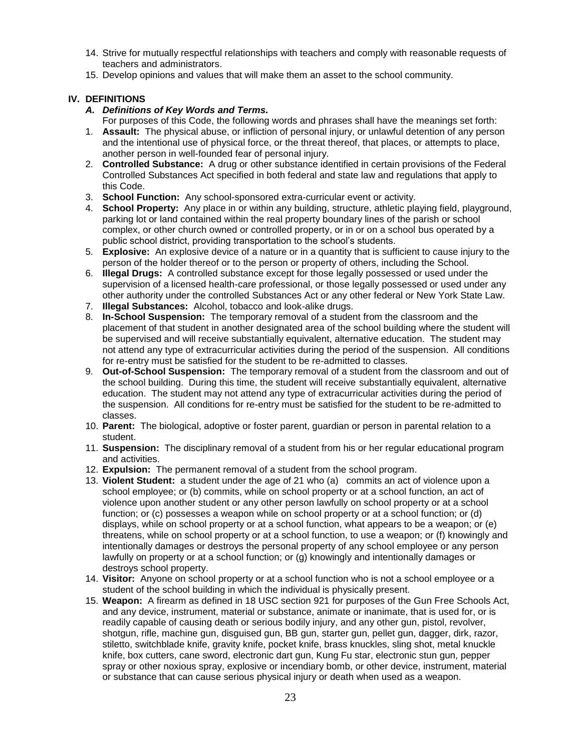14. Strive for mutually respectful relationships with teachers and comply with reasonable requests of teachers and administrators.
15. Develop opinions and values that will make them an asset to the school community.

## IV. DEFINITIONS

### *A. Definitions of Key Words and Terms.*

For purposes of this Code, the following words and phrases shall have the meanings set forth:

1. **Assault:** The physical abuse, or infliction of personal injury, or unlawful detention of any person and the intentional use of physical force, or the threat thereof, that places, or attempts to place, another person in well-founded fear of personal injury.
2. **Controlled Substance:** A drug or other substance identified in certain provisions of the Federal Controlled Substances Act specified in both federal and state law and regulations that apply to this Code.
3. **School Function:** Any school-sponsored extra-curricular event or activity.
4. **School Property:** Any place in or within any building, structure, athletic playing field, playground, parking lot or land contained within the real property boundary lines of the parish or school complex, or other church owned or controlled property, or in or on a school bus operated by a public school district, providing transportation to the school's students.
5. **Explosive:** An explosive device of a nature or in a quantity that is sufficient to cause injury to the person of the holder thereof or to the person or property of others, including the School.
6. **Illegal Drugs:** A controlled substance except for those legally possessed or used under the supervision of a licensed health-care professional, or those legally possessed or used under any other authority under the controlled Substances Act or any other federal or New York State Law.
7. **Illegal Substances:** Alcohol, tobacco and look-alike drugs.
8. **In-School Suspension:** The temporary removal of a student from the classroom and the placement of that student in another designated area of the school building where the student will be supervised and will receive substantially equivalent, alternative education. The student may not attend any type of extracurricular activities during the period of the suspension. All conditions for re-entry must be satisfied for the student to be re-admitted to classes.
9. **Out-of-School Suspension:** The temporary removal of a student from the classroom and out of the school building. During this time, the student will receive substantially equivalent, alternative education. The student may not attend any type of extracurricular activities during the period of the suspension. All conditions for re-entry must be satisfied for the student to be re-admitted to classes.
10. **Parent:** The biological, adoptive or foster parent, guardian or person in parental relation to a student.
11. **Suspension:** The disciplinary removal of a student from his or her regular educational program and activities.
12. **Expulsion:** The permanent removal of a student from the school program.
13. **Violent Student:** a student under the age of 21 who (a) commits an act of violence upon a school employee; or (b) commits, while on school property or at a school function, an act of violence upon another student or any other person lawfully on school property or at a school function; or (c) possesses a weapon while on school property or at a school function; or (d) displays, while on school property or at a school function, what appears to be a weapon; or (e) threatens, while on school property or at a school function, to use a weapon; or (f) knowingly and intentionally damages or destroys the personal property of any school employee or any person lawfully on property or at a school function; or (g) knowingly and intentionally damages or destroys school property.
14. **Visitor:** Anyone on school property or at a school function who is not a school employee or a student of the school building in which the individual is physically present.
15. **Weapon:** A firearm as defined in 18 USC section 921 for purposes of the Gun Free Schools Act, and any device, instrument, material or substance, animate or inanimate, that is used for, or is readily capable of causing death or serious bodily injury, and any other gun, pistol, revolver, shotgun, rifle, machine gun, disguised gun, BB gun, starter gun, pellet gun, dagger, dirk, razor, stiletto, switchblade knife, gravity knife, pocket knife, brass knuckles, sling shot, metal knuckle knife, box cutters, cane sword, electronic dart gun, Kung Fu star, electronic stun gun, pepper spray or other noxious spray, explosive or incendiary bomb, or other device, instrument, material or substance that can cause serious physical injury or death when used as a weapon.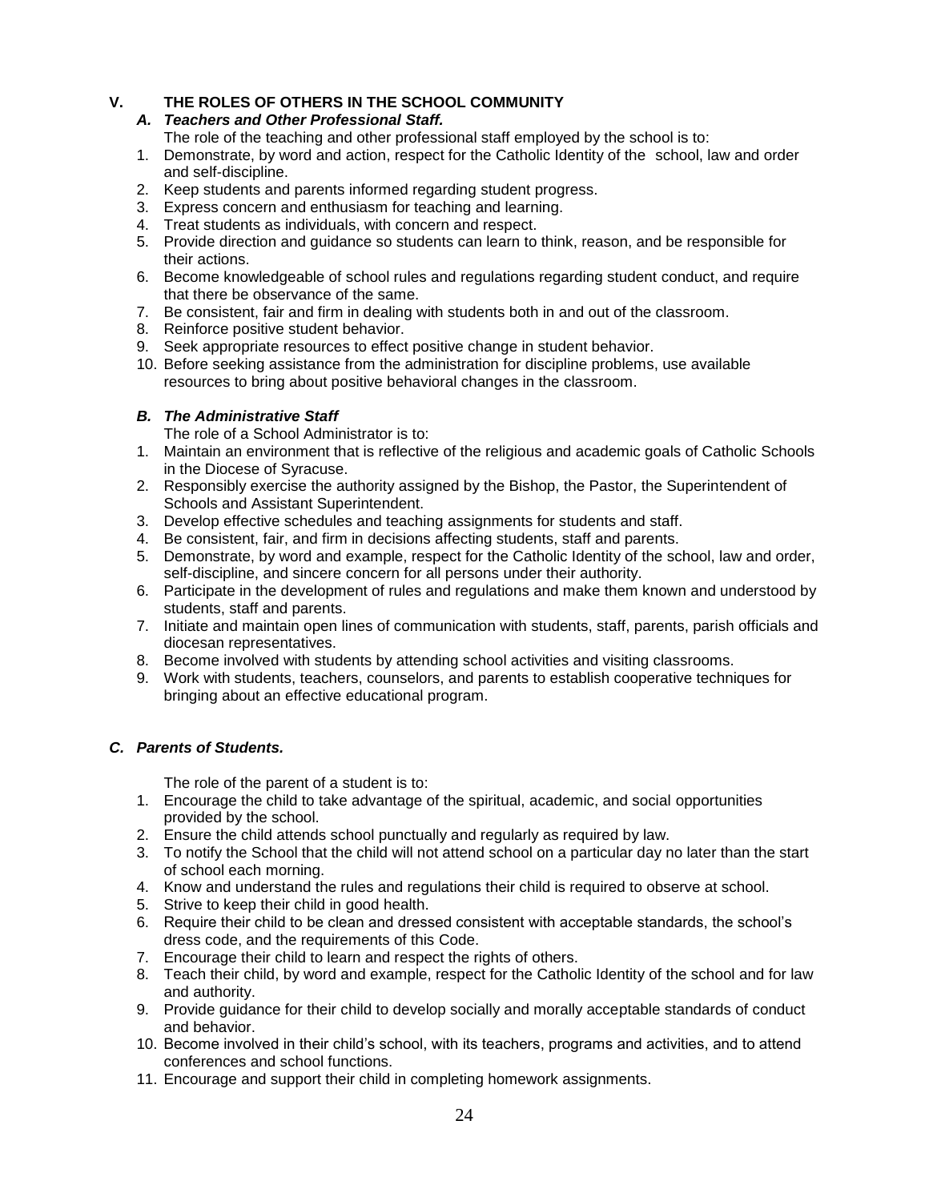## V. THE ROLES OF OTHERS IN THE SCHOOL COMMUNITY

### *A. Teachers and Other Professional Staff.*

The role of the teaching and other professional staff employed by the school is to:

1. Demonstrate, by word and action, respect for the Catholic Identity of the school, law and order and self-discipline.
2. Keep students and parents informed regarding student progress.
3. Express concern and enthusiasm for teaching and learning.
4. Treat students as individuals, with concern and respect.
5. Provide direction and guidance so students can learn to think, reason, and be responsible for their actions.
6. Become knowledgeable of school rules and regulations regarding student conduct, and require that there be observance of the same.
7. Be consistent, fair and firm in dealing with students both in and out of the classroom.
8. Reinforce positive student behavior.
9. Seek appropriate resources to effect positive change in student behavior.
10. Before seeking assistance from the administration for discipline problems, use available resources to bring about positive behavioral changes in the classroom.

### *B. The Administrative Staff*

The role of a School Administrator is to:

1. Maintain an environment that is reflective of the religious and academic goals of Catholic Schools in the Diocese of Syracuse.
2. Responsibly exercise the authority assigned by the Bishop, the Pastor, the Superintendent of Schools and Assistant Superintendent.
3. Develop effective schedules and teaching assignments for students and staff.
4. Be consistent, fair, and firm in decisions affecting students, staff and parents.
5. Demonstrate, by word and example, respect for the Catholic Identity of the school, law and order, self-discipline, and sincere concern for all persons under their authority.
6. Participate in the development of rules and regulations and make them known and understood by students, staff and parents.
7. Initiate and maintain open lines of communication with students, staff, parents, parish officials and diocesan representatives.
8. Become involved with students by attending school activities and visiting classrooms.
9. Work with students, teachers, counselors, and parents to establish cooperative techniques for bringing about an effective educational program.

### *C. Parents of Students.*

The role of the parent of a student is to:

1. Encourage the child to take advantage of the spiritual, academic, and social opportunities provided by the school.
2. Ensure the child attends school punctually and regularly as required by law.
3. To notify the School that the child will not attend school on a particular day no later than the start of school each morning.
4. Know and understand the rules and regulations their child is required to observe at school.
5. Strive to keep their child in good health.
6. Require their child to be clean and dressed consistent with acceptable standards, the school's dress code, and the requirements of this Code.
7. Encourage their child to learn and respect the rights of others.
8. Teach their child, by word and example, respect for the Catholic Identity of the school and for law and authority.
9. Provide guidance for their child to develop socially and morally acceptable standards of conduct and behavior.
10. Become involved in their child's school, with its teachers, programs and activities, and to attend conferences and school functions.
11. Encourage and support their child in completing homework assignments.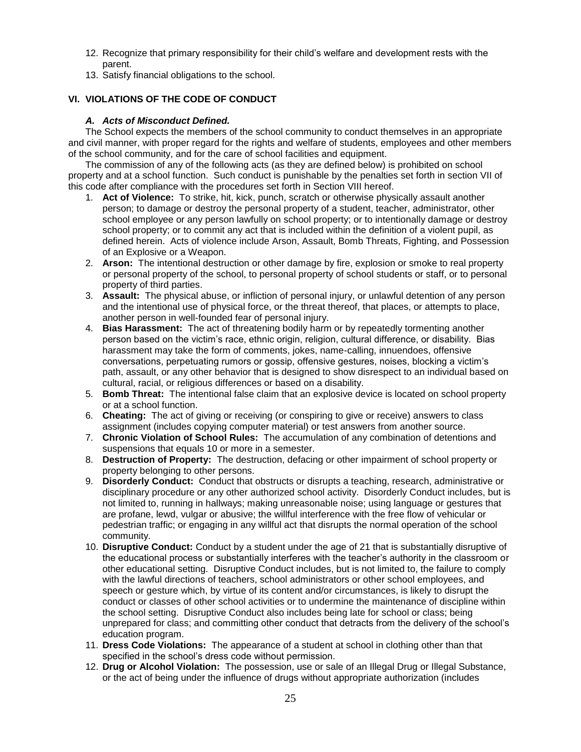12. Recognize that primary responsibility for their child's welfare and development rests with the parent.
13. Satisfy financial obligations to the school.

## VI. VIOLATIONS OF THE CODE OF CONDUCT

### *A. Acts of Misconduct Defined.*

The School expects the members of the school community to conduct themselves in an appropriate and civil manner, with proper regard for the rights and welfare of students, employees and other members of the school community, and for the care of school facilities and equipment.

The commission of any of the following acts (as they are defined below) is prohibited on school property and at a school function. Such conduct is punishable by the penalties set forth in section VII of this code after compliance with the procedures set forth in Section VIII hereof.

1. **Act of Violence:** To strike, hit, kick, punch, scratch or otherwise physically assault another person; to damage or destroy the personal property of a student, teacher, administrator, other school employee or any person lawfully on school property; or to intentionally damage or destroy school property; or to commit any act that is included within the definition of a violent pupil, as defined herein. Acts of violence include Arson, Assault, Bomb Threats, Fighting, and Possession of an Explosive or a Weapon.
2. **Arson:** The intentional destruction or other damage by fire, explosion or smoke to real property or personal property of the school, to personal property of school students or staff, or to personal property of third parties.
3. **Assault:** The physical abuse, or infliction of personal injury, or unlawful detention of any person and the intentional use of physical force, or the threat thereof, that places, or attempts to place, another person in well-founded fear of personal injury.
4. **Bias Harassment:** The act of threatening bodily harm or by repeatedly tormenting another person based on the victim's race, ethnic origin, religion, cultural difference, or disability. Bias harassment may take the form of comments, jokes, name-calling, innuendoes, offensive conversations, perpetuating rumors or gossip, offensive gestures, noises, blocking a victim's path, assault, or any other behavior that is designed to show disrespect to an individual based on cultural, racial, or religious differences or based on a disability.
5. **Bomb Threat:** The intentional false claim that an explosive device is located on school property or at a school function.
6. **Cheating:** The act of giving or receiving (or conspiring to give or receive) answers to class assignment (includes copying computer material) or test answers from another source.
7. **Chronic Violation of School Rules:** The accumulation of any combination of detentions and suspensions that equals 10 or more in a semester.
8. **Destruction of Property:** The destruction, defacing or other impairment of school property or property belonging to other persons.
9. **Disorderly Conduct:** Conduct that obstructs or disrupts a teaching, research, administrative or disciplinary procedure or any other authorized school activity. Disorderly Conduct includes, but is not limited to, running in hallways; making unreasonable noise; using language or gestures that are profane, lewd, vulgar or abusive; the willful interference with the free flow of vehicular or pedestrian traffic; or engaging in any willful act that disrupts the normal operation of the school community.
10. **Disruptive Conduct:** Conduct by a student under the age of 21 that is substantially disruptive of the educational process or substantially interferes with the teacher's authority in the classroom or other educational setting. Disruptive Conduct includes, but is not limited to, the failure to comply with the lawful directions of teachers, school administrators or other school employees, and speech or gesture which, by virtue of its content and/or circumstances, is likely to disrupt the conduct or classes of other school activities or to undermine the maintenance of discipline within the school setting. Disruptive Conduct also includes being late for school or class; being unprepared for class; and committing other conduct that detracts from the delivery of the school's education program.
11. **Dress Code Violations:** The appearance of a student at school in clothing other than that specified in the school's dress code without permission.
12. **Drug or Alcohol Violation:** The possession, use or sale of an Illegal Drug or Illegal Substance, or the act of being under the influence of drugs without appropriate authorization (includes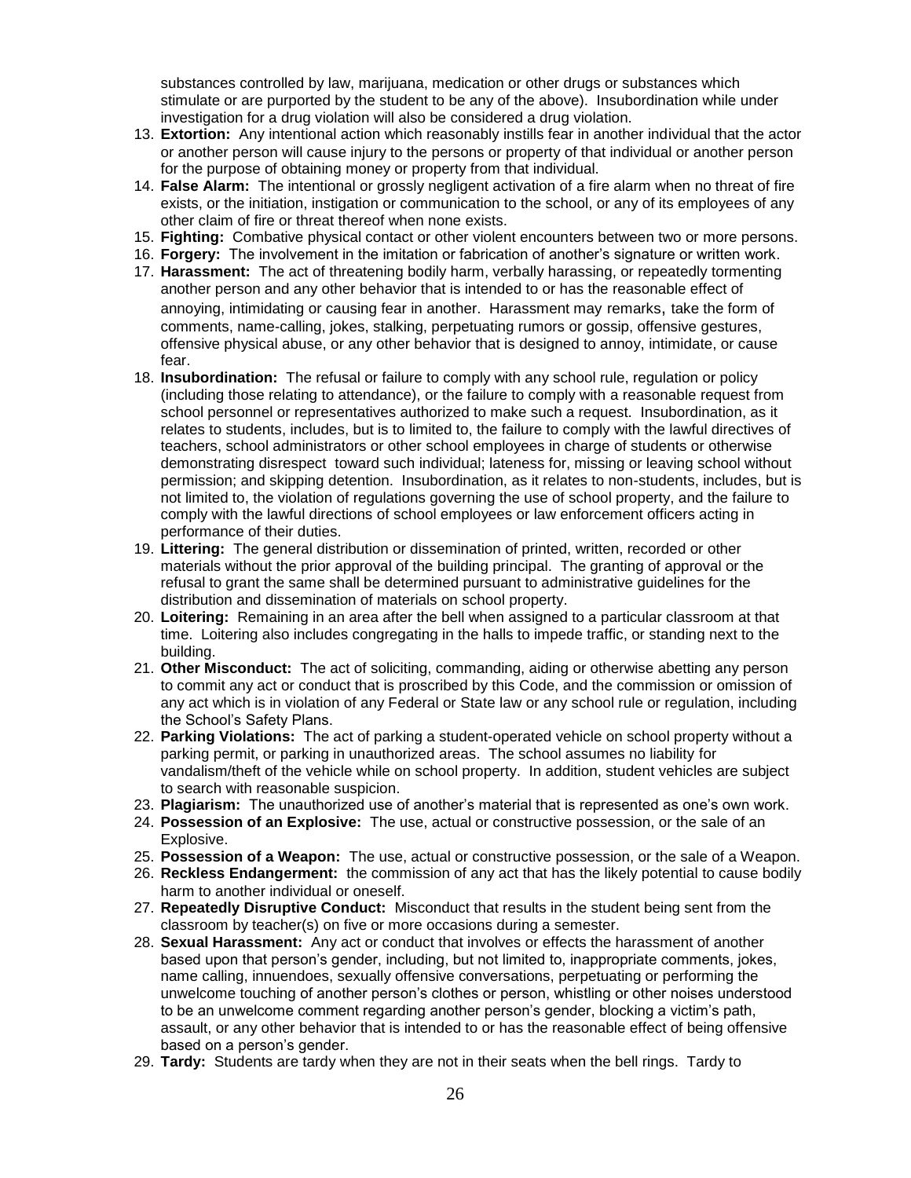substances controlled by law, marijuana, medication or other drugs or substances which stimulate or are purported by the student to be any of the above). Insubordination while under investigation for a drug violation will also be considered a drug violation.

13. **Extortion:** Any intentional action which reasonably instills fear in another individual that the actor or another person will cause injury to the persons or property of that individual or another person for the purpose of obtaining money or property from that individual.
14. **False Alarm:** The intentional or grossly negligent activation of a fire alarm when no threat of fire exists, or the initiation, instigation or communication to the school, or any of its employees of any other claim of fire or threat thereof when none exists.
15. **Fighting:** Combative physical contact or other violent encounters between two or more persons.
16. **Forgery:** The involvement in the imitation or fabrication of another's signature or written work.
17. **Harassment:** The act of threatening bodily harm, verbally harassing, or repeatedly tormenting another person and any other behavior that is intended to or has the reasonable effect of annoying, intimidating or causing fear in another. Harassment may remarks, take the form of comments, name-calling, jokes, stalking, perpetuating rumors or gossip, offensive gestures, offensive physical abuse, or any other behavior that is designed to annoy, intimidate, or cause fear.
18. **Insubordination:** The refusal or failure to comply with any school rule, regulation or policy (including those relating to attendance), or the failure to comply with a reasonable request from school personnel or representatives authorized to make such a request. Insubordination, as it relates to students, includes, but is to limited to, the failure to comply with the lawful directives of teachers, school administrators or other school employees in charge of students or otherwise demonstrating disrespect toward such individual; lateness for, missing or leaving school without permission; and skipping detention. Insubordination, as it relates to non-students, includes, but is not limited to, the violation of regulations governing the use of school property, and the failure to comply with the lawful directions of school employees or law enforcement officers acting in performance of their duties.
19. **Littering:** The general distribution or dissemination of printed, written, recorded or other materials without the prior approval of the building principal. The granting of approval or the refusal to grant the same shall be determined pursuant to administrative guidelines for the distribution and dissemination of materials on school property.
20. **Loitering:** Remaining in an area after the bell when assigned to a particular classroom at that time. Loitering also includes congregating in the halls to impede traffic, or standing next to the building.
21. **Other Misconduct:** The act of soliciting, commanding, aiding or otherwise abetting any person to commit any act or conduct that is proscribed by this Code, and the commission or omission of any act which is in violation of any Federal or State law or any school rule or regulation, including the School's Safety Plans.
22. **Parking Violations:** The act of parking a student-operated vehicle on school property without a parking permit, or parking in unauthorized areas. The school assumes no liability for vandalism/theft of the vehicle while on school property. In addition, student vehicles are subject to search with reasonable suspicion.
23. **Plagiarism:** The unauthorized use of another's material that is represented as one's own work.
24. **Possession of an Explosive:** The use, actual or constructive possession, or the sale of an Explosive.
25. **Possession of a Weapon:** The use, actual or constructive possession, or the sale of a Weapon.
26. **Reckless Endangerment:** the commission of any act that has the likely potential to cause bodily harm to another individual or oneself.
27. **Repeatedly Disruptive Conduct:** Misconduct that results in the student being sent from the classroom by teacher(s) on five or more occasions during a semester.
28. **Sexual Harassment:** Any act or conduct that involves or effects the harassment of another based upon that person's gender, including, but not limited to, inappropriate comments, jokes, name calling, innuendoes, sexually offensive conversations, perpetuating or performing the unwelcome touching of another person's clothes or person, whistling or other noises understood to be an unwelcome comment regarding another person's gender, blocking a victim's path, assault, or any other behavior that is intended to or has the reasonable effect of being offensive based on a person's gender.
29. **Tardy:** Students are tardy when they are not in their seats when the bell rings. Tardy to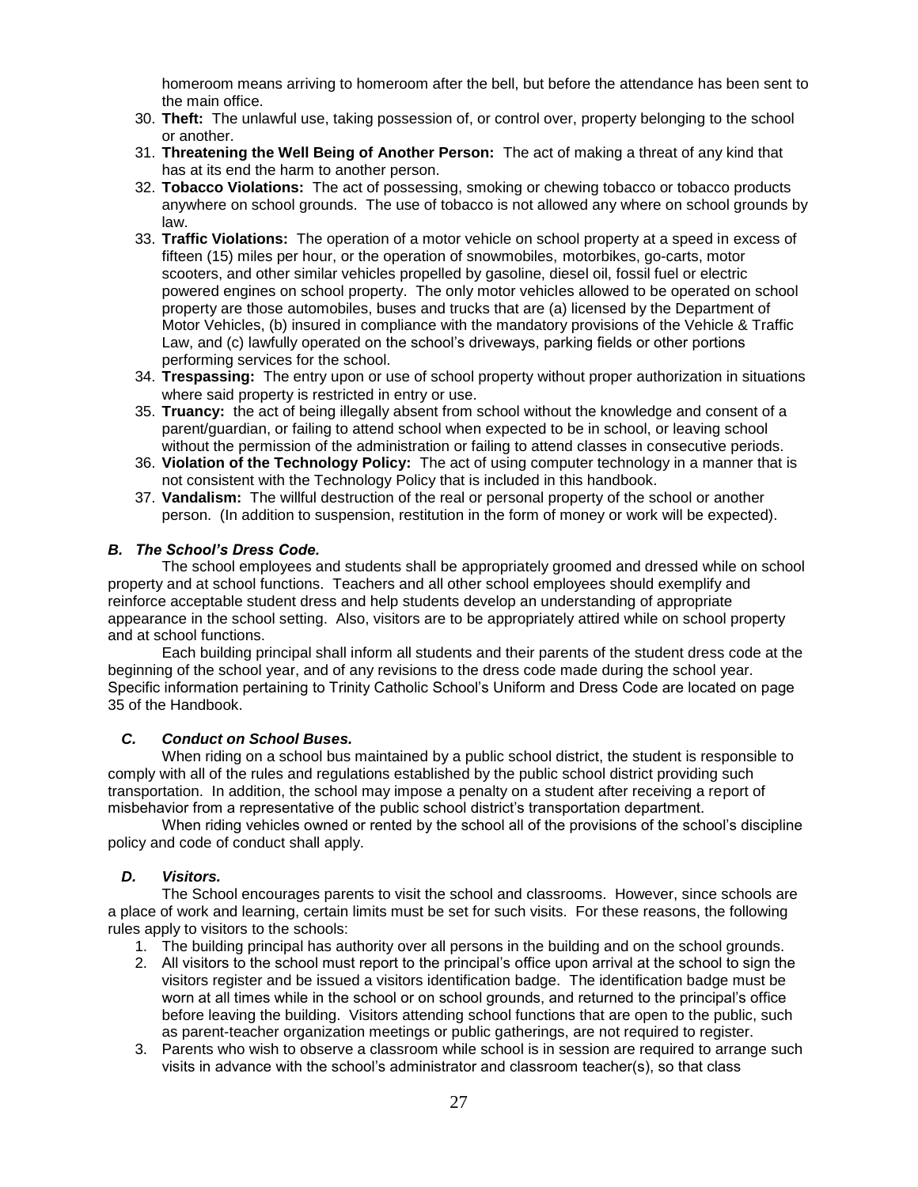homeroom means arriving to homeroom after the bell, but before the attendance has been sent to the main office.

30. **Theft:** The unlawful use, taking possession of, or control over, property belonging to the school or another.
31. **Threatening the Well Being of Another Person:** The act of making a threat of any kind that has at its end the harm to another person.
32. **Tobacco Violations:** The act of possessing, smoking or chewing tobacco or tobacco products anywhere on school grounds. The use of tobacco is not allowed any where on school grounds by law.
33. **Traffic Violations:** The operation of a motor vehicle on school property at a speed in excess of fifteen (15) miles per hour, or the operation of snowmobiles, motorbikes, go-carts, motor scooters, and other similar vehicles propelled by gasoline, diesel oil, fossil fuel or electric powered engines on school property. The only motor vehicles allowed to be operated on school property are those automobiles, buses and trucks that are (a) licensed by the Department of Motor Vehicles, (b) insured in compliance with the mandatory provisions of the Vehicle & Traffic Law, and (c) lawfully operated on the school's driveways, parking fields or other portions performing services for the school.
34. **Trespassing:** The entry upon or use of school property without proper authorization in situations where said property is restricted in entry or use.
35. **Truancy:** the act of being illegally absent from school without the knowledge and consent of a parent/guardian, or failing to attend school when expected to be in school, or leaving school without the permission of the administration or failing to attend classes in consecutive periods.
36. **Violation of the Technology Policy:** The act of using computer technology in a manner that is not consistent with the Technology Policy that is included in this handbook.
37. **Vandalism:** The willful destruction of the real or personal property of the school or another person. (In addition to suspension, restitution in the form of money or work will be expected).

### *B. The School's Dress Code.*

The school employees and students shall be appropriately groomed and dressed while on school property and at school functions. Teachers and all other school employees should exemplify and reinforce acceptable student dress and help students develop an understanding of appropriate appearance in the school setting. Also, visitors are to be appropriately attired while on school property and at school functions.

Each building principal shall inform all students and their parents of the student dress code at the beginning of the school year, and of any revisions to the dress code made during the school year. Specific information pertaining to Trinity Catholic School's Uniform and Dress Code are located on page 35 of the Handbook.

### *C. Conduct on School Buses.*

When riding on a school bus maintained by a public school district, the student is responsible to comply with all of the rules and regulations established by the public school district providing such transportation. In addition, the school may impose a penalty on a student after receiving a report of misbehavior from a representative of the public school district's transportation department.

When riding vehicles owned or rented by the school all of the provisions of the school's discipline policy and code of conduct shall apply.

### *D. Visitors.*

The School encourages parents to visit the school and classrooms. However, since schools are a place of work and learning, certain limits must be set for such visits. For these reasons, the following rules apply to visitors to the schools:

1. The building principal has authority over all persons in the building and on the school grounds.
2. All visitors to the school must report to the principal's office upon arrival at the school to sign the visitors register and be issued a visitors identification badge. The identification badge must be worn at all times while in the school or on school grounds, and returned to the principal's office before leaving the building. Visitors attending school functions that are open to the public, such as parent-teacher organization meetings or public gatherings, are not required to register.
3. Parents who wish to observe a classroom while school is in session are required to arrange such visits in advance with the school's administrator and classroom teacher(s), so that class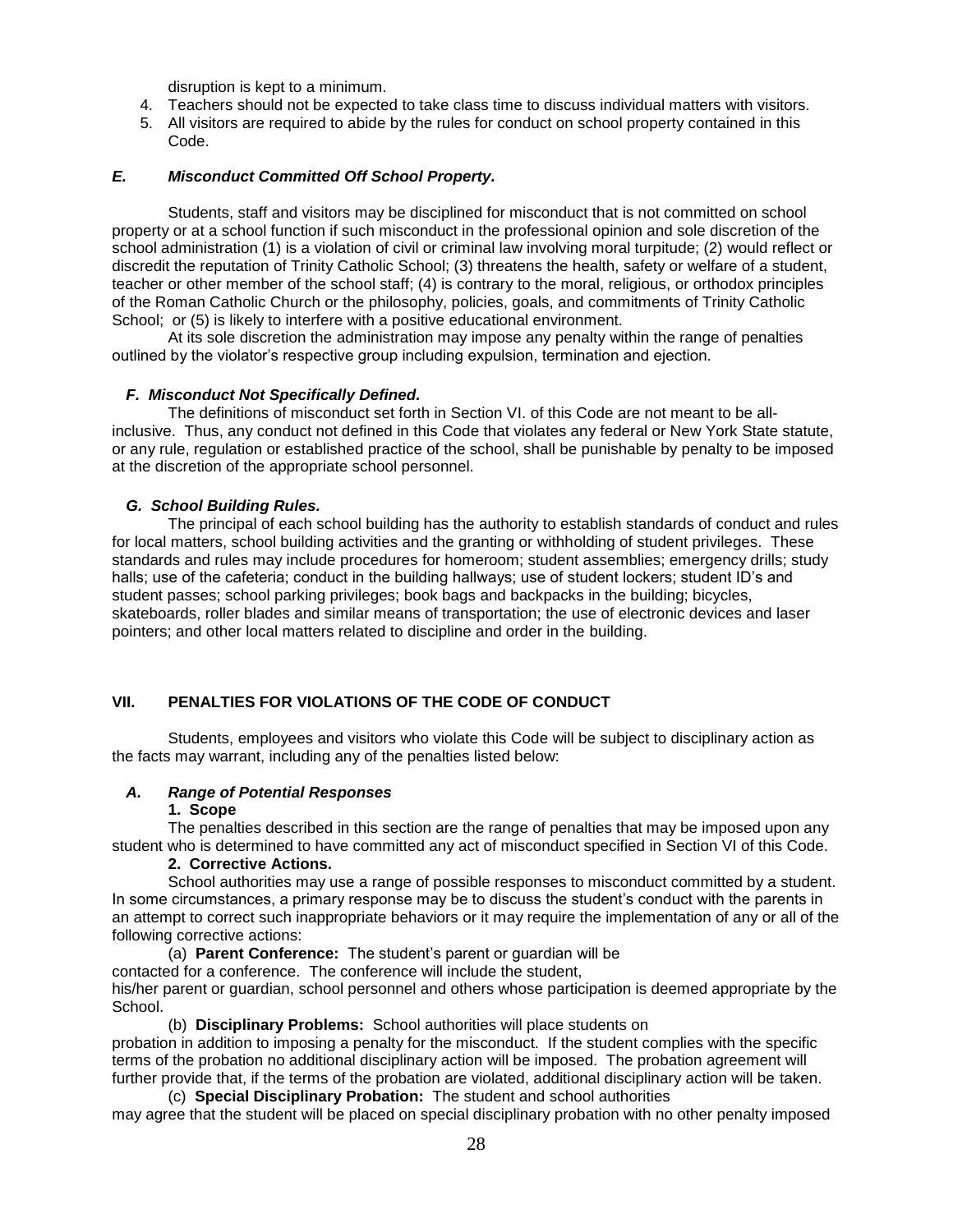disruption is kept to a minimum.

4. Teachers should not be expected to take class time to discuss individual matters with visitors.
5. All visitors are required to abide by the rules for conduct on school property contained in this Code.

### *E. Misconduct Committed Off School Property.*

Students, staff and visitors may be disciplined for misconduct that is not committed on school property or at a school function if such misconduct in the professional opinion and sole discretion of the school administration (1) is a violation of civil or criminal law involving moral turpitude; (2) would reflect or discredit the reputation of Trinity Catholic School; (3) threatens the health, safety or welfare of a student, teacher or other member of the school staff; (4) is contrary to the moral, religious, or orthodox principles of the Roman Catholic Church or the philosophy, policies, goals, and commitments of Trinity Catholic School; or (5) is likely to interfere with a positive educational environment.

At its sole discretion the administration may impose any penalty within the range of penalties outlined by the violator's respective group including expulsion, termination and ejection.

### *F. Misconduct Not Specifically Defined.*

The definitions of misconduct set forth in Section VI. of this Code are not meant to be all-inclusive. Thus, any conduct not defined in this Code that violates any federal or New York State statute, or any rule, regulation or established practice of the school, shall be punishable by penalty to be imposed at the discretion of the appropriate school personnel.

### *G. School Building Rules.*

The principal of each school building has the authority to establish standards of conduct and rules for local matters, school building activities and the granting or withholding of student privileges. These standards and rules may include procedures for homeroom; student assemblies; emergency drills; study halls; use of the cafeteria; conduct in the building hallways; use of student lockers; student ID's and student passes; school parking privileges; book bags and backpacks in the building; bicycles, skateboards, roller blades and similar means of transportation; the use of electronic devices and laser pointers; and other local matters related to discipline and order in the building.

## VII. PENALTIES FOR VIOLATIONS OF THE CODE OF CONDUCT

Students, employees and visitors who violate this Code will be subject to disciplinary action as the facts may warrant, including any of the penalties listed below:

### *A. Range of Potential Responses*

**1. Scope**

The penalties described in this section are the range of penalties that may be imposed upon any student who is determined to have committed any act of misconduct specified in Section VI of this Code.

**2. Corrective Actions.**

School authorities may use a range of possible responses to misconduct committed by a student. In some circumstances, a primary response may be to discuss the student's conduct with the parents in an attempt to correct such inappropriate behaviors or it may require the implementation of any or all of the following corrective actions:

(a) **Parent Conference:** The student's parent or guardian will be contacted for a conference. The conference will include the student, his/her parent or guardian, school personnel and others whose participation is deemed appropriate by the School.

(b) **Disciplinary Problems:** School authorities will place students on probation in addition to imposing a penalty for the misconduct. If the student complies with the specific terms of the probation no additional disciplinary action will be imposed. The probation agreement will further provide that, if the terms of the probation are violated, additional disciplinary action will be taken.

(c) **Special Disciplinary Probation:** The student and school authorities may agree that the student will be placed on special disciplinary probation with no other penalty imposed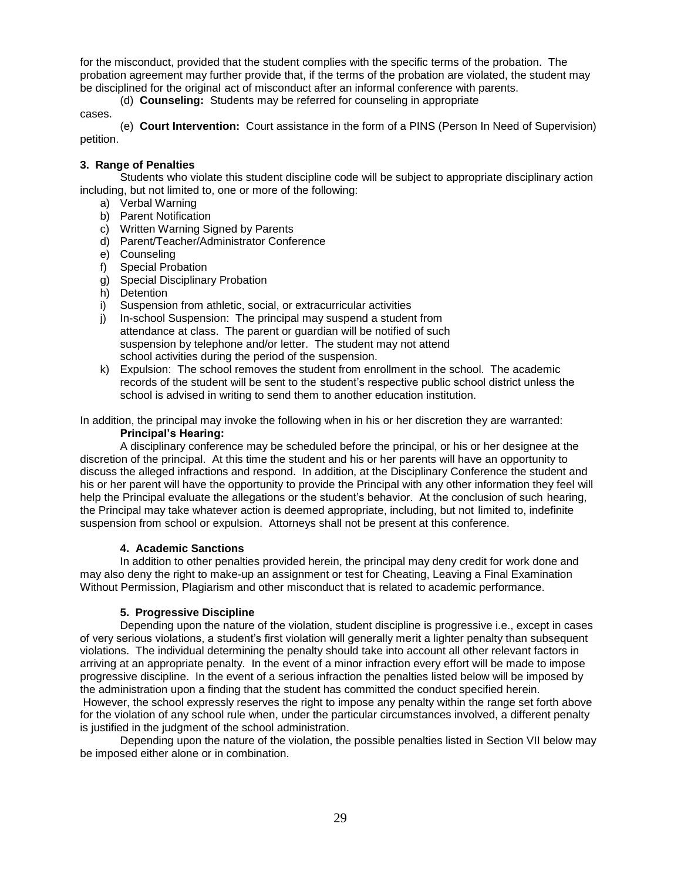for the misconduct, provided that the student complies with the specific terms of the probation. The probation agreement may further provide that, if the terms of the probation are violated, the student may be disciplined for the original act of misconduct after an informal conference with parents.

(d) **Counseling:** Students may be referred for counseling in appropriate cases.

(e) **Court Intervention:** Court assistance in the form of a PINS (Person In Need of Supervision) petition.

**3. Range of Penalties**

Students who violate this student discipline code will be subject to appropriate disciplinary action including, but not limited to, one or more of the following:

a) Verbal Warning
b) Parent Notification
c) Written Warning Signed by Parents
d) Parent/Teacher/Administrator Conference
e) Counseling
f) Special Probation
g) Special Disciplinary Probation
h) Detention
i) Suspension from athletic, social, or extracurricular activities
j) In-school Suspension: The principal may suspend a student from attendance at class. The parent or guardian will be notified of such suspension by telephone and/or letter. The student may not attend school activities during the period of the suspension.
k) Expulsion: The school removes the student from enrollment in the school. The academic records of the student will be sent to the student's respective public school district unless the school is advised in writing to send them to another education institution.

In addition, the principal may invoke the following when in his or her discretion they are warranted:

**Principal's Hearing:**

A disciplinary conference may be scheduled before the principal, or his or her designee at the discretion of the principal. At this time the student and his or her parents will have an opportunity to discuss the alleged infractions and respond. In addition, at the Disciplinary Conference the student and his or her parent will have the opportunity to provide the Principal with any other information they feel will help the Principal evaluate the allegations or the student's behavior. At the conclusion of such hearing, the Principal may take whatever action is deemed appropriate, including, but not limited to, indefinite suspension from school or expulsion. Attorneys shall not be present at this conference.

**4. Academic Sanctions**

In addition to other penalties provided herein, the principal may deny credit for work done and may also deny the right to make-up an assignment or test for Cheating, Leaving a Final Examination Without Permission, Plagiarism and other misconduct that is related to academic performance.

**5. Progressive Discipline**

Depending upon the nature of the violation, student discipline is progressive i.e., except in cases of very serious violations, a student's first violation will generally merit a lighter penalty than subsequent violations. The individual determining the penalty should take into account all other relevant factors in arriving at an appropriate penalty. In the event of a minor infraction every effort will be made to impose progressive discipline. In the event of a serious infraction the penalties listed below will be imposed by the administration upon a finding that the student has committed the conduct specified herein. However, the school expressly reserves the right to impose any penalty within the range set forth above for the violation of any school rule when, under the particular circumstances involved, a different penalty is justified in the judgment of the school administration.

Depending upon the nature of the violation, the possible penalties listed in Section VII below may be imposed either alone or in combination.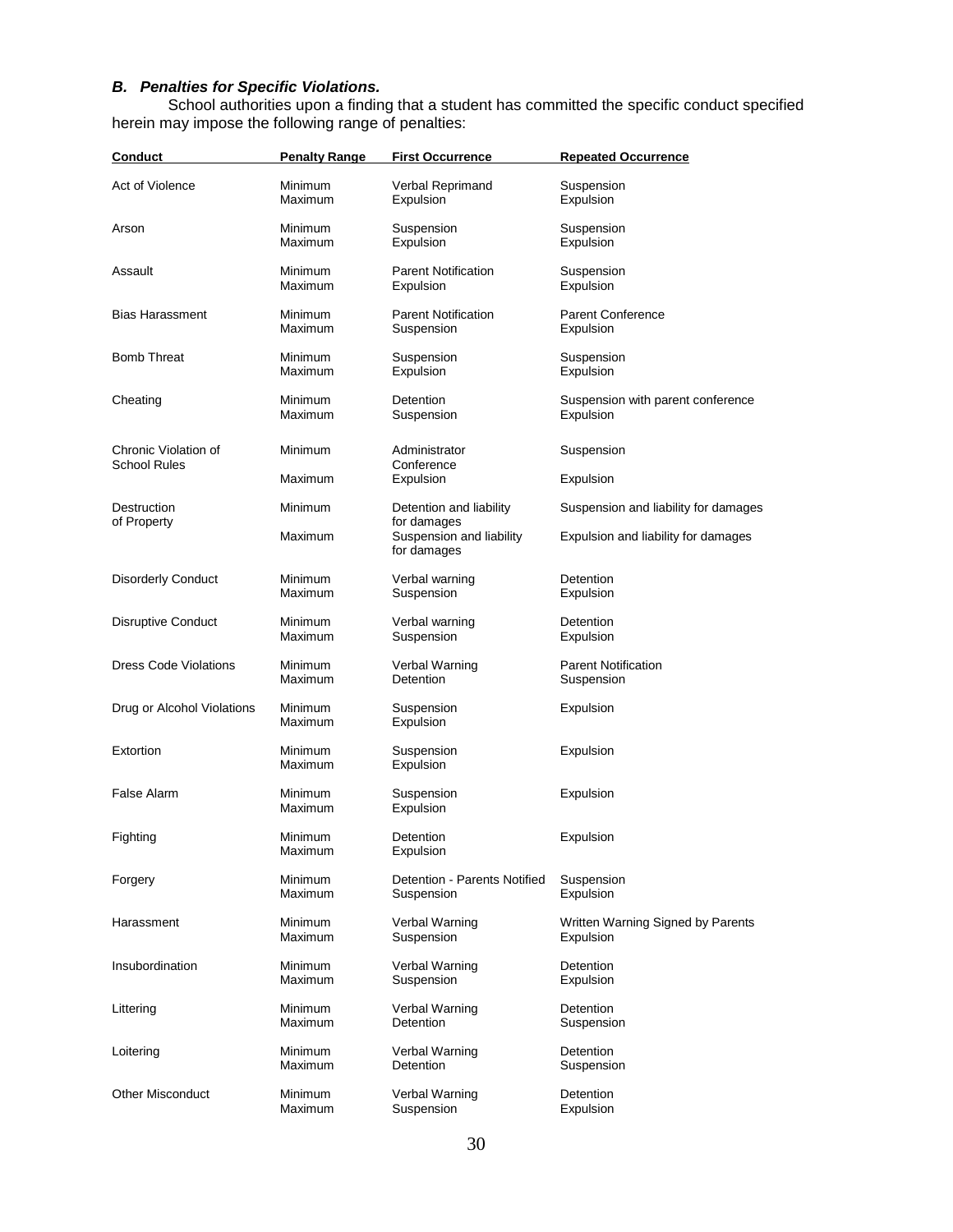### *B. Penalties for Specific Violations.*

School authorities upon a finding that a student has committed the specific conduct specified herein may impose the following range of penalties:

| Conduct | Penalty Range | First Occurrence | Repeated Occurrence |
|---|---|---|---|
| Act of Violence | Minimum | Verbal Reprimand | Suspension |
| | Maximum | Expulsion | Expulsion |
| Arson | Minimum | Suspension | Suspension |
| | Maximum | Expulsion | Expulsion |
| Assault | Minimum | Parent Notification | Suspension |
| | Maximum | Expulsion | Expulsion |
| Bias Harassment | Minimum | Parent Notification | Parent Conference |
| | Maximum | Suspension | Expulsion |
| Bomb Threat | Minimum | Suspension | Suspension |
| | Maximum | Expulsion | Expulsion |
| Cheating | Minimum | Detention | Suspension with parent conference |
| | Maximum | Suspension | Expulsion |
| Chronic Violation of School Rules | Minimum | Administrator Conference | Suspension |
| | Maximum | Expulsion | Expulsion |
| Destruction of Property | Minimum | Detention and liability for damages | Suspension and liability for damages |
| | Maximum | Suspension and liability for damages | Expulsion and liability for damages |
| Disorderly Conduct | Minimum | Verbal warning | Detention |
| | Maximum | Suspension | Expulsion |
| Disruptive Conduct | Minimum | Verbal warning | Detention |
| | Maximum | Suspension | Expulsion |
| Dress Code Violations | Minimum | Verbal Warning | Parent Notification |
| | Maximum | Detention | Suspension |
| Drug or Alcohol Violations | Minimum | Suspension | Expulsion |
| | Maximum | Expulsion | |
| Extortion | Minimum | Suspension | Expulsion |
| | Maximum | Expulsion | |
| False Alarm | Minimum | Suspension | Expulsion |
| | Maximum | Expulsion | |
| Fighting | Minimum | Detention | Expulsion |
| | Maximum | Expulsion | |
| Forgery | Minimum | Detention - Parents Notified | Suspension |
| | Maximum | Suspension | Expulsion |
| Harassment | Minimum | Verbal Warning | Written Warning Signed by Parents |
| | Maximum | Suspension | Expulsion |
| Insubordination | Minimum | Verbal Warning | Detention |
| | Maximum | Suspension | Expulsion |
| Littering | Minimum | Verbal Warning | Detention |
| | Maximum | Detention | Suspension |
| Loitering | Minimum | Verbal Warning | Detention |
| | Maximum | Detention | Suspension |
| Other Misconduct | Minimum | Verbal Warning | Detention |
| | Maximum | Suspension | Expulsion |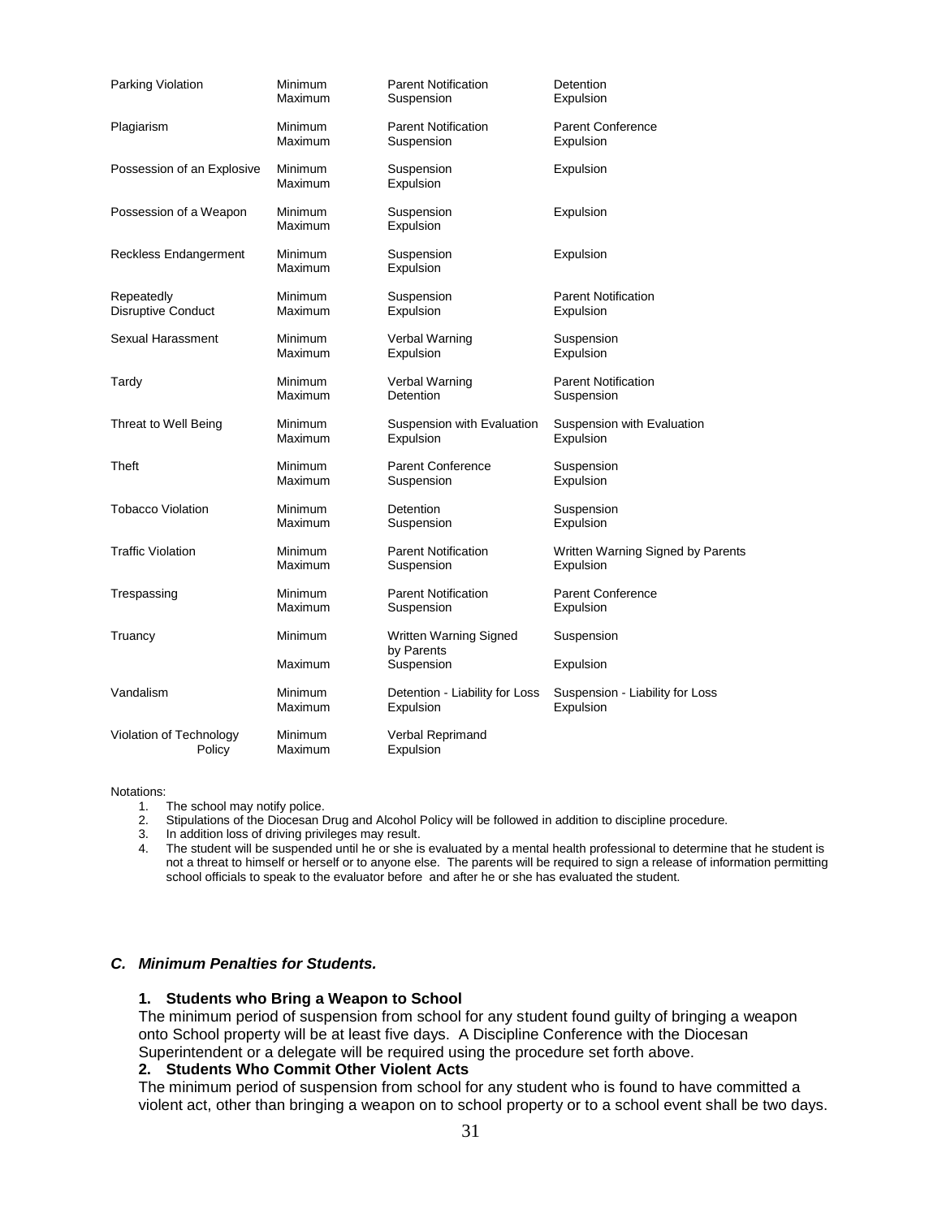| Offense | Level | First Offense | Second Offense |
|---|---|---|---|
| Parking Violation | Minimum | Parent Notification | Detention |
| | Maximum | Suspension | Expulsion |
| Plagiarism | Minimum | Parent Notification | Parent Conference |
| | Maximum | Suspension | Expulsion |
| Possession of an Explosive | Minimum | Suspension | Expulsion |
| | Maximum | Expulsion | |
| Possession of a Weapon | Minimum | Suspension | Expulsion |
| | Maximum | Expulsion | |
| Reckless Endangerment | Minimum | Suspension | Expulsion |
| | Maximum | Expulsion | |
| Repeatedly Disruptive Conduct | Minimum | Suspension | Parent Notification |
| | Maximum | Expulsion | Expulsion |
| Sexual Harassment | Minimum | Verbal Warning | Suspension |
| | Maximum | Expulsion | Expulsion |
| Tardy | Minimum | Verbal Warning | Parent Notification |
| | Maximum | Detention | Suspension |
| Threat to Well Being | Minimum | Suspension with Evaluation | Suspension with Evaluation |
| | Maximum | Expulsion | Expulsion |
| Theft | Minimum | Parent Conference | Suspension |
| | Maximum | Suspension | Expulsion |
| Tobacco Violation | Minimum | Detention | Suspension |
| | Maximum | Suspension | Expulsion |
| Traffic Violation | Minimum | Parent Notification | Written Warning Signed by Parents |
| | Maximum | Suspension | Expulsion |
| Trespassing | Minimum | Parent Notification | Parent Conference |
| | Maximum | Suspension | Expulsion |
| Truancy | Minimum | Written Warning Signed by Parents | Suspension |
| | Maximum | Suspension | Expulsion |
| Vandalism | Minimum | Detention - Liability for Loss | Suspension - Liability for Loss |
| | Maximum | Expulsion | Expulsion |
| Violation of Technology Policy | Minimum | Verbal Reprimand | |
| | Maximum | Expulsion | |

Notations:

1. The school may notify police.
2. Stipulations of the Diocesan Drug and Alcohol Policy will be followed in addition to discipline procedure.
3. In addition loss of driving privileges may result.
4. The student will be suspended until he or she is evaluated by a mental health professional to determine that he student is not a threat to himself or herself or to anyone else. The parents will be required to sign a release of information permitting school officials to speak to the evaluator before and after he or she has evaluated the student.

### *C. Minimum Penalties for Students.*

**1. Students who Bring a Weapon to School**

The minimum period of suspension from school for any student found guilty of bringing a weapon onto School property will be at least five days. A Discipline Conference with the Diocesan Superintendent or a delegate will be required using the procedure set forth above.

**2. Students Who Commit Other Violent Acts**

The minimum period of suspension from school for any student who is found to have committed a violent act, other than bringing a weapon on to school property or to a school event shall be two days.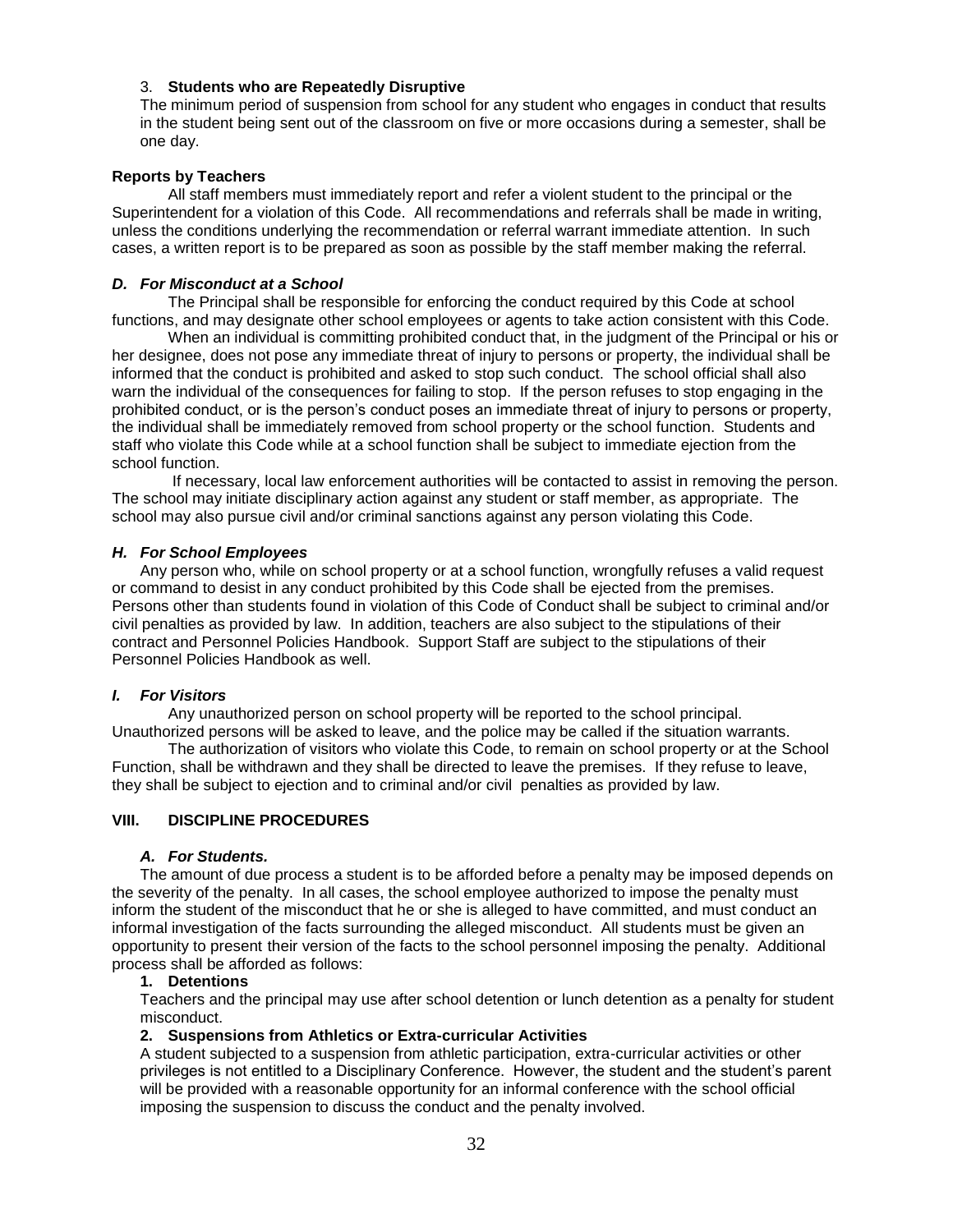3. **Students who are Repeatedly Disruptive**

The minimum period of suspension from school for any student who engages in conduct that results in the student being sent out of the classroom on five or more occasions during a semester, shall be one day.

**Reports by Teachers**

All staff members must immediately report and refer a violent student to the principal or the Superintendent for a violation of this Code. All recommendations and referrals shall be made in writing, unless the conditions underlying the recommendation or referral warrant immediate attention. In such cases, a written report is to be prepared as soon as possible by the staff member making the referral.

### *D. For Misconduct at a School*

The Principal shall be responsible for enforcing the conduct required by this Code at school functions, and may designate other school employees or agents to take action consistent with this Code.

When an individual is committing prohibited conduct that, in the judgment of the Principal or his or her designee, does not pose any immediate threat of injury to persons or property, the individual shall be informed that the conduct is prohibited and asked to stop such conduct. The school official shall also warn the individual of the consequences for failing to stop. If the person refuses to stop engaging in the prohibited conduct, or is the person's conduct poses an immediate threat of injury to persons or property, the individual shall be immediately removed from school property or the school function. Students and staff who violate this Code while at a school function shall be subject to immediate ejection from the school function.

If necessary, local law enforcement authorities will be contacted to assist in removing the person. The school may initiate disciplinary action against any student or staff member, as appropriate. The school may also pursue civil and/or criminal sanctions against any person violating this Code.

### *H. For School Employees*

Any person who, while on school property or at a school function, wrongfully refuses a valid request or command to desist in any conduct prohibited by this Code shall be ejected from the premises. Persons other than students found in violation of this Code of Conduct shall be subject to criminal and/or civil penalties as provided by law. In addition, teachers are also subject to the stipulations of their contract and Personnel Policies Handbook. Support Staff are subject to the stipulations of their Personnel Policies Handbook as well.

### *I. For Visitors*

Any unauthorized person on school property will be reported to the school principal. Unauthorized persons will be asked to leave, and the police may be called if the situation warrants.

The authorization of visitors who violate this Code, to remain on school property or at the School Function, shall be withdrawn and they shall be directed to leave the premises. If they refuse to leave, they shall be subject to ejection and to criminal and/or civil penalties as provided by law.

## VIII. DISCIPLINE PROCEDURES

### *A. For Students.*

The amount of due process a student is to be afforded before a penalty may be imposed depends on the severity of the penalty. In all cases, the school employee authorized to impose the penalty must inform the student of the misconduct that he or she is alleged to have committed, and must conduct an informal investigation of the facts surrounding the alleged misconduct. All students must be given an opportunity to present their version of the facts to the school personnel imposing the penalty. Additional process shall be afforded as follows:

1. **Detentions**

Teachers and the principal may use after school detention or lunch detention as a penalty for student misconduct.

2. **Suspensions from Athletics or Extra-curricular Activities**

A student subjected to a suspension from athletic participation, extra-curricular activities or other privileges is not entitled to a Disciplinary Conference. However, the student and the student's parent will be provided with a reasonable opportunity for an informal conference with the school official imposing the suspension to discuss the conduct and the penalty involved.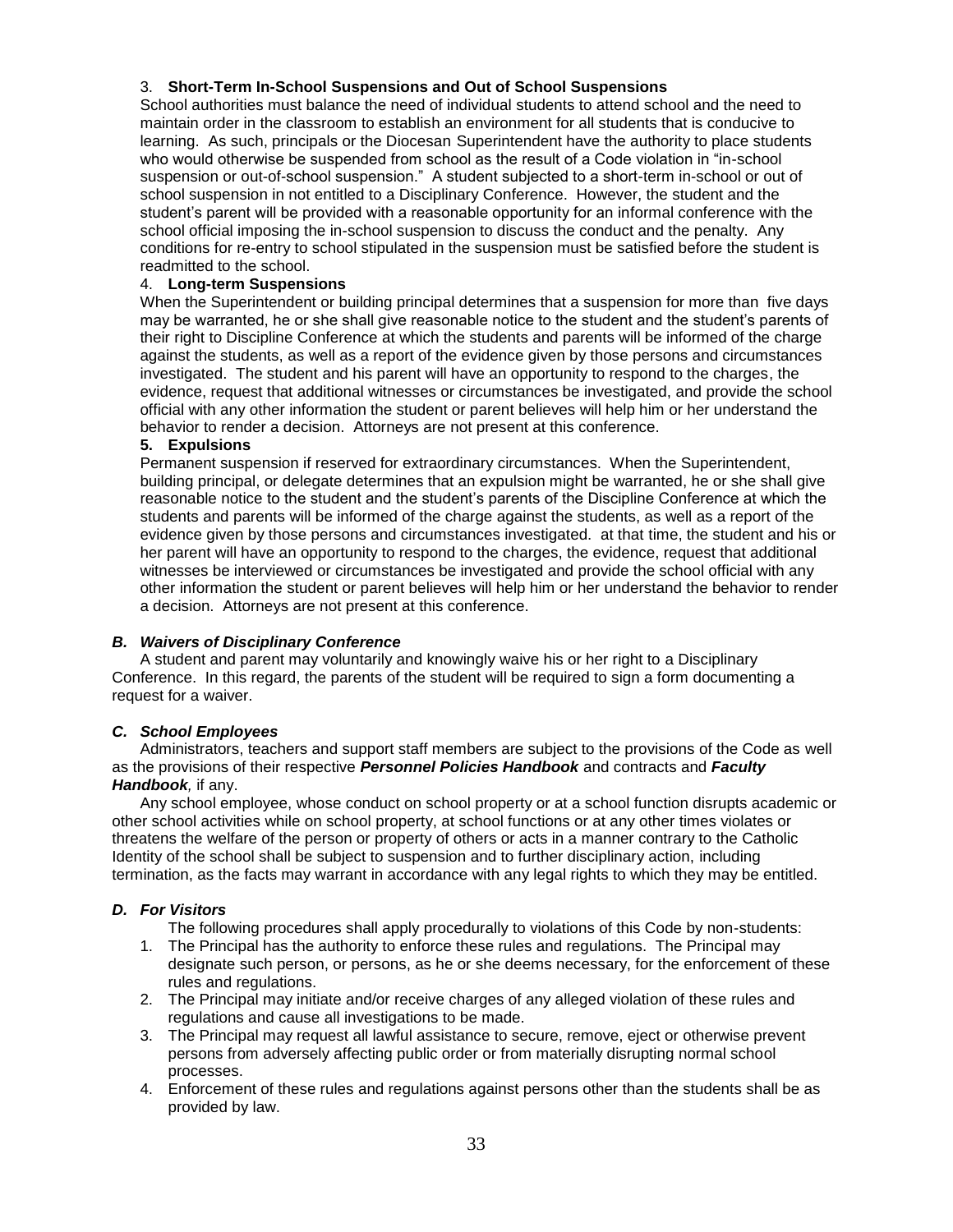3. **Short-Term In-School Suspensions and Out of School Suspensions**

School authorities must balance the need of individual students to attend school and the need to maintain order in the classroom to establish an environment for all students that is conducive to learning. As such, principals or the Diocesan Superintendent have the authority to place students who would otherwise be suspended from school as the result of a Code violation in "in-school suspension or out-of-school suspension." A student subjected to a short-term in-school or out of school suspension in not entitled to a Disciplinary Conference. However, the student and the student's parent will be provided with a reasonable opportunity for an informal conference with the school official imposing the in-school suspension to discuss the conduct and the penalty. Any conditions for re-entry to school stipulated in the suspension must be satisfied before the student is readmitted to the school.

4. **Long-term Suspensions**

When the Superintendent or building principal determines that a suspension for more than five days may be warranted, he or she shall give reasonable notice to the student and the student's parents of their right to Discipline Conference at which the students and parents will be informed of the charge against the students, as well as a report of the evidence given by those persons and circumstances investigated. The student and his parent will have an opportunity to respond to the charges, the evidence, request that additional witnesses or circumstances be investigated, and provide the school official with any other information the student or parent believes will help him or her understand the behavior to render a decision. Attorneys are not present at this conference.

5. **Expulsions**

Permanent suspension if reserved for extraordinary circumstances. When the Superintendent, building principal, or delegate determines that an expulsion might be warranted, he or she shall give reasonable notice to the student and the student's parents of the Discipline Conference at which the students and parents will be informed of the charge against the students, as well as a report of the evidence given by those persons and circumstances investigated. at that time, the student and his or her parent will have an opportunity to respond to the charges, the evidence, request that additional witnesses be interviewed or circumstances be investigated and provide the school official with any other information the student or parent believes will help him or her understand the behavior to render a decision. Attorneys are not present at this conference.

### *B. Waivers of Disciplinary Conference*

A student and parent may voluntarily and knowingly waive his or her right to a Disciplinary Conference. In this regard, the parents of the student will be required to sign a form documenting a request for a waiver.

### *C. School Employees*

Administrators, teachers and support staff members are subject to the provisions of the Code as well as the provisions of their respective ***Personnel Policies Handbook*** and contracts and ***Faculty Handbook****,* if any.

Any school employee, whose conduct on school property or at a school function disrupts academic or other school activities while on school property, at school functions or at any other times violates or threatens the welfare of the person or property of others or acts in a manner contrary to the Catholic Identity of the school shall be subject to suspension and to further disciplinary action, including termination, as the facts may warrant in accordance with any legal rights to which they may be entitled.

### *D. For Visitors*

The following procedures shall apply procedurally to violations of this Code by non-students:

1. The Principal has the authority to enforce these rules and regulations. The Principal may designate such person, or persons, as he or she deems necessary, for the enforcement of these rules and regulations.
2. The Principal may initiate and/or receive charges of any alleged violation of these rules and regulations and cause all investigations to be made.
3. The Principal may request all lawful assistance to secure, remove, eject or otherwise prevent persons from adversely affecting public order or from materially disrupting normal school processes.
4. Enforcement of these rules and regulations against persons other than the students shall be as provided by law.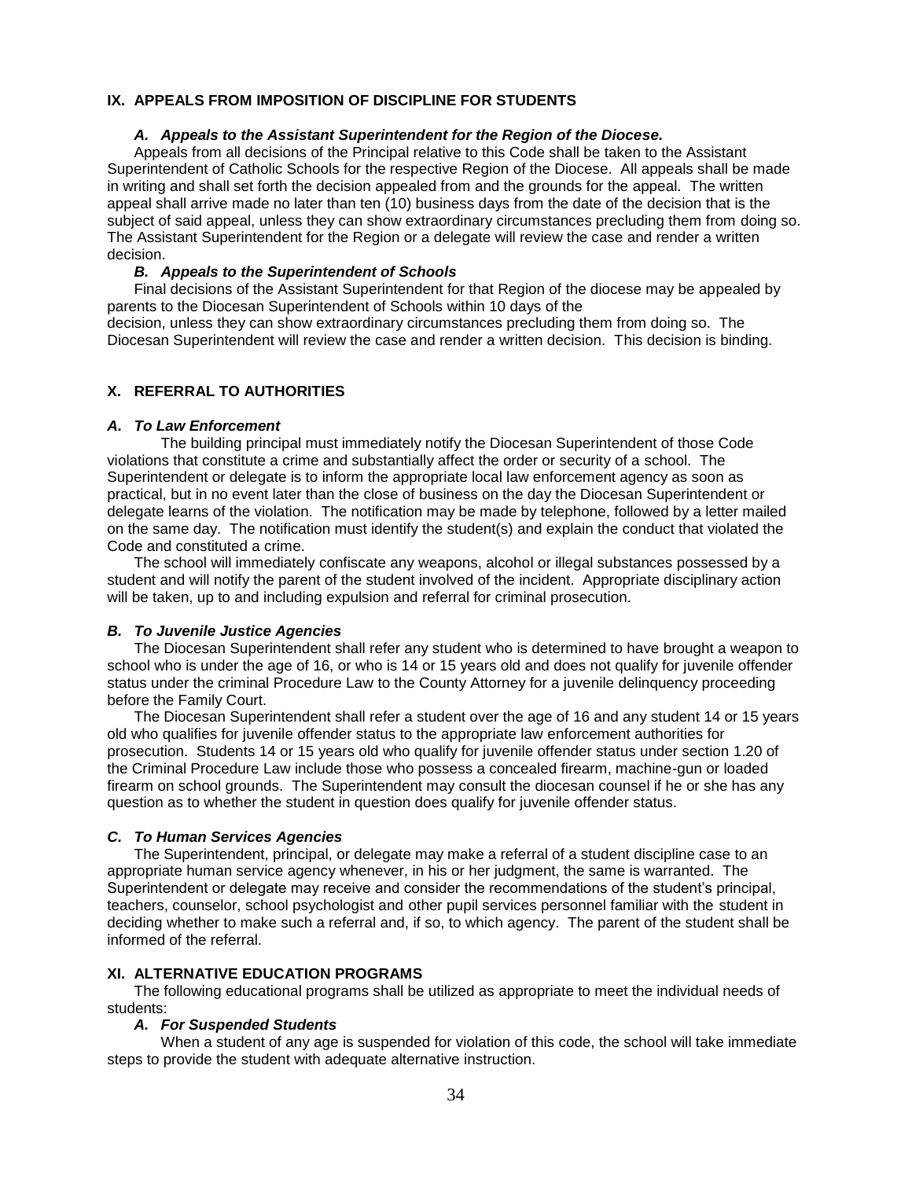## IX. APPEALS FROM IMPOSITION OF DISCIPLINE FOR STUDENTS

### *A. Appeals to the Assistant Superintendent for the Region of the Diocese.*

Appeals from all decisions of the Principal relative to this Code shall be taken to the Assistant Superintendent of Catholic Schools for the respective Region of the Diocese. All appeals shall be made in writing and shall set forth the decision appealed from and the grounds for the appeal. The written appeal shall arrive made no later than ten (10) business days from the date of the decision that is the subject of said appeal, unless they can show extraordinary circumstances precluding them from doing so. The Assistant Superintendent for the Region or a delegate will review the case and render a written decision.

### *B. Appeals to the Superintendent of Schools*

Final decisions of the Assistant Superintendent for that Region of the diocese may be appealed by parents to the Diocesan Superintendent of Schools within 10 days of the decision, unless they can show extraordinary circumstances precluding them from doing so. The Diocesan Superintendent will review the case and render a written decision. This decision is binding.

## X. REFERRAL TO AUTHORITIES

### *A. To Law Enforcement*

The building principal must immediately notify the Diocesan Superintendent of those Code violations that constitute a crime and substantially affect the order or security of a school. The Superintendent or delegate is to inform the appropriate local law enforcement agency as soon as practical, but in no event later than the close of business on the day the Diocesan Superintendent or delegate learns of the violation. The notification may be made by telephone, followed by a letter mailed on the same day. The notification must identify the student(s) and explain the conduct that violated the Code and constituted a crime.

The school will immediately confiscate any weapons, alcohol or illegal substances possessed by a student and will notify the parent of the student involved of the incident. Appropriate disciplinary action will be taken, up to and including expulsion and referral for criminal prosecution.

### *B. To Juvenile Justice Agencies*

The Diocesan Superintendent shall refer any student who is determined to have brought a weapon to school who is under the age of 16, or who is 14 or 15 years old and does not qualify for juvenile offender status under the criminal Procedure Law to the County Attorney for a juvenile delinquency proceeding before the Family Court.

The Diocesan Superintendent shall refer a student over the age of 16 and any student 14 or 15 years old who qualifies for juvenile offender status to the appropriate law enforcement authorities for prosecution. Students 14 or 15 years old who qualify for juvenile offender status under section 1.20 of the Criminal Procedure Law include those who possess a concealed firearm, machine-gun or loaded firearm on school grounds. The Superintendent may consult the diocesan counsel if he or she has any question as to whether the student in question does qualify for juvenile offender status.

### *C. To Human Services Agencies*

The Superintendent, principal, or delegate may make a referral of a student discipline case to an appropriate human service agency whenever, in his or her judgment, the same is warranted. The Superintendent or delegate may receive and consider the recommendations of the student's principal, teachers, counselor, school psychologist and other pupil services personnel familiar with the student in deciding whether to make such a referral and, if so, to which agency. The parent of the student shall be informed of the referral.

## XI. ALTERNATIVE EDUCATION PROGRAMS

The following educational programs shall be utilized as appropriate to meet the individual needs of students:

### *A. For Suspended Students*

When a student of any age is suspended for violation of this code, the school will take immediate steps to provide the student with adequate alternative instruction.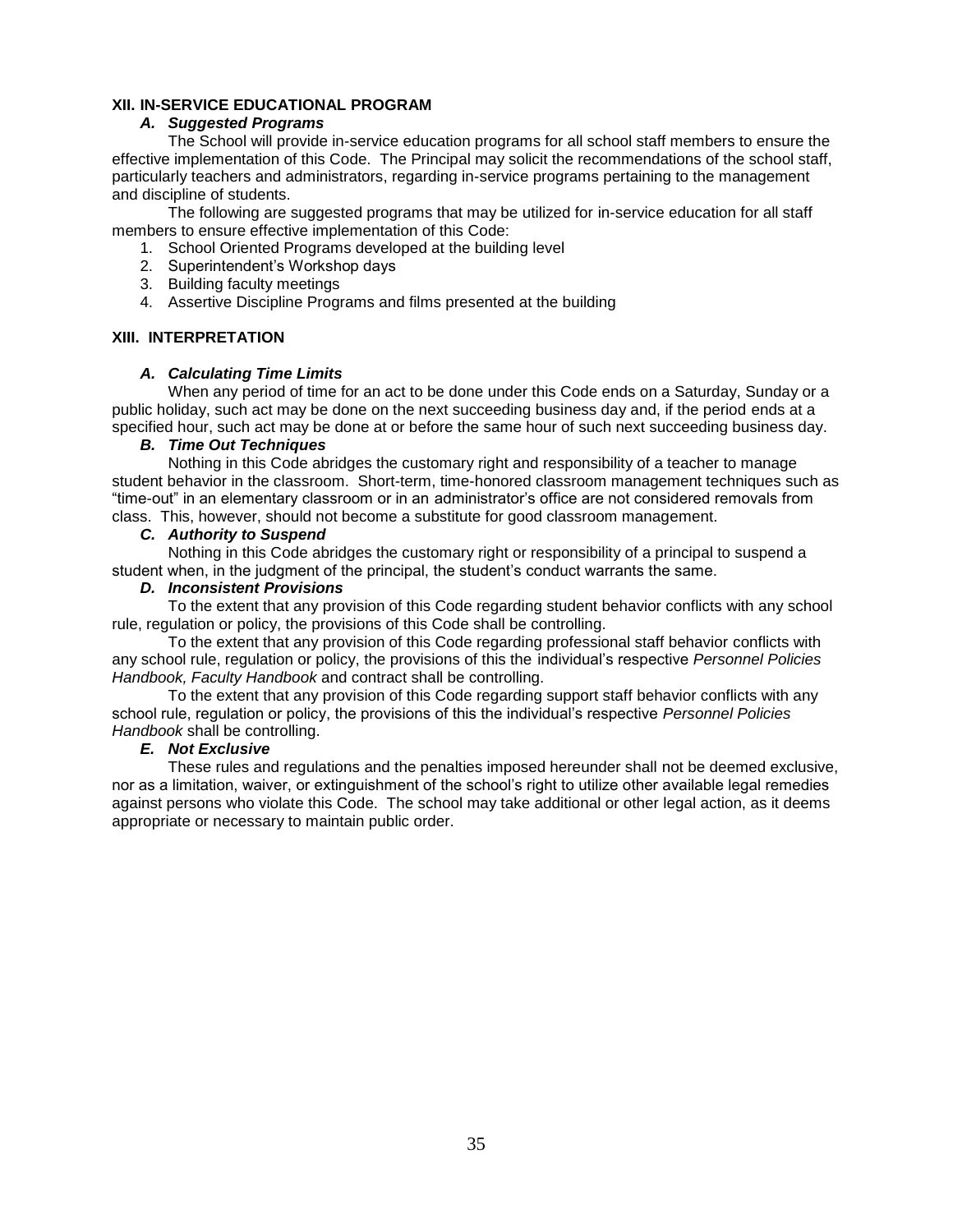## XII. IN-SERVICE EDUCATIONAL PROGRAM

### *A. Suggested Programs*

The School will provide in-service education programs for all school staff members to ensure the effective implementation of this Code. The Principal may solicit the recommendations of the school staff, particularly teachers and administrators, regarding in-service programs pertaining to the management and discipline of students.

The following are suggested programs that may be utilized for in-service education for all staff members to ensure effective implementation of this Code:

1. School Oriented Programs developed at the building level
2. Superintendent's Workshop days
3. Building faculty meetings
4. Assertive Discipline Programs and films presented at the building

## XIII. INTERPRETATION

### *A. Calculating Time Limits*

When any period of time for an act to be done under this Code ends on a Saturday, Sunday or a public holiday, such act may be done on the next succeeding business day and, if the period ends at a specified hour, such act may be done at or before the same hour of such next succeeding business day.

### *B. Time Out Techniques*

Nothing in this Code abridges the customary right and responsibility of a teacher to manage student behavior in the classroom. Short-term, time-honored classroom management techniques such as "time-out" in an elementary classroom or in an administrator's office are not considered removals from class. This, however, should not become a substitute for good classroom management.

### *C. Authority to Suspend*

Nothing in this Code abridges the customary right or responsibility of a principal to suspend a student when, in the judgment of the principal, the student's conduct warrants the same.

### *D. Inconsistent Provisions*

To the extent that any provision of this Code regarding student behavior conflicts with any school rule, regulation or policy, the provisions of this Code shall be controlling.

To the extent that any provision of this Code regarding professional staff behavior conflicts with any school rule, regulation or policy, the provisions of this the individual's respective *Personnel Policies Handbook, Faculty Handbook* and contract shall be controlling.

To the extent that any provision of this Code regarding support staff behavior conflicts with any school rule, regulation or policy, the provisions of this the individual's respective *Personnel Policies Handbook* shall be controlling.

### *E. Not Exclusive*

These rules and regulations and the penalties imposed hereunder shall not be deemed exclusive, nor as a limitation, waiver, or extinguishment of the school's right to utilize other available legal remedies against persons who violate this Code. The school may take additional or other legal action, as it deems appropriate or necessary to maintain public order.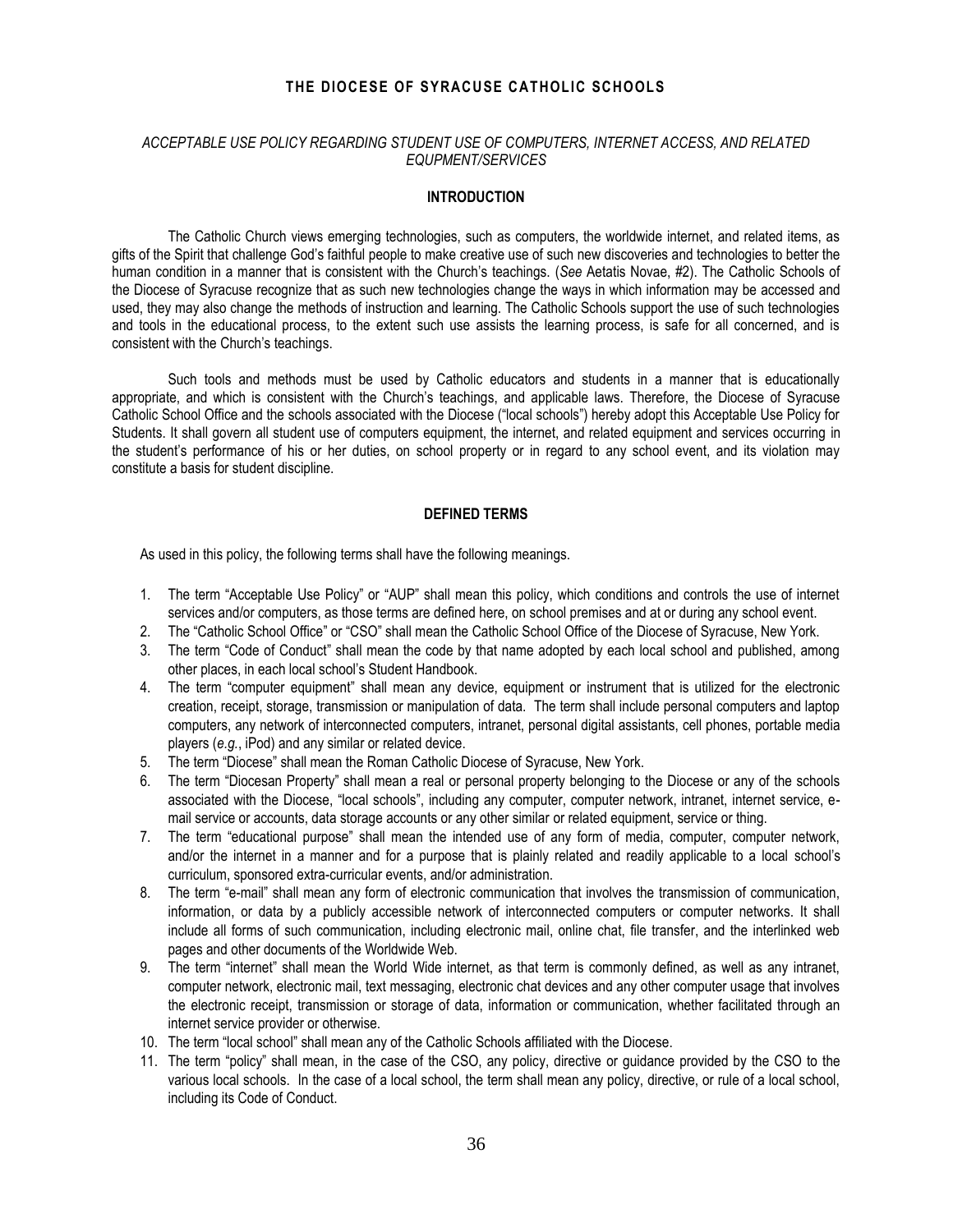**THE DIOCESE OF SYRACUSE CATHOLIC SCHOOLS**

*ACCEPTABLE USE POLICY REGARDING STUDENT USE OF COMPUTERS, INTERNET ACCESS, AND RELATED EQUPMENT/SERVICES*

**INTRODUCTION**

The Catholic Church views emerging technologies, such as computers, the worldwide internet, and related items, as gifts of the Spirit that challenge God's faithful people to make creative use of such new discoveries and technologies to better the human condition in a manner that is consistent with the Church's teachings. (*See* Aetatis Novae, #2). The Catholic Schools of the Diocese of Syracuse recognize that as such new technologies change the ways in which information may be accessed and used, they may also change the methods of instruction and learning. The Catholic Schools support the use of such technologies and tools in the educational process, to the extent such use assists the learning process, is safe for all concerned, and is consistent with the Church's teachings.

Such tools and methods must be used by Catholic educators and students in a manner that is educationally appropriate, and which is consistent with the Church's teachings, and applicable laws. Therefore, the Diocese of Syracuse Catholic School Office and the schools associated with the Diocese ("local schools") hereby adopt this Acceptable Use Policy for Students. It shall govern all student use of computers equipment, the internet, and related equipment and services occurring in the student's performance of his or her duties, on school property or in regard to any school event, and its violation may constitute a basis for student discipline.

**DEFINED TERMS**

As used in this policy, the following terms shall have the following meanings.

1. The term "Acceptable Use Policy" or "AUP" shall mean this policy, which conditions and controls the use of internet services and/or computers, as those terms are defined here, on school premises and at or during any school event.
2. The "Catholic School Office" or "CSO" shall mean the Catholic School Office of the Diocese of Syracuse, New York.
3. The term "Code of Conduct" shall mean the code by that name adopted by each local school and published, among other places, in each local school's Student Handbook.
4. The term "computer equipment" shall mean any device, equipment or instrument that is utilized for the electronic creation, receipt, storage, transmission or manipulation of data. The term shall include personal computers and laptop computers, any network of interconnected computers, intranet, personal digital assistants, cell phones, portable media players (*e.g.*, iPod) and any similar or related device.
5. The term "Diocese" shall mean the Roman Catholic Diocese of Syracuse, New York.
6. The term "Diocesan Property" shall mean a real or personal property belonging to the Diocese or any of the schools associated with the Diocese, "local schools", including any computer, computer network, intranet, internet service, e-mail service or accounts, data storage accounts or any other similar or related equipment, service or thing.
7. The term "educational purpose" shall mean the intended use of any form of media, computer, computer network, and/or the internet in a manner and for a purpose that is plainly related and readily applicable to a local school's curriculum, sponsored extra-curricular events, and/or administration.
8. The term "e-mail" shall mean any form of electronic communication that involves the transmission of communication, information, or data by a publicly accessible network of interconnected computers or computer networks. It shall include all forms of such communication, including electronic mail, online chat, file transfer, and the interlinked web pages and other documents of the Worldwide Web.
9. The term "internet" shall mean the World Wide internet, as that term is commonly defined, as well as any intranet, computer network, electronic mail, text messaging, electronic chat devices and any other computer usage that involves the electronic receipt, transmission or storage of data, information or communication, whether facilitated through an internet service provider or otherwise.
10. The term "local school" shall mean any of the Catholic Schools affiliated with the Diocese.
11. The term "policy" shall mean, in the case of the CSO, any policy, directive or guidance provided by the CSO to the various local schools. In the case of a local school, the term shall mean any policy, directive, or rule of a local school, including its Code of Conduct.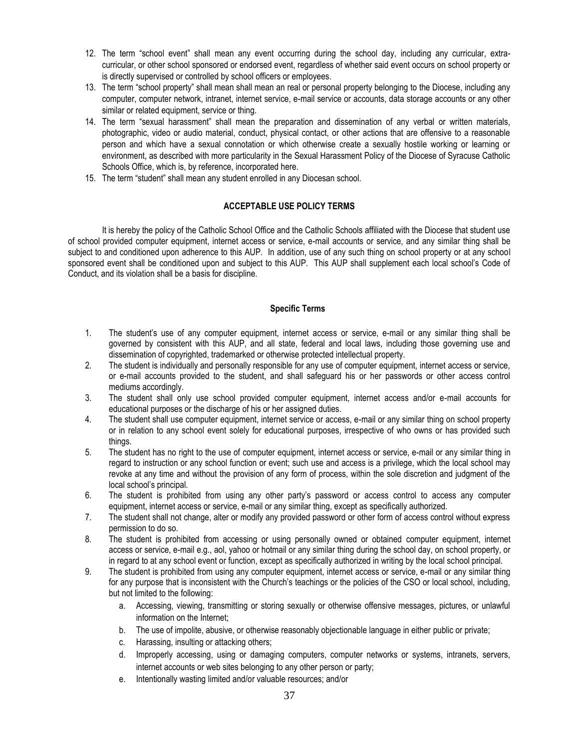12. The term "school event" shall mean any event occurring during the school day, including any curricular, extra-curricular, or other school sponsored or endorsed event, regardless of whether said event occurs on school property or is directly supervised or controlled by school officers or employees.
13. The term "school property" shall mean shall mean an real or personal property belonging to the Diocese, including any computer, computer network, intranet, internet service, e-mail service or accounts, data storage accounts or any other similar or related equipment, service or thing.
14. The term "sexual harassment" shall mean the preparation and dissemination of any verbal or written materials, photographic, video or audio material, conduct, physical contact, or other actions that are offensive to a reasonable person and which have a sexual connotation or which otherwise create a sexually hostile working or learning or environment, as described with more particularity in the Sexual Harassment Policy of the Diocese of Syracuse Catholic Schools Office, which is, by reference, incorporated here.
15. The term "student" shall mean any student enrolled in any Diocesan school.

**ACCEPTABLE USE POLICY TERMS**

It is hereby the policy of the Catholic School Office and the Catholic Schools affiliated with the Diocese that student use of school provided computer equipment, internet access or service, e-mail accounts or service, and any similar thing shall be subject to and conditioned upon adherence to this AUP. In addition, use of any such thing on school property or at any school sponsored event shall be conditioned upon and subject to this AUP. This AUP shall supplement each local school's Code of Conduct, and its violation shall be a basis for discipline.

**Specific Terms**

1. The student's use of any computer equipment, internet access or service, e-mail or any similar thing shall be governed by consistent with this AUP, and all state, federal and local laws, including those governing use and dissemination of copyrighted, trademarked or otherwise protected intellectual property.
2. The student is individually and personally responsible for any use of computer equipment, internet access or service, or e-mail accounts provided to the student, and shall safeguard his or her passwords or other access control mediums accordingly.
3. The student shall only use school provided computer equipment, internet access and/or e-mail accounts for educational purposes or the discharge of his or her assigned duties.
4. The student shall use computer equipment, internet service or access, e-mail or any similar thing on school property or in relation to any school event solely for educational purposes, irrespective of who owns or has provided such things.
5. The student has no right to the use of computer equipment, internet access or service, e-mail or any similar thing in regard to instruction or any school function or event; such use and access is a privilege, which the local school may revoke at any time and without the provision of any form of process, within the sole discretion and judgment of the local school's principal.
6. The student is prohibited from using any other party's password or access control to access any computer equipment, internet access or service, e-mail or any similar thing, except as specifically authorized.
7. The student shall not change, alter or modify any provided password or other form of access control without express permission to do so.
8. The student is prohibited from accessing or using personally owned or obtained computer equipment, internet access or service, e-mail e.g., aol, yahoo or hotmail or any similar thing during the school day, on school property, or in regard to at any school event or function, except as specifically authorized in writing by the local school principal.
9. The student is prohibited from using any computer equipment, internet access or service, e-mail or any similar thing for any purpose that is inconsistent with the Church's teachings or the policies of the CSO or local school, including, but not limited to the following:
   a. Accessing, viewing, transmitting or storing sexually or otherwise offensive messages, pictures, or unlawful information on the Internet;
   b. The use of impolite, abusive, or otherwise reasonably objectionable language in either public or private;
   c. Harassing, insulting or attacking others;
   d. Improperly accessing, using or damaging computers, computer networks or systems, intranets, servers, internet accounts or web sites belonging to any other person or party;
   e. Intentionally wasting limited and/or valuable resources; and/or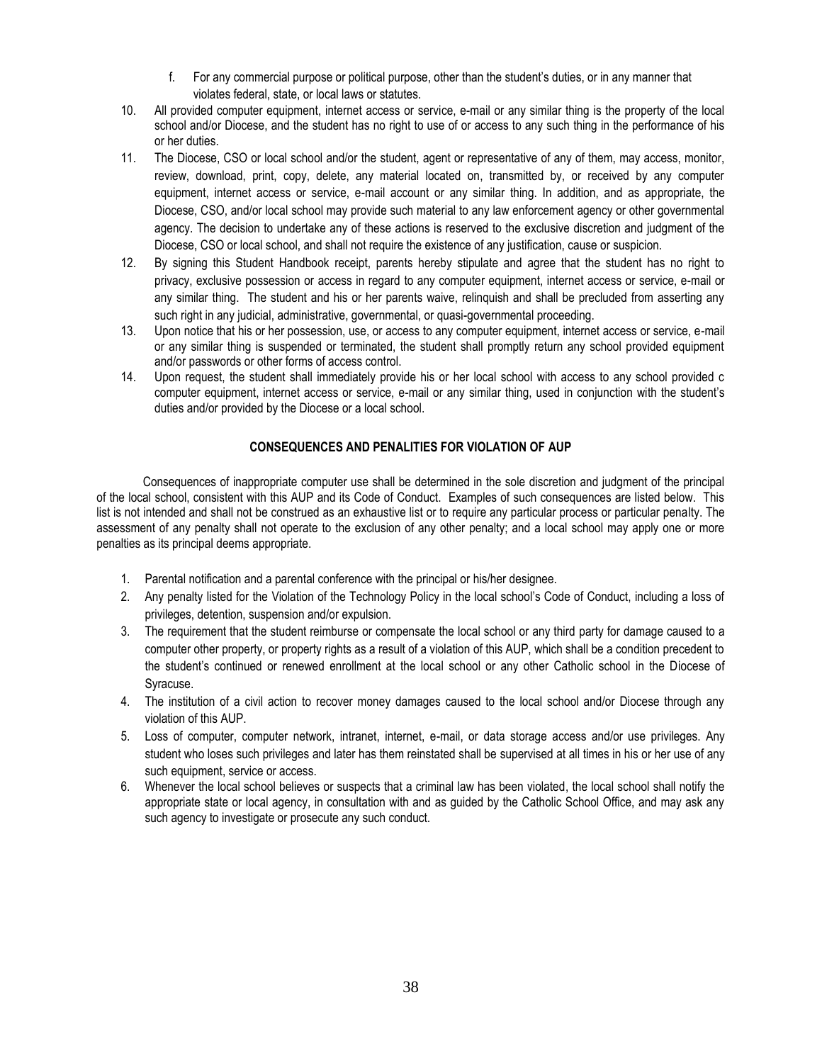f. For any commercial purpose or political purpose, other than the student's duties, or in any manner that violates federal, state, or local laws or statutes.

10. All provided computer equipment, internet access or service, e-mail or any similar thing is the property of the local school and/or Diocese, and the student has no right to use of or access to any such thing in the performance of his or her duties.
11. The Diocese, CSO or local school and/or the student, agent or representative of any of them, may access, monitor, review, download, print, copy, delete, any material located on, transmitted by, or received by any computer equipment, internet access or service, e-mail account or any similar thing. In addition, and as appropriate, the Diocese, CSO, and/or local school may provide such material to any law enforcement agency or other governmental agency. The decision to undertake any of these actions is reserved to the exclusive discretion and judgment of the Diocese, CSO or local school, and shall not require the existence of any justification, cause or suspicion.
12. By signing this Student Handbook receipt, parents hereby stipulate and agree that the student has no right to privacy, exclusive possession or access in regard to any computer equipment, internet access or service, e-mail or any similar thing. The student and his or her parents waive, relinquish and shall be precluded from asserting any such right in any judicial, administrative, governmental, or quasi-governmental proceeding.
13. Upon notice that his or her possession, use, or access to any computer equipment, internet access or service, e-mail or any similar thing is suspended or terminated, the student shall promptly return any school provided equipment and/or passwords or other forms of access control.
14. Upon request, the student shall immediately provide his or her local school with access to any school provided c computer equipment, internet access or service, e-mail or any similar thing, used in conjunction with the student's duties and/or provided by the Diocese or a local school.

**CONSEQUENCES AND PENALITIES FOR VIOLATION OF AUP**

Consequences of inappropriate computer use shall be determined in the sole discretion and judgment of the principal of the local school, consistent with this AUP and its Code of Conduct. Examples of such consequences are listed below. This list is not intended and shall not be construed as an exhaustive list or to require any particular process or particular penalty. The assessment of any penalty shall not operate to the exclusion of any other penalty; and a local school may apply one or more penalties as its principal deems appropriate.

1. Parental notification and a parental conference with the principal or his/her designee.
2. Any penalty listed for the Violation of the Technology Policy in the local school's Code of Conduct, including a loss of privileges, detention, suspension and/or expulsion.
3. The requirement that the student reimburse or compensate the local school or any third party for damage caused to a computer other property, or property rights as a result of a violation of this AUP, which shall be a condition precedent to the student's continued or renewed enrollment at the local school or any other Catholic school in the Diocese of Syracuse.
4. The institution of a civil action to recover money damages caused to the local school and/or Diocese through any violation of this AUP.
5. Loss of computer, computer network, intranet, internet, e-mail, or data storage access and/or use privileges. Any student who loses such privileges and later has them reinstated shall be supervised at all times in his or her use of any such equipment, service or access.
6. Whenever the local school believes or suspects that a criminal law has been violated, the local school shall notify the appropriate state or local agency, in consultation with and as guided by the Catholic School Office, and may ask any such agency to investigate or prosecute any such conduct.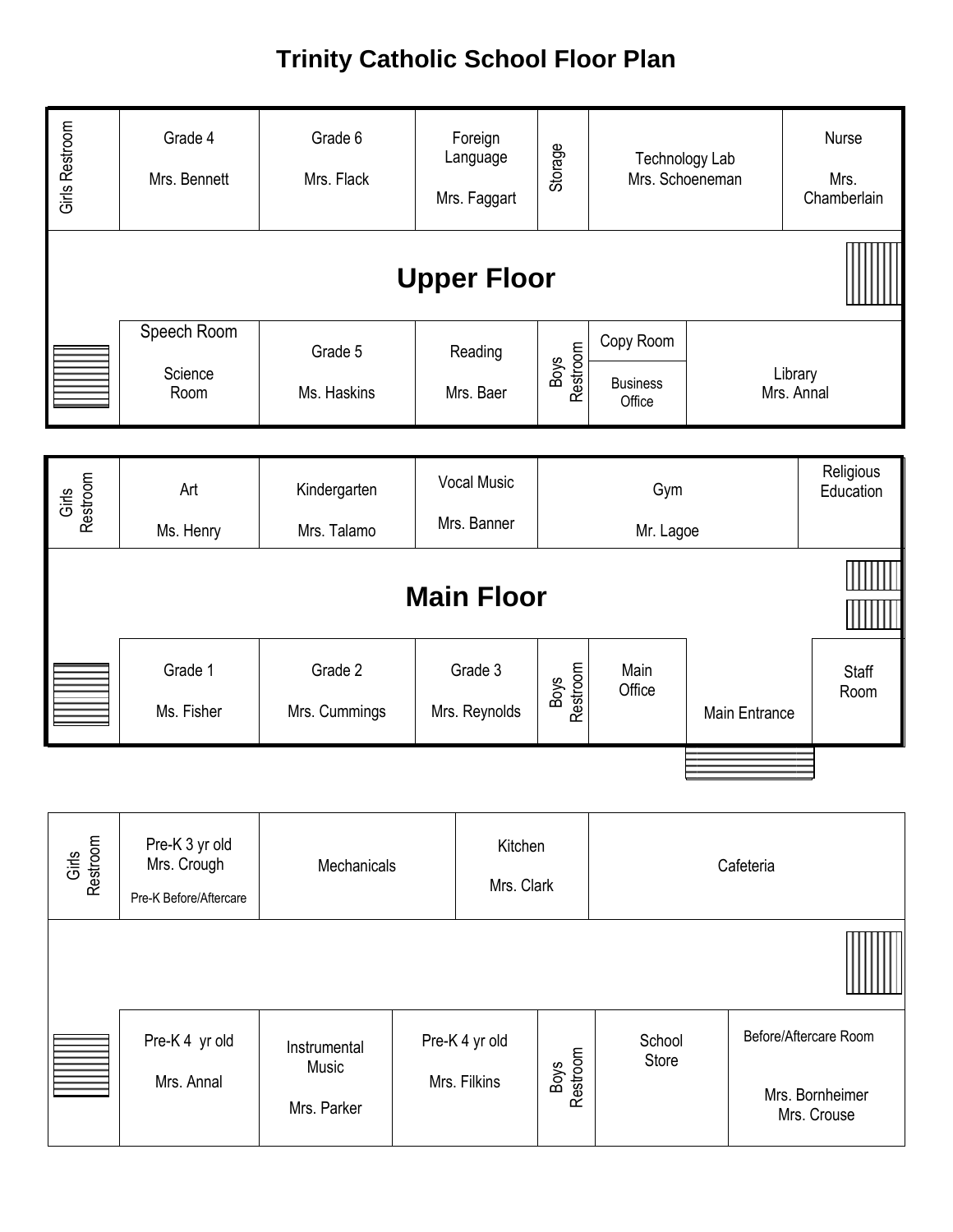# Trinity Catholic School Floor Plan

## Upper Floor

| | | | | | | |
|---|---|---|---|---|---|---|
| Girls Restroom | Grade 4<br>Mrs. Bennett | Grade 6<br>Mrs. Flack | Foreign Language<br>Mrs. Faggart | Storage | Technology Lab<br>Mrs. Schoeneman | Nurse<br>Mrs. Chamberlain |

| | | | | | | |
|---|---|---|---|---|---|---|
| | Speech Room<br>Science Room | Grade 5<br>Ms. Haskins | Reading<br>Mrs. Baer | Boys Restroom | Copy Room<br>Business Office | Library<br>Mrs. Annal |

## Main Floor

| | | | | | |
|---|---|---|---|---|---|
| Girls Restroom | Art<br>Ms. Henry | Kindergarten<br>Mrs. Talamo | Vocal Music<br>Mrs. Banner | Gym<br>Mr. Lagoe | Religious Education |

| | | | | | | | |
|---|---|---|---|---|---|---|---|
| | Grade 1<br>Ms. Fisher | Grade 2<br>Mrs. Cummings | Grade 3<br>Mrs. Reynolds | Boys Restroom | Main Office | Main Entrance | Staff Room |

## Lower Floor

| | | | | |
|---|---|---|---|---|
| Girls Restroom | Pre-K 3 yr old<br>Mrs. Crough<br>Pre-K Before/Aftercare | Mechanicals | Kitchen<br>Mrs. Clark | Cafeteria |

| | | | | | | |
|---|---|---|---|---|---|---|
| | Pre-K 4 yr old<br>Mrs. Annal | Instrumental Music<br>Mrs. Parker | Pre-K 4 yr old<br>Mrs. Filkins | Boys Restroom | School Store | Before/Aftercare Room<br>Mrs. Bornheimer<br>Mrs. Crouse |